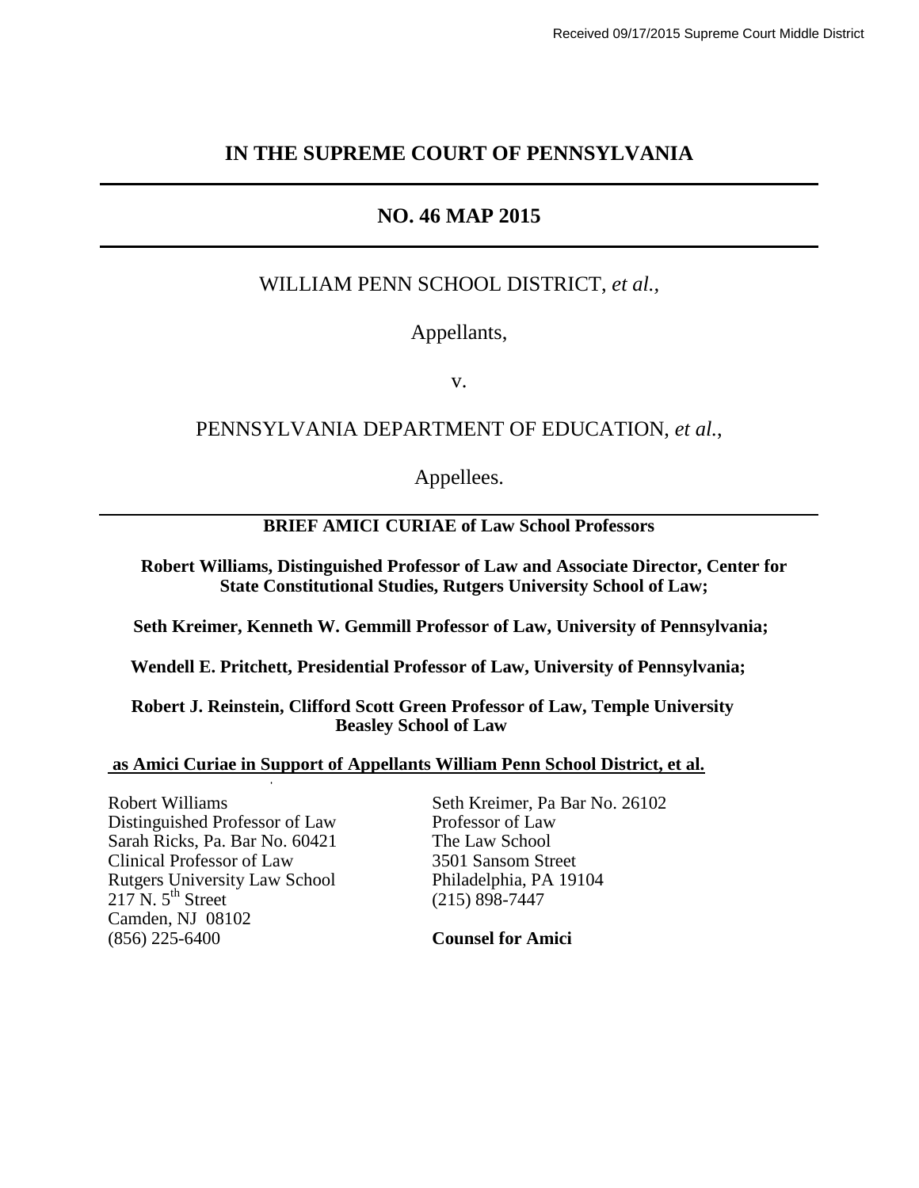Received 09/17/2015 Supreme Court Middle District

# IN THE SUPREME COURT OF PENNSYLVANIA

## NO. 46 MAP 2015

WILLIAM PENN SCHOOL DISTRICT, *et al.*,

Appellants,

v.

PENNSYLVANIA DEPARTMENT OF EDUCATION, *et al.*,

Appellees.

**BRIEF AMICI CURIAE of Law School Professors**

**Robert Williams, Distinguished Professor of Law and Associate Director, Center for State Constitutional Studies, Rutgers University School of Law;**

**Seth Kreimer, Kenneth W. Gemmill Professor of Law, University of Pennsylvania;**

**Wendell E. Pritchett, Presidential Professor of Law, University of Pennsylvania;**

**Robert J. Reinstein, Clifford Scott Green Professor of Law, Temple University Beasley School of Law**

**as Amici Curiae in Support of Appellants William Penn School District, et al.**

Robert Williams
Distinguished Professor of Law
Sarah Ricks, Pa. Bar No. 60421
Clinical Professor of Law
Rutgers University Law School
217 N. 5th Street
Camden, NJ 08102
(856) 225-6400

Seth Kreimer, Pa Bar No. 26102
Professor of Law
The Law School
3501 Sansom Street
Philadelphia, PA 19104
(215) 898-7447

**Counsel for Amici**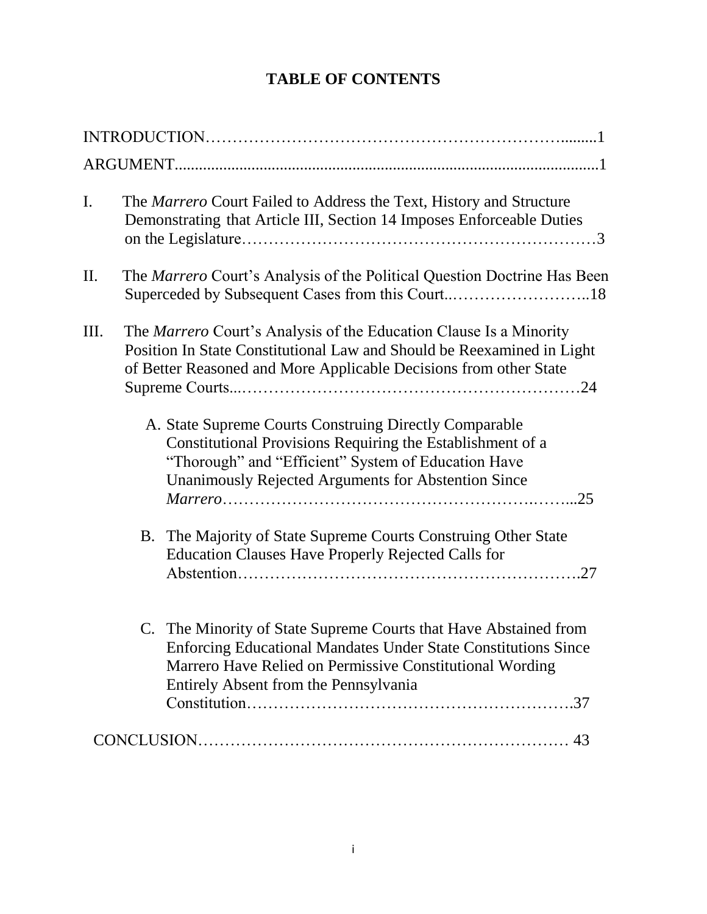# TABLE OF CONTENTS

INTRODUCTION…………………………………………………………........1

ARGUMENT.........................................................................................................1

I. The *Marrero* Court Failed to Address the Text, History and Structure Demonstrating that Article III, Section 14 Imposes Enforceable Duties on the Legislature…………………………………………………………3

II. The *Marrero* Court's Analysis of the Political Question Doctrine Has Been Superceded by Subsequent Cases from this Court..……………………..18

III. The *Marrero* Court's Analysis of the Education Clause Is a Minority Position In State Constitutional Law and Should be Reexamined in Light of Better Reasoned and More Applicable Decisions from other State Supreme Courts..……………………………………………………24

   A. State Supreme Courts Construing Directly Comparable Constitutional Provisions Requiring the Establishment of a "Thorough" and "Efficient" System of Education Have Unanimously Rejected Arguments for Abstention Since *Marrero*………………………………………………..……...25

   B. The Majority of State Supreme Courts Construing Other State Education Clauses Have Properly Rejected Calls for Abstention……………………………………………………….27

   C. The Minority of State Supreme Courts that Have Abstained from Enforcing Educational Mandates Under State Constitutions Since Marrero Have Relied on Permissive Constitutional Wording Entirely Absent from the Pennsylvania Constitution………………………………………………….37

CONCLUSION…………………………………………………………… 43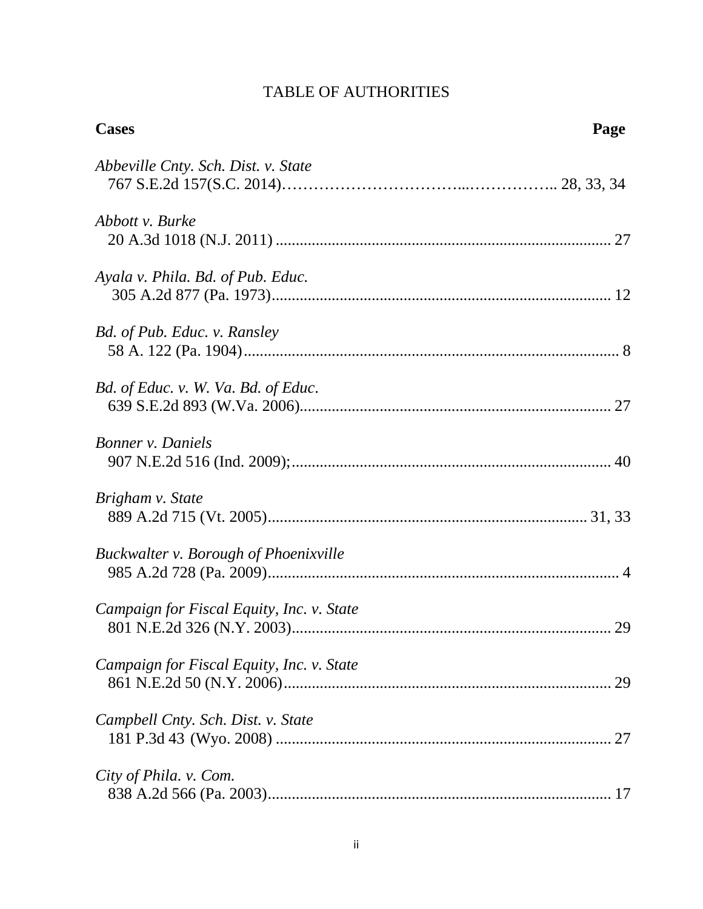# TABLE OF AUTHORITIES

| **Cases** | **Page** |
|---|---|
| *Abbeville Cnty. Sch. Dist. v. State* 767 S.E.2d 157(S.C. 2014) | 28, 33, 34 |
| *Abbott v. Burke* 20 A.3d 1018 (N.J. 2011) | 27 |
| *Ayala v. Phila. Bd. of Pub. Educ.* 305 A.2d 877 (Pa. 1973) | 12 |
| *Bd. of Pub. Educ. v. Ransley* 58 A. 122 (Pa. 1904) | 8 |
| *Bd. of Educ. v. W. Va. Bd. of Educ.* 639 S.E.2d 893 (W.Va. 2006) | 27 |
| *Bonner v. Daniels* 907 N.E.2d 516 (Ind. 2009); | 40 |
| *Brigham v. State* 889 A.2d 715 (Vt. 2005) | 31, 33 |
| *Buckwalter v. Borough of Phoenixville* 985 A.2d 728 (Pa. 2009) | 4 |
| *Campaign for Fiscal Equity, Inc. v. State* 801 N.E.2d 326 (N.Y. 2003) | 29 |
| *Campaign for Fiscal Equity, Inc. v. State* 861 N.E.2d 50 (N.Y. 2006) | 29 |
| *Campbell Cnty. Sch. Dist. v. State* 181 P.3d 43 (Wyo. 2008) | 27 |
| *City of Phila. v. Com.* 838 A.2d 566 (Pa. 2003) | 17 |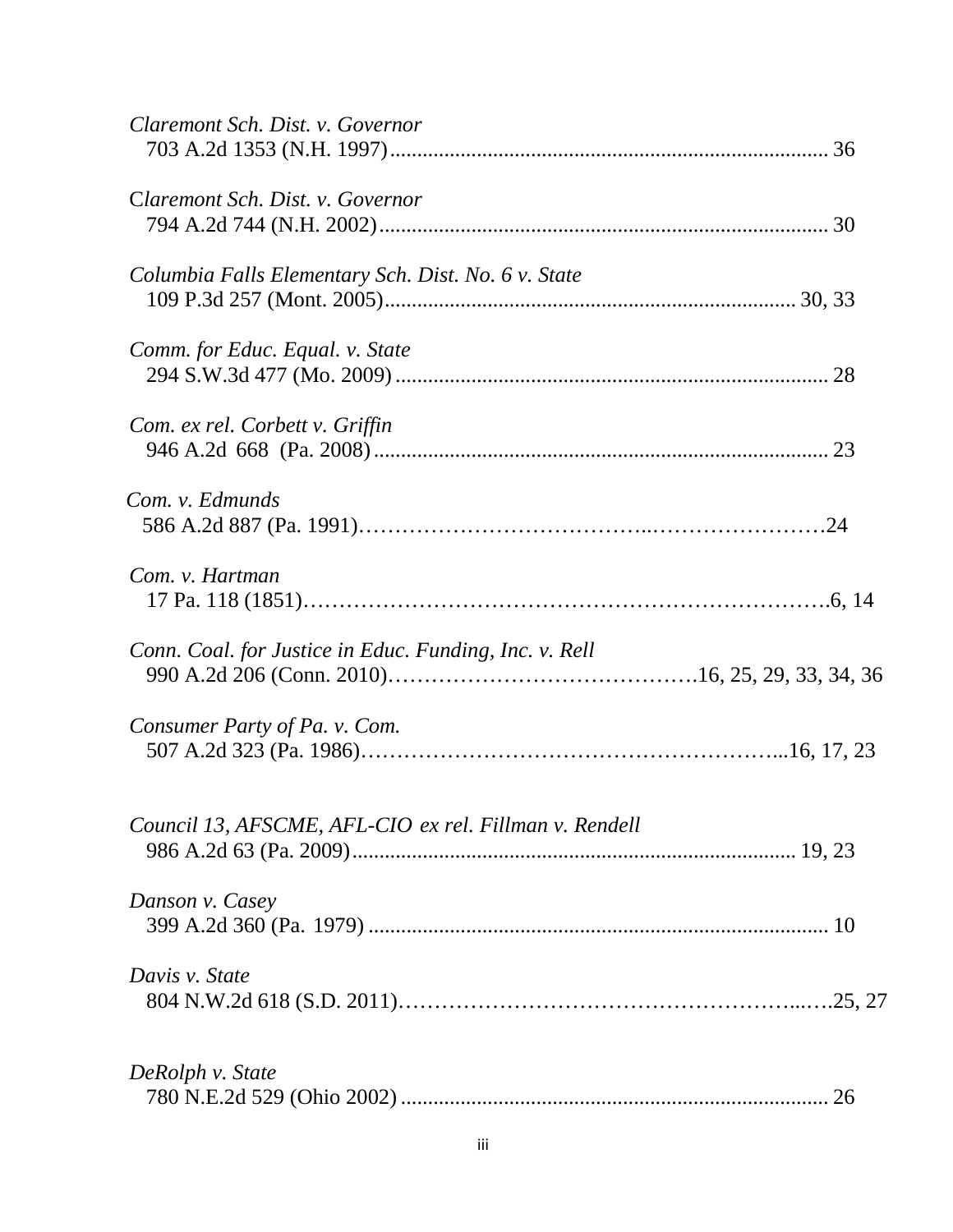*Claremont Sch. Dist. v. Governor*
703 A.2d 1353 (N.H. 1997)................................................................................ 36

*Claremont Sch. Dist. v. Governor*
794 A.2d 744 (N.H. 2002).................................................................................. 30

*Columbia Falls Elementary Sch. Dist. No. 6 v. State*
109 P.3d 257 (Mont. 2005)............................................................................ 30, 33

*Comm. for Educ. Equal. v. State*
294 S.W.3d 477 (Mo. 2009)............................................................................... 28

*Com. ex rel. Corbett v. Griffin*
946 A.2d 668 (Pa. 2008)................................................................................... 23

*Com. v. Edmunds*
586 A.2d 887 (Pa. 1991)………………………………..……………………24

*Com. v. Hartman*
17 Pa. 118 (1851)…………………………………………………………….6, 14

*Conn. Coal. for Justice in Educ. Funding, Inc. v. Rell*
990 A.2d 206 (Conn. 2010)…………………………………….16, 25, 29, 33, 34, 36

*Consumer Party of Pa. v. Com.*
507 A.2d 323 (Pa. 1986)………………………………………………...16, 17, 23

*Council 13, AFSCME, AFL-CIO ex rel. Fillman v. Rendell*
986 A.2d 63 (Pa. 2009)................................................................................. 19, 23

*Danson v. Casey*
399 A.2d 360 (Pa. 1979)................................................................................... 10

*Davis v. State*
804 N.W.2d 618 (S.D. 2011)…………………………………………….....…25, 27

*DeRolph v. State*
780 N.E.2d 529 (Ohio 2002).............................................................................. 26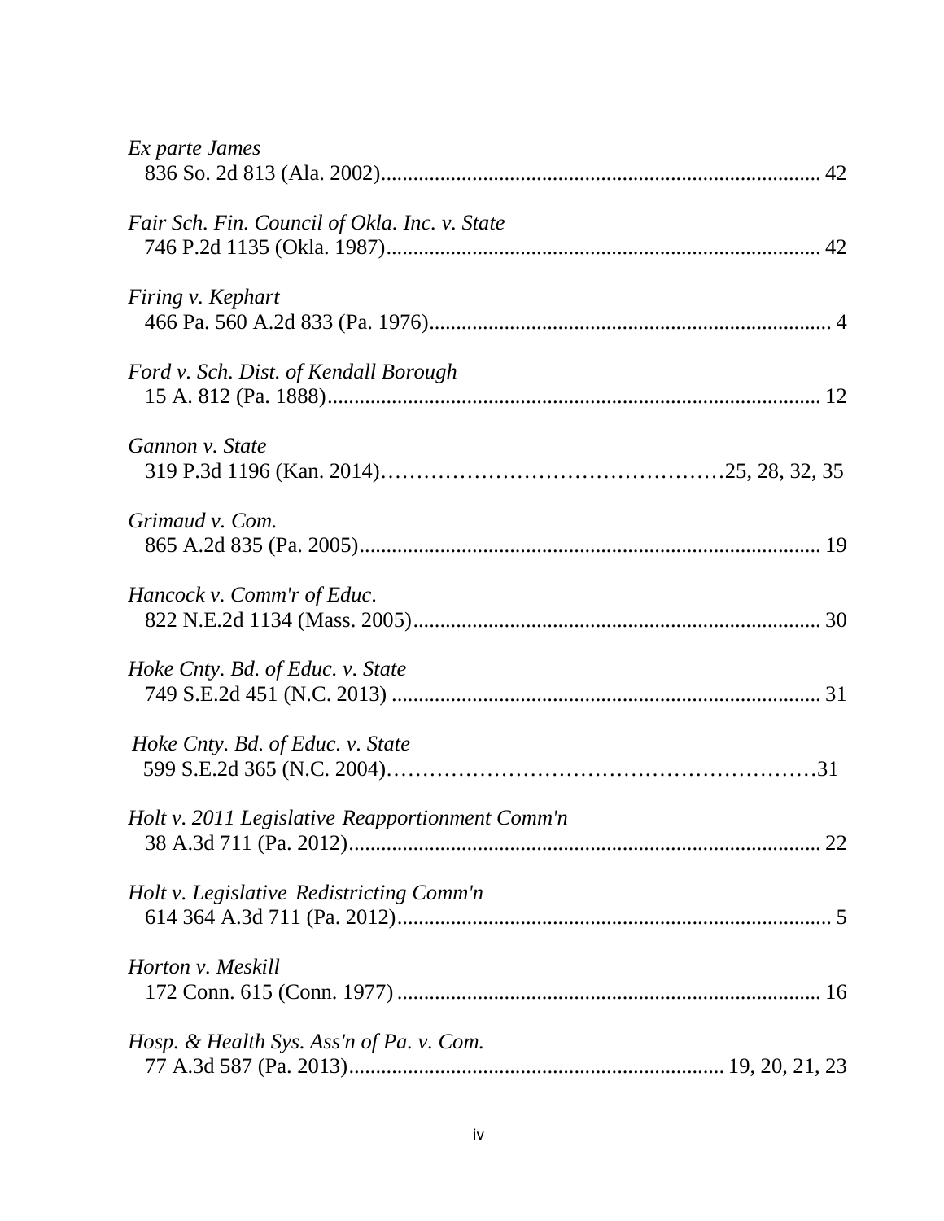*Ex parte James*
836 So. 2d 813 (Ala. 2002)................................................................................. 42

*Fair Sch. Fin. Council of Okla. Inc. v. State*
746 P.2d 1135 (Okla. 1987)................................................................................ 42

*Firing v. Kephart*
466 Pa. 560 A.2d 833 (Pa. 1976)........................................................................... 4

*Ford v. Sch. Dist. of Kendall Borough*
15 A. 812 (Pa. 1888)........................................................................................... 12

*Gannon v. State*
319 P.3d 1196 (Kan. 2014)………………………………………25, 28, 32, 35

*Grimaud v. Com.*
865 A.2d 835 (Pa. 2005)..................................................................................... 19

*Hancock v. Comm'r of Educ*.
822 N.E.2d 1134 (Mass. 2005)........................................................................... 30

*Hoke Cnty. Bd. of Educ. v. State*
749 S.E.2d 451 (N.C. 2013) ............................................................................... 31

*Hoke Cnty. Bd. of Educ. v. State*
599 S.E.2d 365 (N.C. 2004)…………………………………………………31

*Holt v. 2011 Legislative Reapportionment Comm'n*
38 A.3d 711 (Pa. 2012)....................................................................................... 22

*Holt v. Legislative Redistricting Comm'n*
614 364 A.3d 711 (Pa. 2012)................................................................................ 5

*Horton v. Meskill*
172 Conn. 615 (Conn. 1977) .............................................................................. 16

*Hosp. & Health Sys. Ass'n of Pa. v. Com.*
77 A.3d 587 (Pa. 2013)..................................................................... 19, 20, 21, 23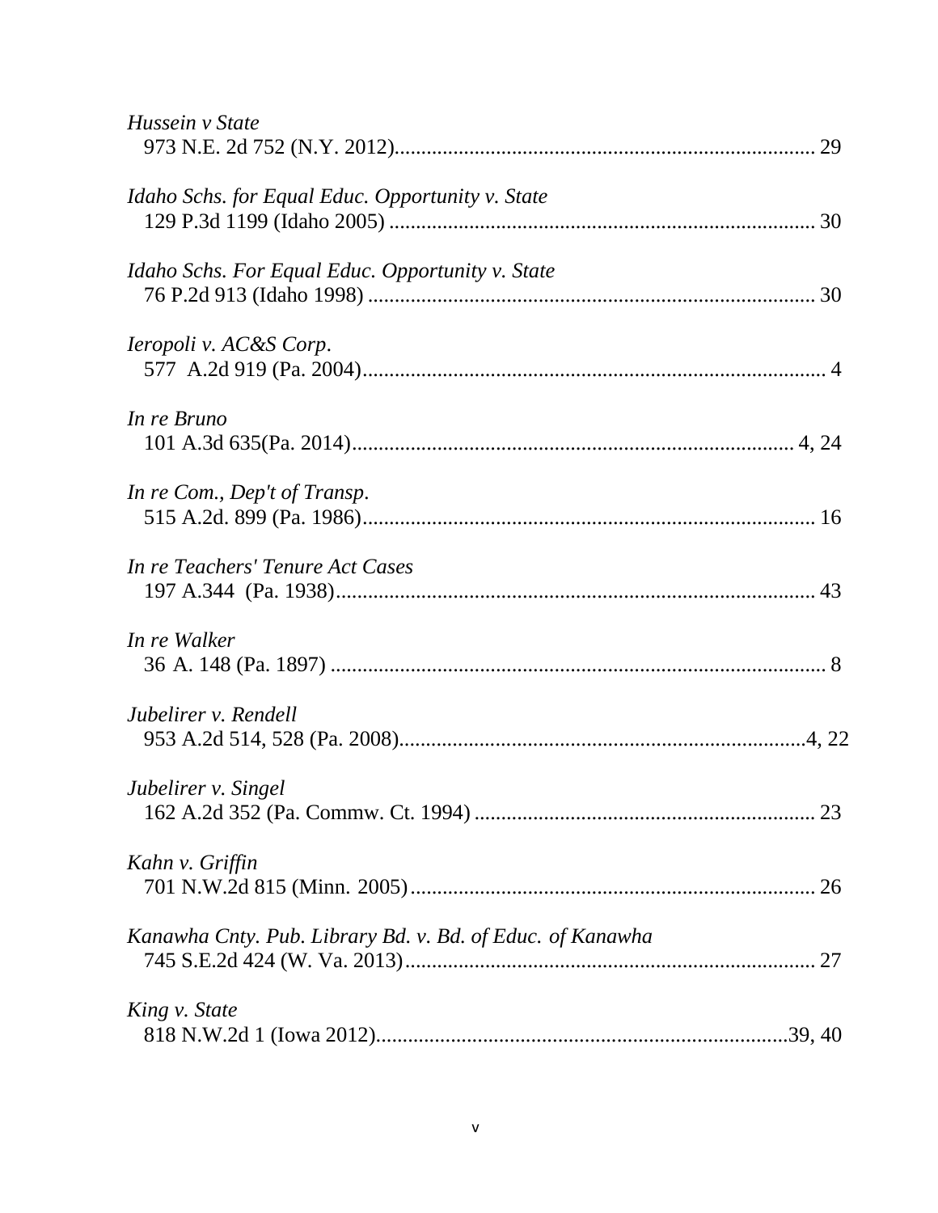*Hussein v State*
973 N.E. 2d 752 (N.Y. 2012)............................................................................ 29

*Idaho Schs. for Equal Educ. Opportunity v. State*
129 P.3d 1199 (Idaho 2005) ............................................................................... 30

*Idaho Schs. For Equal Educ. Opportunity v. State*
76 P.2d 913 (Idaho 1998) .................................................................................. 30

*Ieropoli v. AC&S Corp*.
577 A.2d 919 (Pa. 2004).................................................................................... 4

*In re Bruno*
101 A.3d 635(Pa. 2014)................................................................................... 4, 24

*In re Com., Dep't of Transp*.
515 A.2d. 899 (Pa. 1986).................................................................................... 16

*In re Teachers' Tenure Act Cases*
197 A.344 (Pa. 1938)......................................................................................... 43

*In re Walker*
36 A. 148 (Pa. 1897) ........................................................................................... 8

*Jubelirer v. Rendell*
953 A.2d 514, 528 (Pa. 2008)...........................................................................4, 22

*Jubelirer v. Singel*
162 A.2d 352 (Pa. Commw. Ct. 1994) ............................................................... 23

*Kahn v. Griffin*
701 N.W.2d 815 (Minn. 2005)........................................................................... 26

*Kanawha Cnty. Pub. Library Bd. v. Bd. of Educ. of Kanawha*
745 S.E.2d 424 (W. Va. 2013)........................................................................... 27

*King v. State*
818 N.W.2d 1 (Iowa 2012)............................................................................39, 40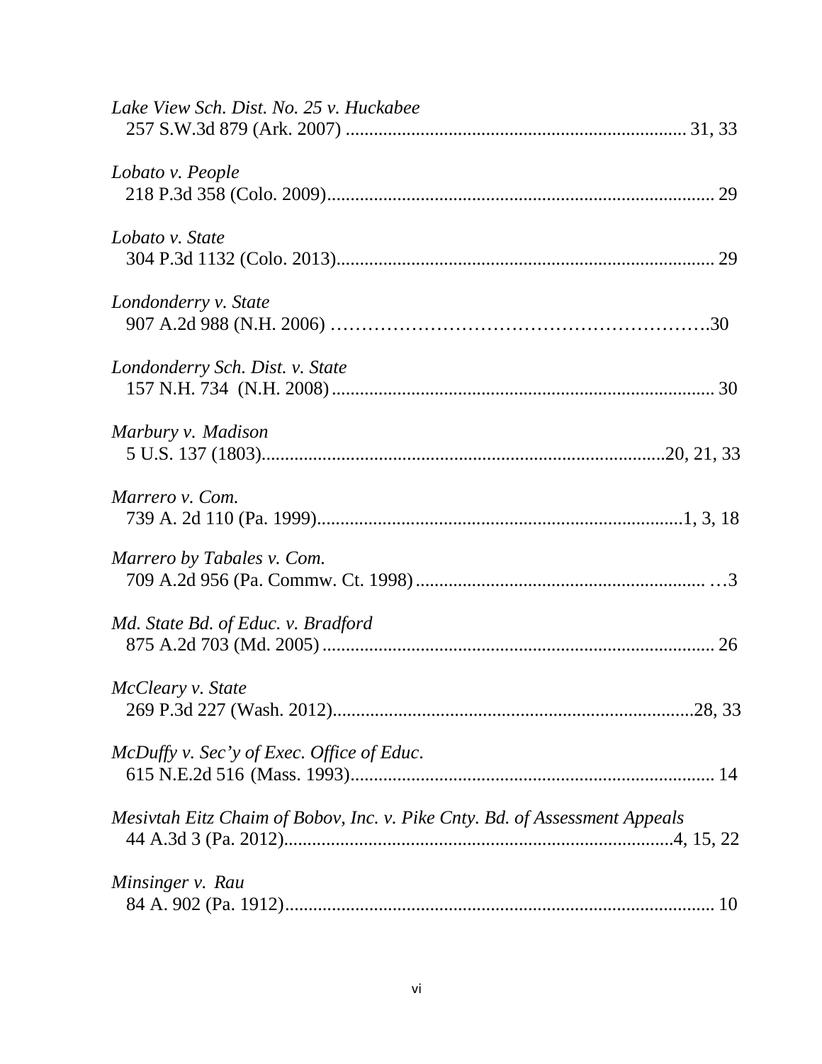*Lake View Sch. Dist. No. 25 v. Huckabee*
257 S.W.3d 879 (Ark. 2007) ........................................................................ 31, 33

*Lobato v. People*
218 P.3d 358 (Colo. 2009).................................................................................. 29

*Lobato v. State*
304 P.3d 1132 (Colo. 2013)................................................................................ 29

*Londonderry v. State*
907 A.2d 988 (N.H. 2006) …………………………………………………..30

*Londonderry Sch. Dist. v. State*
157 N.H. 734 (N.H. 2008)................................................................................. 30

*Marbury v. Madison*
5 U.S. 137 (1803).....................................................................................20, 21, 33

*Marrero v. Com.*
739 A. 2d 110 (Pa. 1999)..............................................................................1, 3, 18

*Marrero by Tabales v. Com.*
709 A.2d 956 (Pa. Commw. Ct. 1998).............................................................. …3

*Md. State Bd. of Educ. v. Bradford*
875 A.2d 703 (Md. 2005).................................................................................. 26

*McCleary v. State*
269 P.3d 227 (Wash. 2012).............................................................................28, 33

*McDuffy v. Sec'y of Exec. Office of Educ.*
615 N.E.2d 516 (Mass. 1993)............................................................................ 14

*Mesivtah Eitz Chaim of Bobov, Inc. v. Pike Cnty. Bd. of Assessment Appeals*
44 A.3d 3 (Pa. 2012)..................................................................................4, 15, 22

*Minsinger v. Rau*
84 A. 902 (Pa. 1912).......................................................................................... 10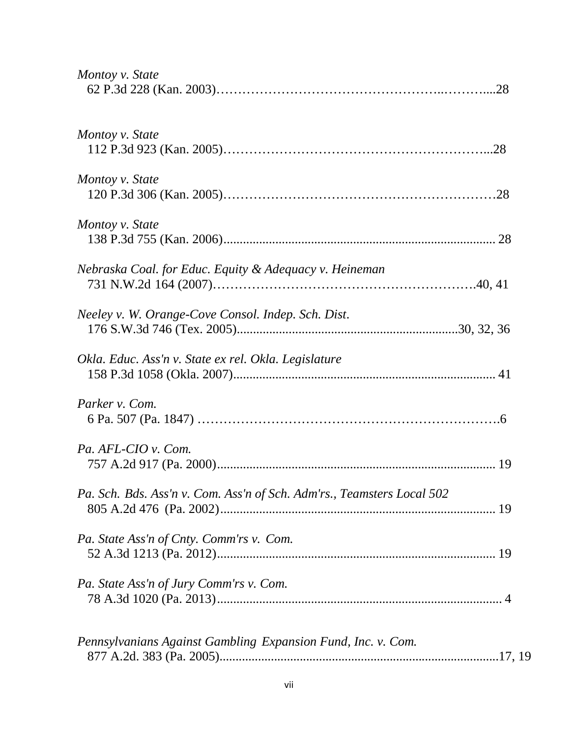*Montoy v. State*
62 P.3d 228 (Kan. 2003)……………………………………………..………....28

*Montoy v. State*
112 P.3d 923 (Kan. 2005)…………………………………………………...28

*Montoy v. State*
120 P.3d 306 (Kan. 2005)……………………………………………………28

*Montoy v. State*
138 P.3d 755 (Kan. 2006)................................................................................... 28

*Nebraska Coal. for Educ. Equity & Adequacy v. Heineman*
731 N.W.2d 164 (2007)………………………………………………….40, 41

*Neeley v. W. Orange-Cove Consol. Indep. Sch. Dist.*
176 S.W.3d 746 (Tex. 2005)...................................................................30, 32, 36

*Okla. Educ. Ass'n v. State ex rel. Okla. Legislature*
158 P.3d 1058 (Okla. 2007)................................................................................ 41

*Parker v. Com.*
6 Pa. 507 (Pa. 1847) ………………………………………………………….6

*Pa. AFL-CIO v. Com.*
757 A.2d 917 (Pa. 2000)..................................................................................... 19

*Pa. Sch. Bds. Ass'n v. Com. Ass'n of Sch. Adm'rs., Teamsters Local 502*
805 A.2d 476 (Pa. 2002).................................................................................... 19

*Pa. State Ass'n of Cnty. Comm'rs v. Com.*
52 A.3d 1213 (Pa. 2012)..................................................................................... 19

*Pa. State Ass'n of Jury Comm'rs v. Com.*
78 A.3d 1020 (Pa. 2013)....................................................................................... 4

*Pennsylvanians Against Gambling Expansion Fund, Inc. v. Com.*
877 A.2d. 383 (Pa. 2005).......................................................................................17, 19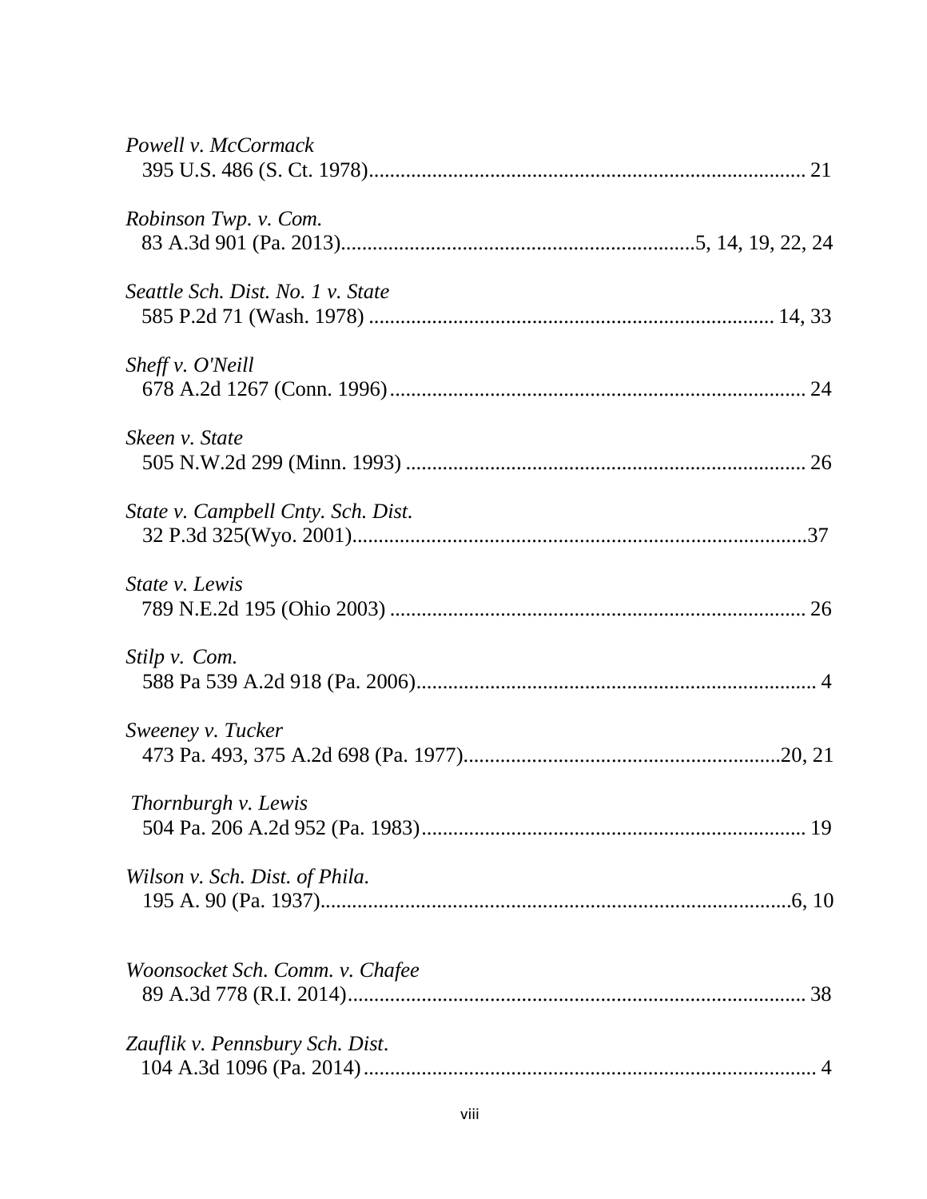*Powell v. McCormack*
395 U.S. 486 (S. Ct. 1978).................................................................................. 21

*Robinson Twp. v. Com.*
83 A.3d 901 (Pa. 2013)...................................................................5, 14, 19, 22, 24

*Seattle Sch. Dist. No. 1 v. State*
585 P.2d 71 (Wash. 1978) ............................................................................ 14, 33

*Sheff v. O'Neill*
678 A.2d 1267 (Conn. 1996).............................................................................. 24

*Skeen v. State*
505 N.W.2d 299 (Minn. 1993) ........................................................................... 26

*State v. Campbell Cnty. Sch. Dist.*
32 P.3d 325(Wyo. 2001)......................................................................................37

*State v. Lewis*
789 N.E.2d 195 (Ohio 2003) .............................................................................. 26

*Stilp v. Com.*
588 Pa 539 A.2d 918 (Pa. 2006)........................................................................... 4

*Sweeney v. Tucker*
473 Pa. 493, 375 A.2d 698 (Pa. 1977).............................................................20, 21

*Thornburgh v. Lewis*
504 Pa. 206 A.2d 952 (Pa. 1983)........................................................................ 19

*Wilson v. Sch. Dist. of Phila.*
195 A. 90 (Pa. 1937).........................................................................................6, 10

*Woonsocket Sch. Comm. v. Chafee*
89 A.3d 778 (R.I. 2014)...................................................................................... 38

*Zauflik v. Pennsbury Sch. Dist.*
104 A.3d 1096 (Pa. 2014)..................................................................................... 4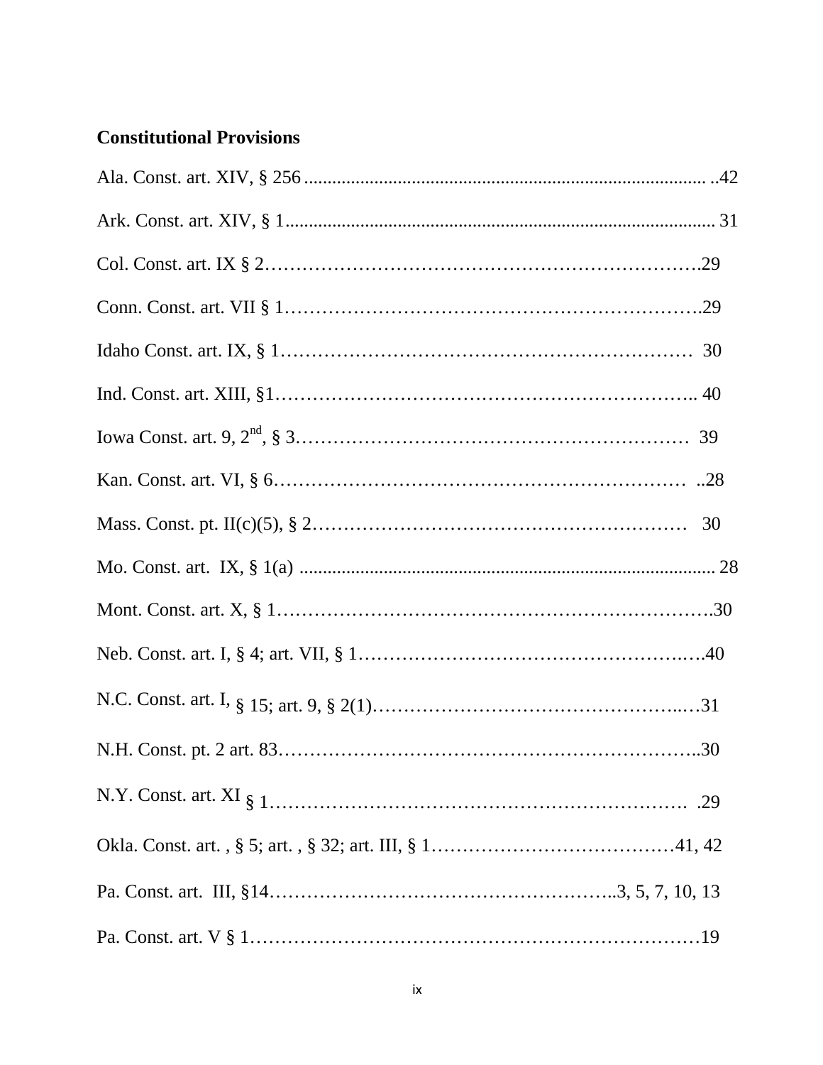**Constitutional Provisions**

Ala. Const. art. XIV, § 256 ..................................................................................... ..42

Ark. Const. art. XIV, § 1......................................................................................... 31

Col. Const. art. IX § 2………………………………………………………….29

Conn. Const. art. VII § 1……………………………………………………….29

Idaho Const. art. IX, § 1……………………………………………………… 30

Ind. Const. art. XIII, §1……………………………………………………….. 40

Iowa Const. art. 9, 2nd, § 3…………………………………………………… 39

Kan. Const. art. VI, § 6……………………………………………………… ..28

Mass. Const. pt. II(c)(5), § 2…………………………………………………  30

Mo. Const. art. IX, § 1(a) ...................................................................................... 28

Mont. Const. art. X, § 1………………………………………………………….30

Neb. Const. art. I, § 4; art. VII, § 1………………………………………….….40

N.C. Const. art. I, § 15; art. 9, § 2(1)……………………………………..…31

N.H. Const. pt. 2 art. 83………………………………………………………..30

N.Y. Const. art. XI § 1………………………………………………………. .29

Okla. Const. art. , § 5; art. , § 32; art. III, § 1…………………………………41, 42

Pa. Const. art. III, §14……………………………………………..3, 5, 7, 10, 13

Pa. Const. art. V § 1……………………………………………………………19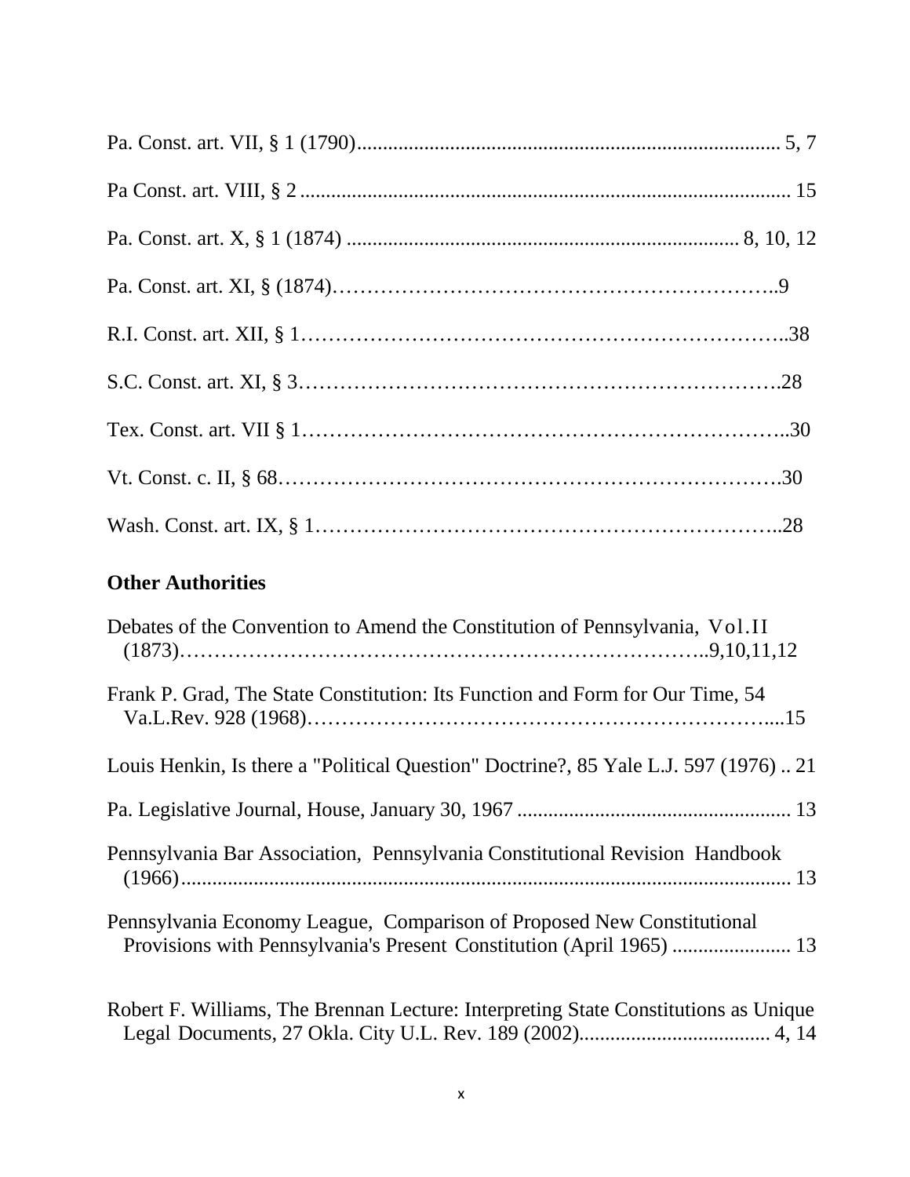Pa. Const. art. VII, § 1 (1790)................................................................................. 5, 7

Pa Const. art. VIII, § 2 ............................................................................................. 15

Pa. Const. art. X, § 1 (1874) .......................................................................... 8, 10, 12

Pa. Const. art. XI, § (1874)……………………………………………………..9

R.I. Const. art. XII, § 1…………………………………………………………..38

S.C. Const. art. XI, § 3……………………………………………………….28

Tex. Const. art. VII § 1………………………………………………………..30

Vt. Const. c. II, § 68………………………………………………………….30

Wash. Const. art. IX, § 1……………………………………………………..28

## Other Authorities

Debates of the Convention to Amend the Constitution of Pennsylvania, Vol.II (1873)…………………………………………………………………..9,10,11,12

Frank P. Grad, The State Constitution: Its Function and Form for Our Time, 54 Va.L.Rev. 928 (1968)………………………………………………………....15

Louis Henkin, Is there a "Political Question" Doctrine?, 85 Yale L.J. 597 (1976) .. 21

Pa. Legislative Journal, House, January 30, 1967 .................................................... 13

Pennsylvania Bar Association, Pennsylvania Constitutional Revision Handbook (1966)...................................................................................................................... 13

Pennsylvania Economy League, Comparison of Proposed New Constitutional Provisions with Pennsylvania's Present Constitution (April 1965) ...................... 13

Robert F. Williams, The Brennan Lecture: Interpreting State Constitutions as Unique Legal Documents, 27 Okla. City U.L. Rev. 189 (2002).................................... 4, 14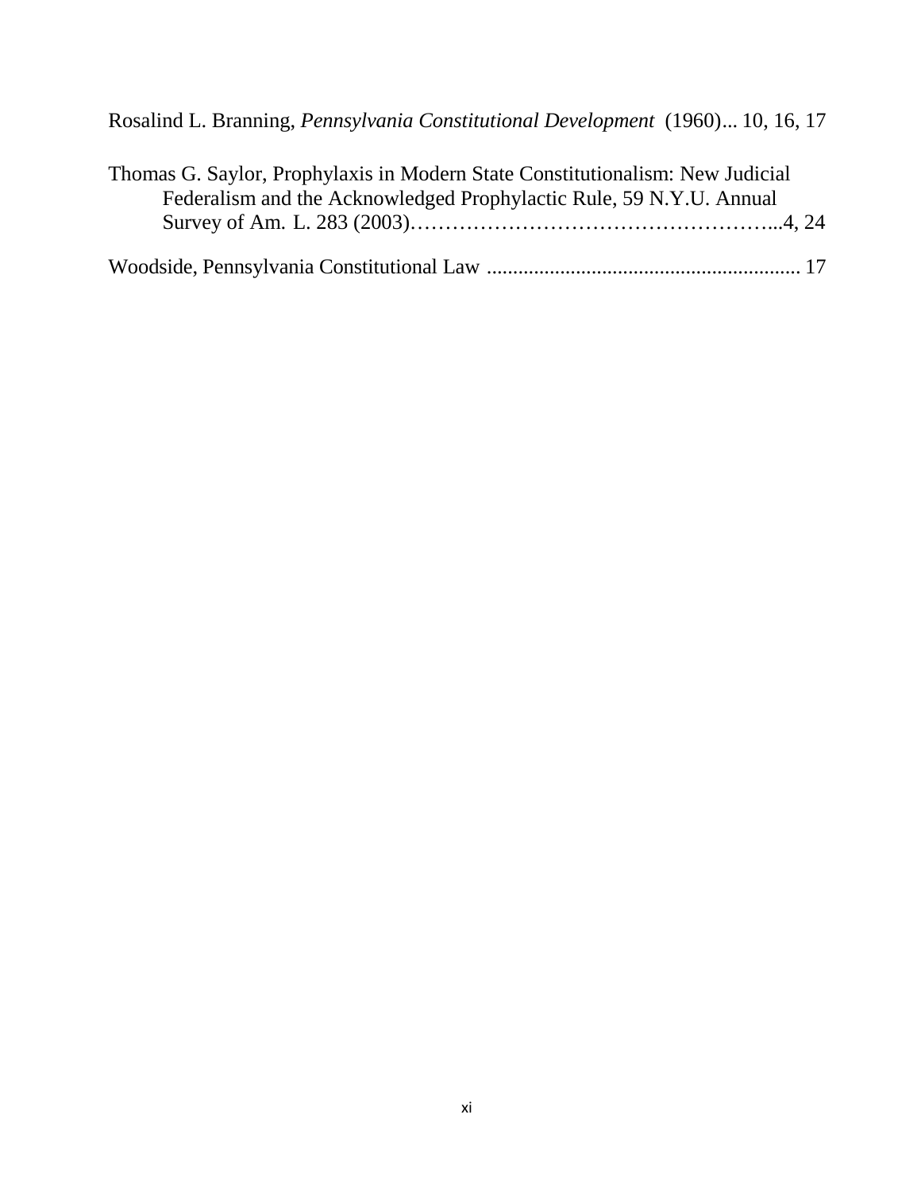Rosalind L. Branning, *Pennsylvania Constitutional Development* (1960)... 10, 16, 17

Thomas G. Saylor, Prophylaxis in Modern State Constitutionalism: New Judicial Federalism and the Acknowledged Prophylactic Rule, 59 N.Y.U. Annual Survey of Am. L. 283 (2003)……………………………………………...4, 24

Woodside, Pennsylvania Constitutional Law ........................................................... 17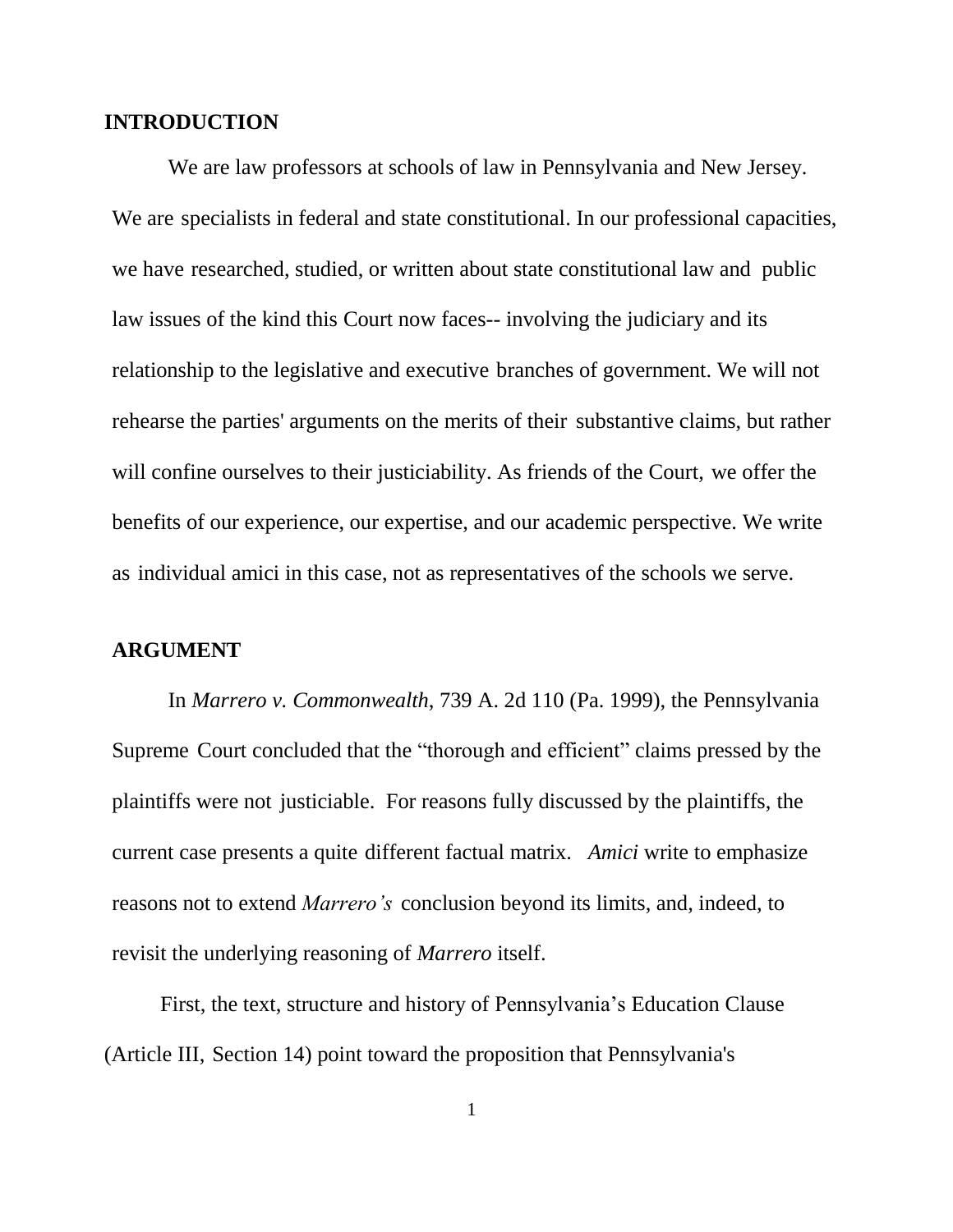## INTRODUCTION

We are law professors at schools of law in Pennsylvania and New Jersey. We are specialists in federal and state constitutional. In our professional capacities, we have researched, studied, or written about state constitutional law and public law issues of the kind this Court now faces-- involving the judiciary and its relationship to the legislative and executive branches of government. We will not rehearse the parties' arguments on the merits of their substantive claims, but rather will confine ourselves to their justiciability. As friends of the Court, we offer the benefits of our experience, our expertise, and our academic perspective. We write as individual amici in this case, not as representatives of the schools we serve.

## ARGUMENT

In *Marrero v. Commonwealth*, 739 A. 2d 110 (Pa. 1999), the Pennsylvania Supreme Court concluded that the "thorough and efficient" claims pressed by the plaintiffs were not justiciable. For reasons fully discussed by the plaintiffs, the current case presents a quite different factual matrix. *Amici* write to emphasize reasons not to extend *Marrero's* conclusion beyond its limits, and, indeed, to revisit the underlying reasoning of *Marrero* itself.

First, the text, structure and history of Pennsylvania's Education Clause (Article III, Section 14) point toward the proposition that Pennsylvania's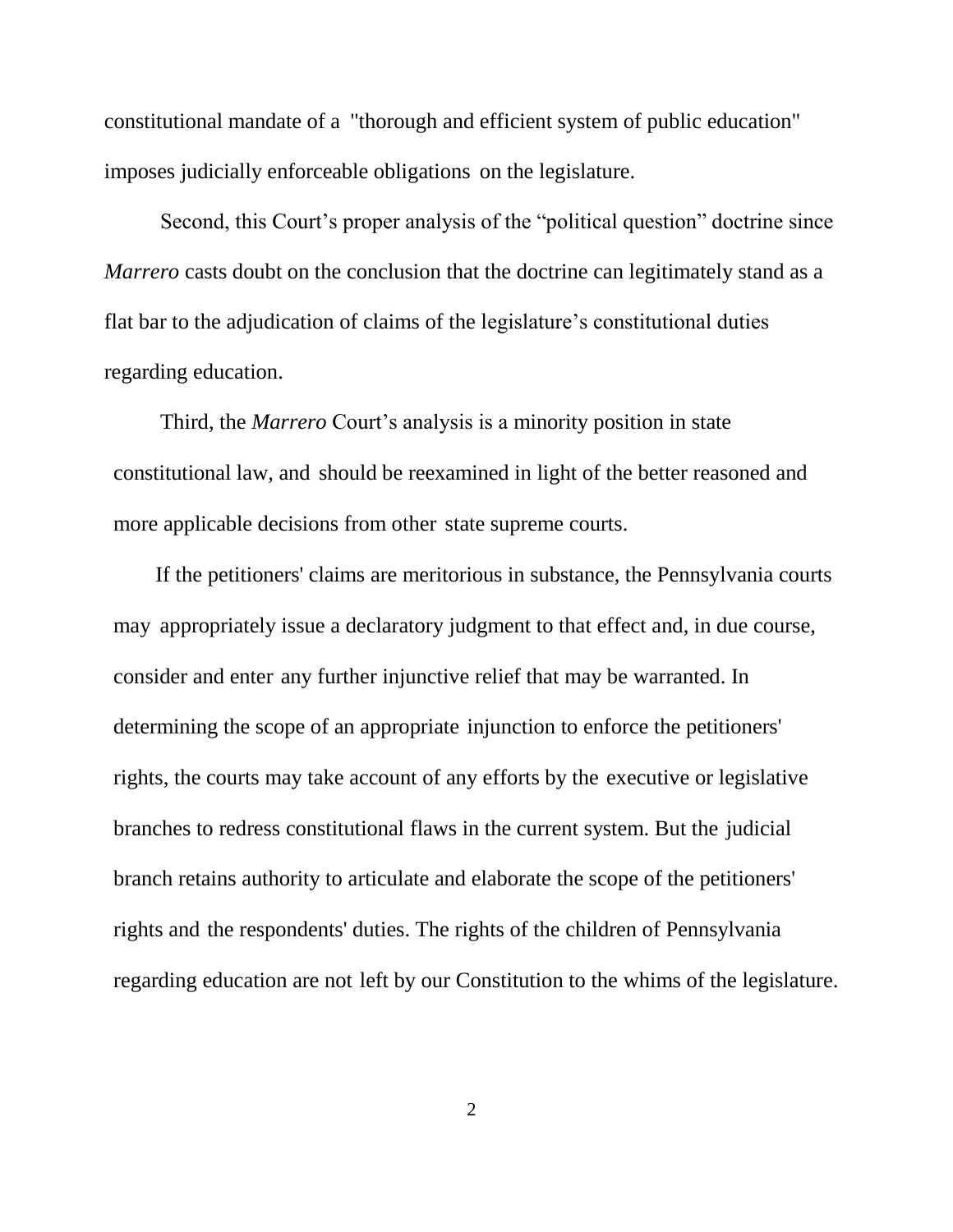constitutional mandate of a "thorough and efficient system of public education" imposes judicially enforceable obligations on the legislature.

Second, this Court's proper analysis of the "political question" doctrine since *Marrero* casts doubt on the conclusion that the doctrine can legitimately stand as a flat bar to the adjudication of claims of the legislature's constitutional duties regarding education.

Third, the *Marrero* Court's analysis is a minority position in state constitutional law, and should be reexamined in light of the better reasoned and more applicable decisions from other state supreme courts.

If the petitioners' claims are meritorious in substance, the Pennsylvania courts may appropriately issue a declaratory judgment to that effect and, in due course, consider and enter any further injunctive relief that may be warranted. In determining the scope of an appropriate injunction to enforce the petitioners' rights, the courts may take account of any efforts by the executive or legislative branches to redress constitutional flaws in the current system. But the judicial branch retains authority to articulate and elaborate the scope of the petitioners' rights and the respondents' duties. The rights of the children of Pennsylvania regarding education are not left by our Constitution to the whims of the legislature.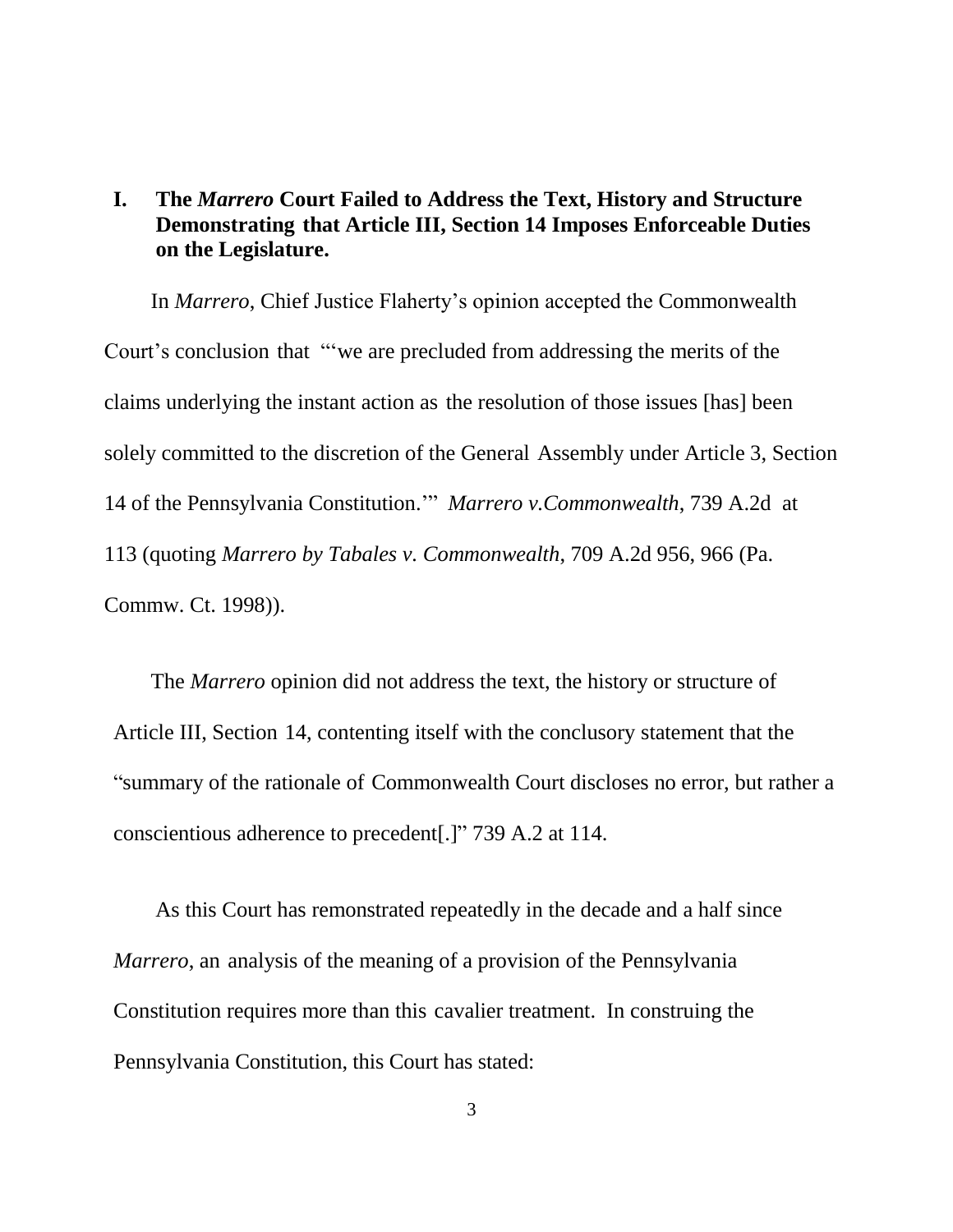## I. The *Marrero* Court Failed to Address the Text, History and Structure Demonstrating that Article III, Section 14 Imposes Enforceable Duties on the Legislature.

In *Marrero*, Chief Justice Flaherty's opinion accepted the Commonwealth Court's conclusion that "'we are precluded from addressing the merits of the claims underlying the instant action as the resolution of those issues [has] been solely committed to the discretion of the General Assembly under Article 3, Section 14 of the Pennsylvania Constitution.'" *Marrero v.Commonwealth*, 739 A.2d at 113 (quoting *Marrero by Tabales v. Commonwealth*, 709 A.2d 956, 966 (Pa. Commw. Ct. 1998)).

The *Marrero* opinion did not address the text, the history or structure of Article III, Section 14, contenting itself with the conclusory statement that the "summary of the rationale of Commonwealth Court discloses no error, but rather a conscientious adherence to precedent[.]" 739 A.2 at 114.

As this Court has remonstrated repeatedly in the decade and a half since *Marrero*, an analysis of the meaning of a provision of the Pennsylvania Constitution requires more than this cavalier treatment. In construing the Pennsylvania Constitution, this Court has stated: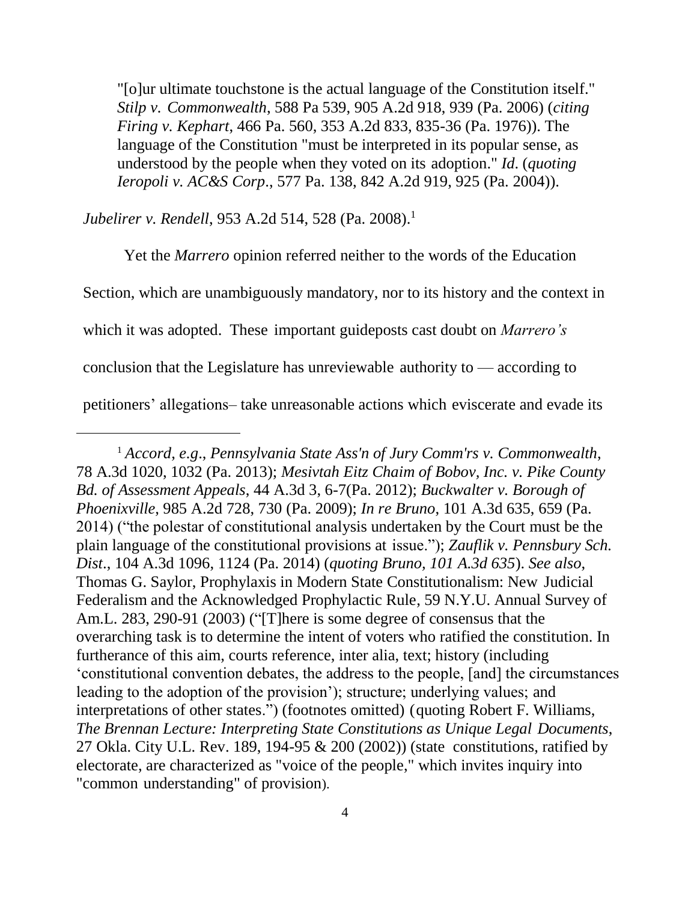"[o]ur ultimate touchstone is the actual language of the Constitution itself." *Stilp v. Commonwealth*, 588 Pa 539, 905 A.2d 918, 939 (Pa. 2006) (*citing Firing v. Kephart*, 466 Pa. 560, 353 A.2d 833, 835-36 (Pa. 1976)). The language of the Constitution "must be interpreted in its popular sense, as understood by the people when they voted on its adoption." *Id*. (*quoting Ieropoli v. AC&S Corp*., 577 Pa. 138, 842 A.2d 919, 925 (Pa. 2004)).

*Jubelirer v. Rendell*, 953 A.2d 514, 528 (Pa. 2008).[1]

Yet the *Marrero* opinion referred neither to the words of the Education Section, which are unambiguously mandatory, nor to its history and the context in which it was adopted. These important guideposts cast doubt on *Marrero's* conclusion that the Legislature has unreviewable authority to — according to petitioners' allegations– take unreasonable actions which eviscerate and evade its

---

[1] *Accord*, *e.g*., *Pennsylvania State Ass'n of Jury Comm'rs v. Commonwealth*, 78 A.3d 1020, 1032 (Pa. 2013); *Mesivtah Eitz Chaim of Bobov, Inc. v. Pike County Bd. of Assessment Appeals*, 44 A.3d 3, 6-7(Pa. 2012); *Buckwalter v. Borough of Phoenixville*, 985 A.2d 728, 730 (Pa. 2009); *In re Bruno*, 101 A.3d 635, 659 (Pa. 2014) ("the polestar of constitutional analysis undertaken by the Court must be the plain language of the constitutional provisions at issue."); *Zauflik v. Pennsbury Sch. Dist*., 104 A.3d 1096, 1124 (Pa. 2014) (*quoting Bruno, 101 A.3d 635*). *See also*, Thomas G. Saylor, Prophylaxis in Modern State Constitutionalism: New Judicial Federalism and the Acknowledged Prophylactic Rule, 59 N.Y.U. Annual Survey of Am.L. 283, 290-91 (2003) ("[T]here is some degree of consensus that the overarching task is to determine the intent of voters who ratified the constitution. In furtherance of this aim, courts reference, inter alia, text; history (including 'constitutional convention debates, the address to the people, [and] the circumstances leading to the adoption of the provision'); structure; underlying values; and interpretations of other states.") (footnotes omitted) (quoting Robert F. Williams, *The Brennan Lecture: Interpreting State Constitutions as Unique Legal Documents*, 27 Okla. City U.L. Rev. 189, 194-95 & 200 (2002)) (state constitutions, ratified by electorate, are characterized as "voice of the people," which invites inquiry into "common understanding" of provision).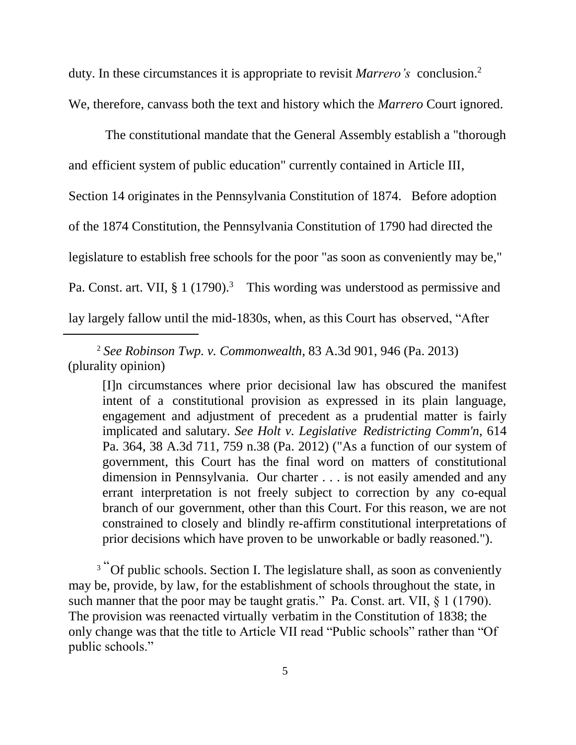duty. In these circumstances it is appropriate to revisit *Marrero's* conclusion.[2] We, therefore, canvass both the text and history which the *Marrero* Court ignored.

The constitutional mandate that the General Assembly establish a "thorough and efficient system of public education" currently contained in Article III, Section 14 originates in the Pennsylvania Constitution of 1874. Before adoption of the 1874 Constitution, the Pennsylvania Constitution of 1790 had directed the legislature to establish free schools for the poor "as soon as conveniently may be," Pa. Const. art. VII, § 1 (1790).[3] This wording was understood as permissive and lay largely fallow until the mid-1830s, when, as this Court has observed, "After

---

[2] *See Robinson Twp. v. Commonwealth*, 83 A.3d 901, 946 (Pa. 2013) (plurality opinion)

> [I]n circumstances where prior decisional law has obscured the manifest intent of a constitutional provision as expressed in its plain language, engagement and adjustment of precedent as a prudential matter is fairly implicated and salutary. *See Holt v. Legislative Redistricting Comm'n*, 614 Pa. 364, 38 A.3d 711, 759 n.38 (Pa. 2012) ("As a function of our system of government, this Court has the final word on matters of constitutional dimension in Pennsylvania. Our charter . . . is not easily amended and any errant interpretation is not freely subject to correction by any co-equal branch of our government, other than this Court. For this reason, we are not constrained to closely and blindly re-affirm constitutional interpretations of prior decisions which have proven to be unworkable or badly reasoned.").

[3] "Of public schools. Section I. The legislature shall, as soon as conveniently may be, provide, by law, for the establishment of schools throughout the state, in such manner that the poor may be taught gratis." Pa. Const. art. VII, § 1 (1790). The provision was reenacted virtually verbatim in the Constitution of 1838; the only change was that the title to Article VII read "Public schools" rather than "Of public schools."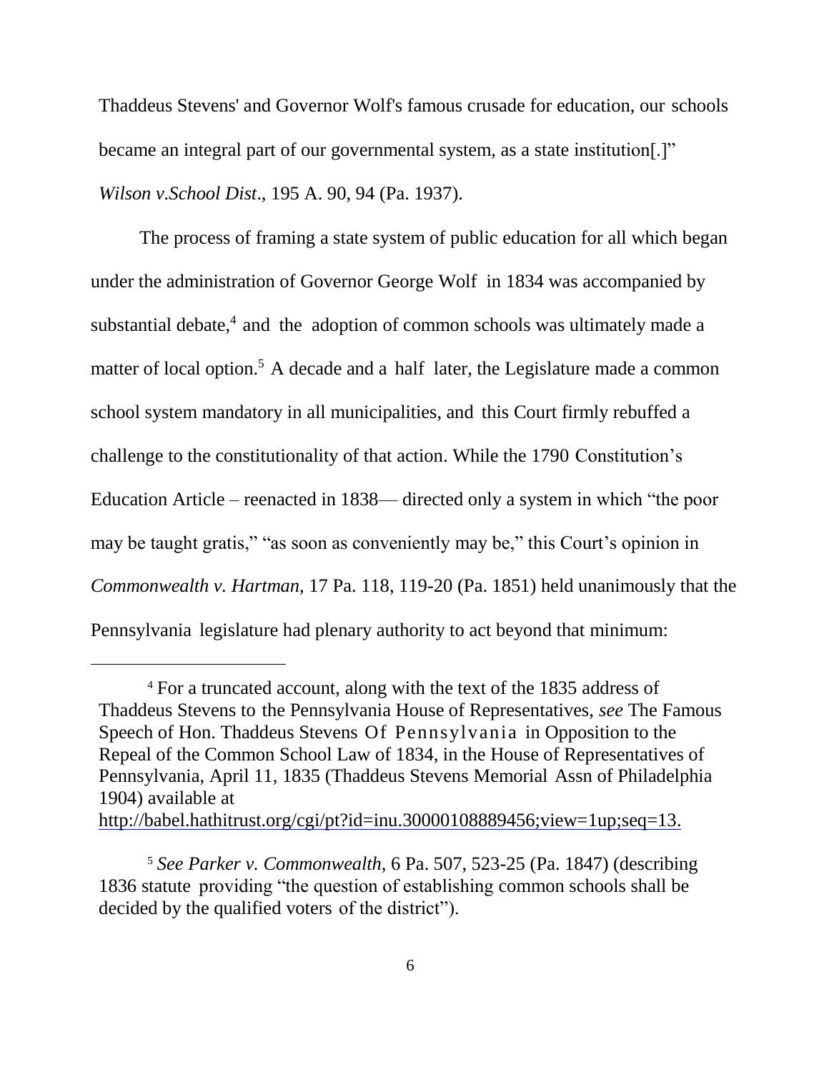Thaddeus Stevens' and Governor Wolf's famous crusade for education, our schools became an integral part of our governmental system, as a state institution[.]" *Wilson v.School Dist*., 195 A. 90, 94 (Pa. 1937).

The process of framing a state system of public education for all which began under the administration of Governor George Wolf in 1834 was accompanied by substantial debate,[4] and the adoption of common schools was ultimately made a matter of local option.[5] A decade and a half later, the Legislature made a common school system mandatory in all municipalities, and this Court firmly rebuffed a challenge to the constitutionality of that action. While the 1790 Constitution's Education Article – reenacted in 1838— directed only a system in which "the poor may be taught gratis," "as soon as conveniently may be," this Court's opinion in *Commonwealth v. Hartman*, 17 Pa. 118, 119-20 (Pa. 1851) held unanimously that the Pennsylvania legislature had plenary authority to act beyond that minimum:

---

[4] For a truncated account, along with the text of the 1835 address of Thaddeus Stevens to the Pennsylvania House of Representatives, *see* The Famous Speech of Hon. Thaddeus Stevens Of Pennsylvania in Opposition to the Repeal of the Common School Law of 1834, in the House of Representatives of Pennsylvania, April 11, 1835 (Thaddeus Stevens Memorial Assn of Philadelphia 1904) available at http://babel.hathitrust.org/cgi/pt?id=inu.30000108889456;view=1up;seq=13.

[5] *See Parker v. Commonwealth*, 6 Pa. 507, 523-25 (Pa. 1847) (describing 1836 statute providing "the question of establishing common schools shall be decided by the qualified voters of the district").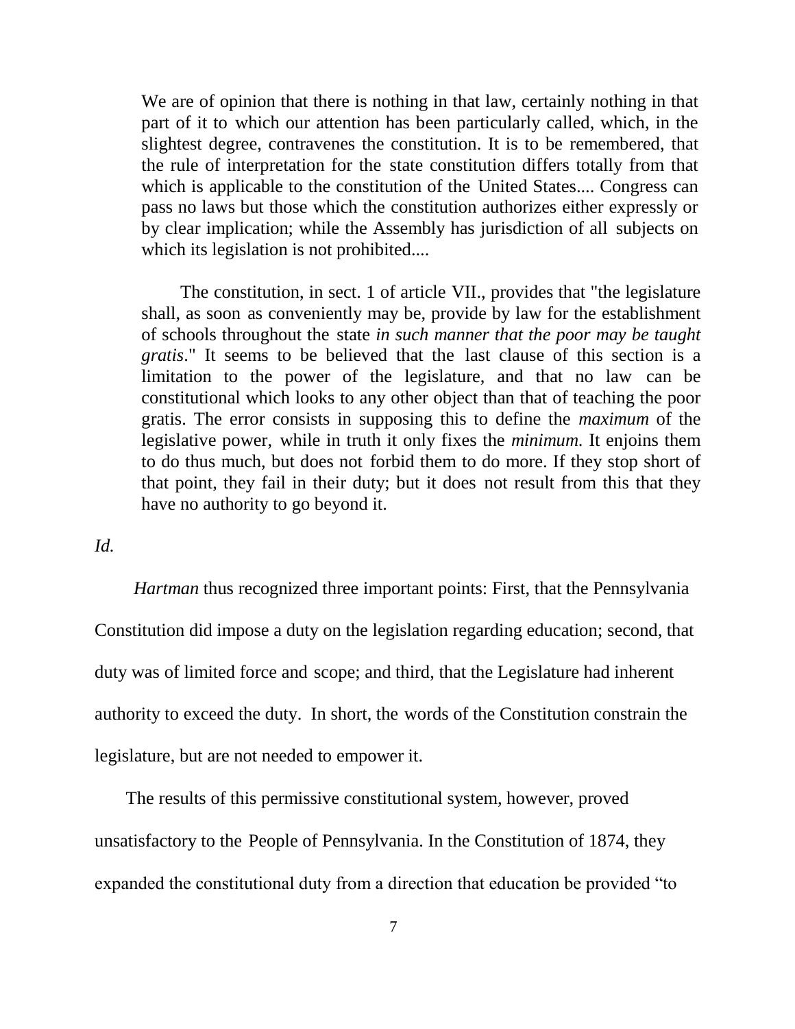> We are of opinion that there is nothing in that law, certainly nothing in that part of it to which our attention has been particularly called, which, in the slightest degree, contravenes the constitution. It is to be remembered, that the rule of interpretation for the state constitution differs totally from that which is applicable to the constitution of the United States.... Congress can pass no laws but those which the constitution authorizes either expressly or by clear implication; while the Assembly has jurisdiction of all subjects on which its legislation is not prohibited....
>
> The constitution, in sect. 1 of article VII., provides that "the legislature shall, as soon as conveniently may be, provide by law for the establishment of schools throughout the state *in such manner that the poor may be taught gratis*." It seems to be believed that the last clause of this section is a limitation to the power of the legislature, and that no law can be constitutional which looks to any other object than that of teaching the poor gratis. The error consists in supposing this to define the *maximum* of the legislative power, while in truth it only fixes the *minimum*. It enjoins them to do thus much, but does not forbid them to do more. If they stop short of that point, they fail in their duty; but it does not result from this that they have no authority to go beyond it.

*Id.*

*Hartman* thus recognized three important points: First, that the Pennsylvania Constitution did impose a duty on the legislation regarding education; second, that duty was of limited force and scope; and third, that the Legislature had inherent authority to exceed the duty. In short, the words of the Constitution constrain the legislature, but are not needed to empower it.

The results of this permissive constitutional system, however, proved unsatisfactory to the People of Pennsylvania. In the Constitution of 1874, they expanded the constitutional duty from a direction that education be provided "to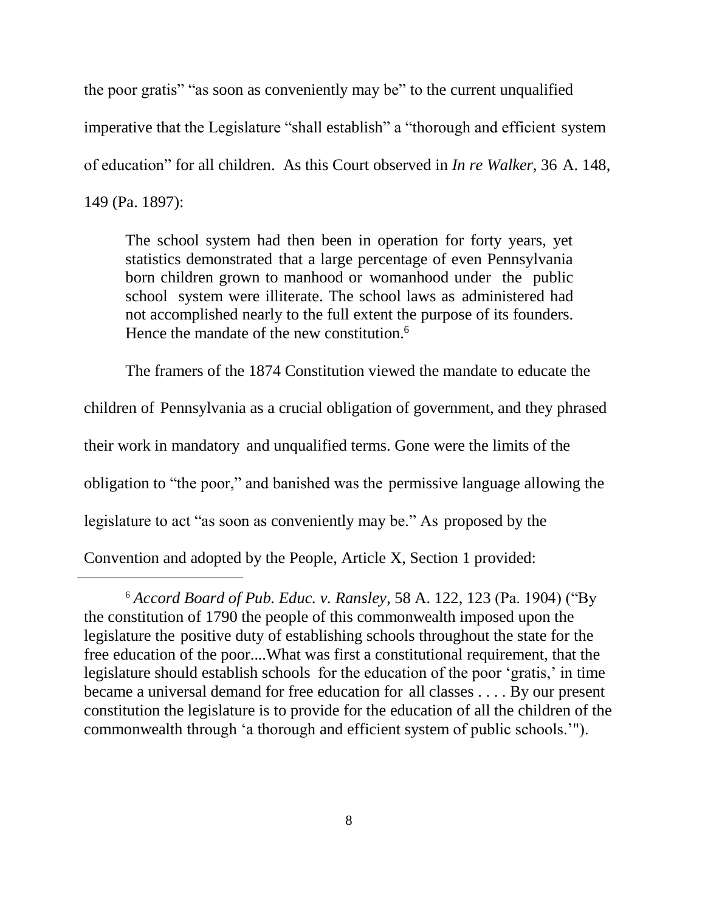the poor gratis" "as soon as conveniently may be" to the current unqualified imperative that the Legislature "shall establish" a "thorough and efficient system of education" for all children. As this Court observed in *In re Walker,* 36 A. 148, 149 (Pa. 1897):

> The school system had then been in operation for forty years, yet statistics demonstrated that a large percentage of even Pennsylvania born children grown to manhood or womanhood under the public school system were illiterate. The school laws as administered had not accomplished nearly to the full extent the purpose of its founders. Hence the mandate of the new constitution.[6]

The framers of the 1874 Constitution viewed the mandate to educate the children of Pennsylvania as a crucial obligation of government, and they phrased their work in mandatory and unqualified terms. Gone were the limits of the obligation to "the poor," and banished was the permissive language allowing the legislature to act "as soon as conveniently may be." As proposed by the Convention and adopted by the People, Article X, Section 1 provided:

---

[6] *Accord Board of Pub. Educ. v. Ransley*, 58 A. 122, 123 (Pa. 1904) ("By the constitution of 1790 the people of this commonwealth imposed upon the legislature the positive duty of establishing schools throughout the state for the free education of the poor....What was first a constitutional requirement, that the legislature should establish schools for the education of the poor 'gratis,' in time became a universal demand for free education for all classes . . . . By our present constitution the legislature is to provide for the education of all the children of the commonwealth through 'a thorough and efficient system of public schools.'").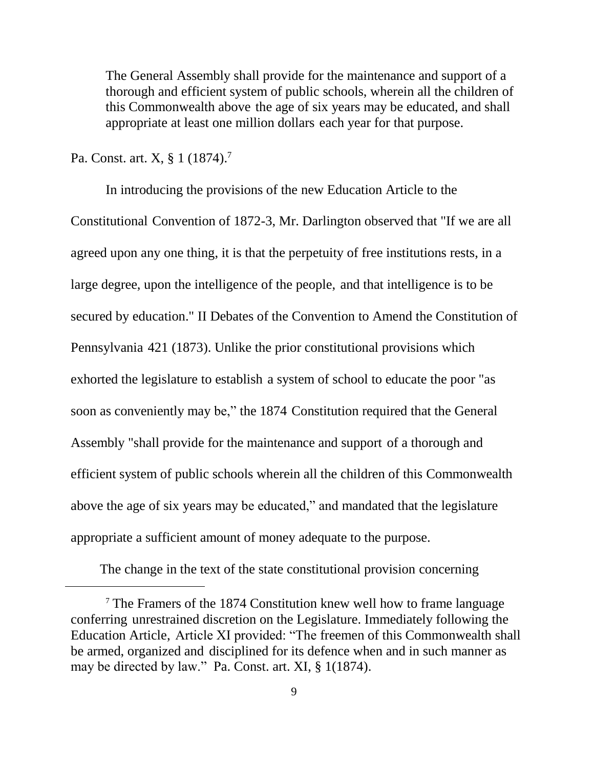> The General Assembly shall provide for the maintenance and support of a thorough and efficient system of public schools, wherein all the children of this Commonwealth above the age of six years may be educated, and shall appropriate at least one million dollars each year for that purpose.

Pa. Const. art. X, § 1 (1874).[7]

In introducing the provisions of the new Education Article to the Constitutional Convention of 1872-3, Mr. Darlington observed that "If we are all agreed upon any one thing, it is that the perpetuity of free institutions rests, in a large degree, upon the intelligence of the people, and that intelligence is to be secured by education." II Debates of the Convention to Amend the Constitution of Pennsylvania 421 (1873). Unlike the prior constitutional provisions which exhorted the legislature to establish a system of school to educate the poor "as soon as conveniently may be," the 1874 Constitution required that the General Assembly "shall provide for the maintenance and support of a thorough and efficient system of public schools wherein all the children of this Commonwealth above the age of six years may be educated," and mandated that the legislature appropriate a sufficient amount of money adequate to the purpose.

The change in the text of the state constitutional provision concerning

[7] The Framers of the 1874 Constitution knew well how to frame language conferring unrestrained discretion on the Legislature. Immediately following the Education Article, Article XI provided: "The freemen of this Commonwealth shall be armed, organized and disciplined for its defence when and in such manner as may be directed by law." Pa. Const. art. XI, § 1(1874).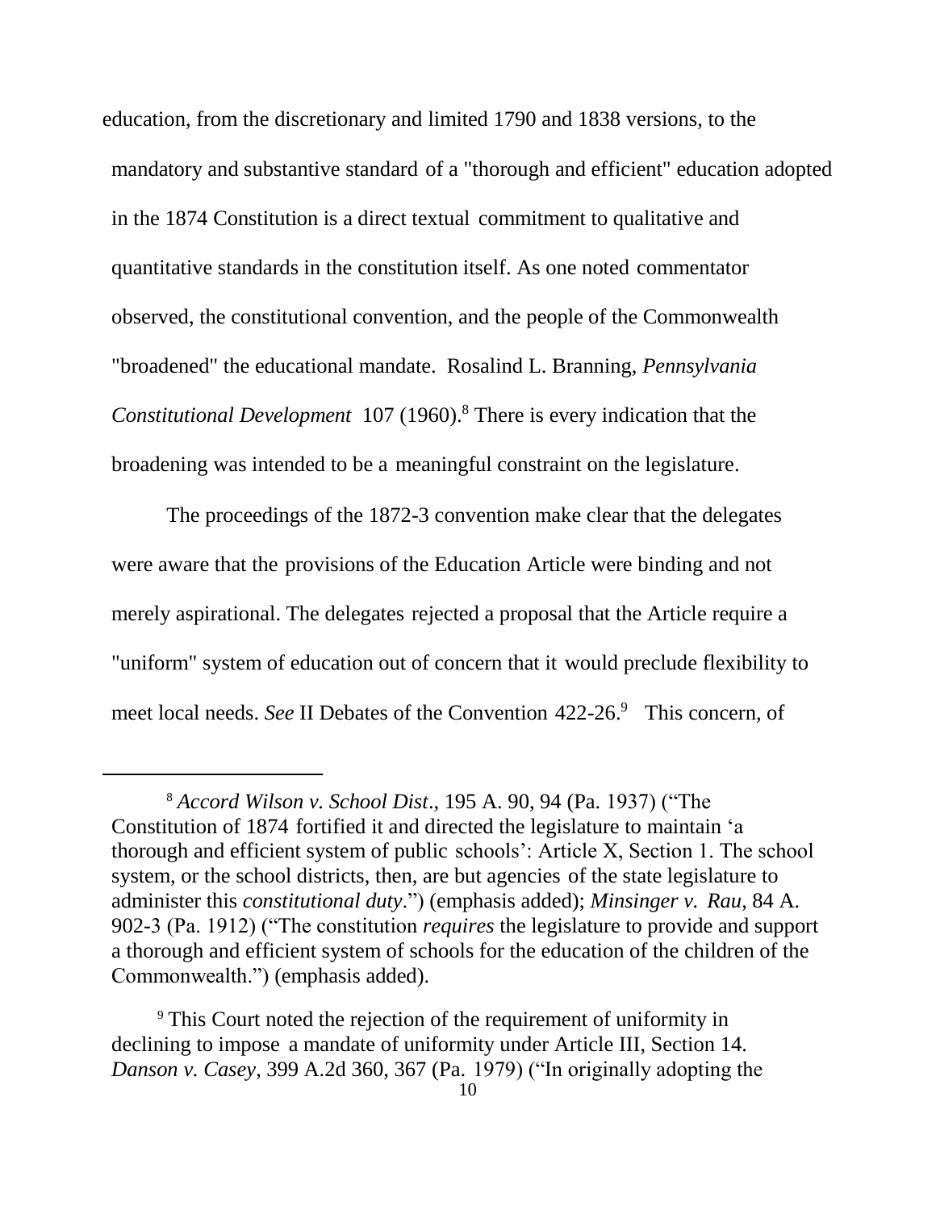education, from the discretionary and limited 1790 and 1838 versions, to the mandatory and substantive standard of a "thorough and efficient" education adopted in the 1874 Constitution is a direct textual commitment to qualitative and quantitative standards in the constitution itself. As one noted commentator observed, the constitutional convention, and the people of the Commonwealth "broadened" the educational mandate. Rosalind L. Branning, *Pennsylvania Constitutional Development* 107 (1960).[8] There is every indication that the broadening was intended to be a meaningful constraint on the legislature.

The proceedings of the 1872-3 convention make clear that the delegates were aware that the provisions of the Education Article were binding and not merely aspirational. The delegates rejected a proposal that the Article require a "uniform" system of education out of concern that it would preclude flexibility to meet local needs. *See* II Debates of the Convention 422-26.[9] This concern, of

---

[8] *Accord Wilson v. School Dist*., 195 A. 90, 94 (Pa. 1937) ("The Constitution of 1874 fortified it and directed the legislature to maintain 'a thorough and efficient system of public schools': Article X, Section 1. The school system, or the school districts, then, are but agencies of the state legislature to administer this *constitutional duty*.") (emphasis added); *Minsinger v. Rau*, 84 A. 902-3 (Pa. 1912) ("The constitution *requires* the legislature to provide and support a thorough and efficient system of schools for the education of the children of the Commonwealth.") (emphasis added).

[9] This Court noted the rejection of the requirement of uniformity in declining to impose a mandate of uniformity under Article III, Section 14. *Danson v. Casey*, 399 A.2d 360, 367 (Pa. 1979) ("In originally adopting the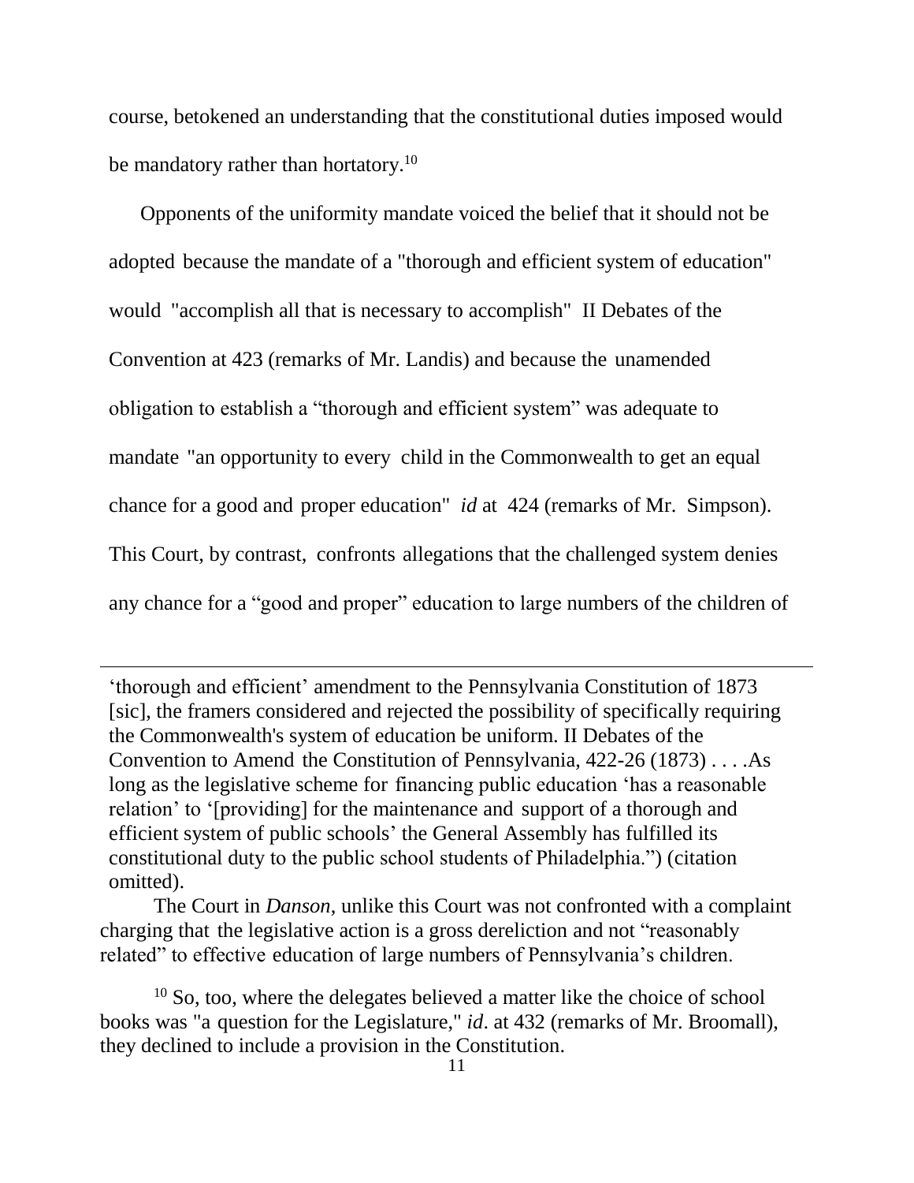course, betokened an understanding that the constitutional duties imposed would be mandatory rather than hortatory.[10]

Opponents of the uniformity mandate voiced the belief that it should not be adopted because the mandate of a "thorough and efficient system of education" would "accomplish all that is necessary to accomplish" II Debates of the Convention at 423 (remarks of Mr. Landis) and because the unamended obligation to establish a "thorough and efficient system" was adequate to mandate "an opportunity to every child in the Commonwealth to get an equal chance for a good and proper education" *id* at 424 (remarks of Mr. Simpson). This Court, by contrast, confronts allegations that the challenged system denies any chance for a "good and proper" education to large numbers of the children of

---

'thorough and efficient' amendment to the Pennsylvania Constitution of 1873 [sic], the framers considered and rejected the possibility of specifically requiring the Commonwealth's system of education be uniform. II Debates of the Convention to Amend the Constitution of Pennsylvania, 422-26 (1873) . . . .As long as the legislative scheme for financing public education 'has a reasonable relation' to '[providing] for the maintenance and support of a thorough and efficient system of public schools' the General Assembly has fulfilled its constitutional duty to the public school students of Philadelphia.") (citation omitted).

The Court in *Danson*, unlike this Court was not confronted with a complaint charging that the legislative action is a gross dereliction and not "reasonably related" to effective education of large numbers of Pennsylvania's children.

[10] So, too, where the delegates believed a matter like the choice of school books was "a question for the Legislature," *id*. at 432 (remarks of Mr. Broomall), they declined to include a provision in the Constitution.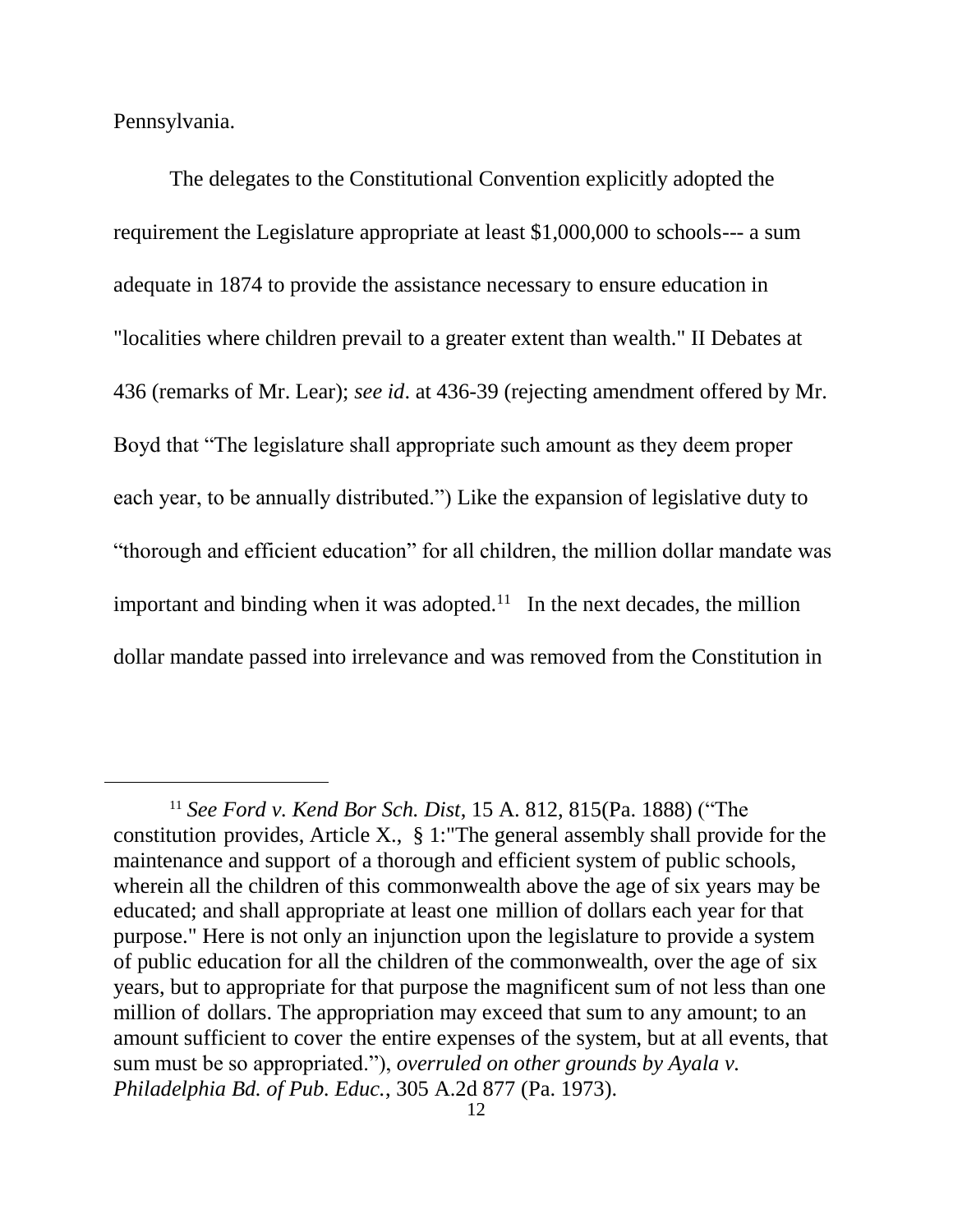Pennsylvania.

The delegates to the Constitutional Convention explicitly adopted the requirement the Legislature appropriate at least $1,000,000 to schools--- a sum adequate in 1874 to provide the assistance necessary to ensure education in "localities where children prevail to a greater extent than wealth." II Debates at 436 (remarks of Mr. Lear); *see id*. at 436-39 (rejecting amendment offered by Mr. Boyd that "The legislature shall appropriate such amount as they deem proper each year, to be annually distributed.") Like the expansion of legislative duty to "thorough and efficient education" for all children, the million dollar mandate was important and binding when it was adopted.[11] In the next decades, the million dollar mandate passed into irrelevance and was removed from the Constitution in

---

[11] *See Ford v. Kend Bor Sch. Dist*, 15 A. 812, 815(Pa. 1888) ("The constitution provides, Article X., § 1:"The general assembly shall provide for the maintenance and support of a thorough and efficient system of public schools, wherein all the children of this commonwealth above the age of six years may be educated; and shall appropriate at least one million of dollars each year for that purpose." Here is not only an injunction upon the legislature to provide a system of public education for all the children of the commonwealth, over the age of six years, but to appropriate for that purpose the magnificent sum of not less than one million of dollars. The appropriation may exceed that sum to any amount; to an amount sufficient to cover the entire expenses of the system, but at all events, that sum must be so appropriated."), *overruled on other grounds by Ayala v. Philadelphia Bd. of Pub. Educ.*, 305 A.2d 877 (Pa. 1973).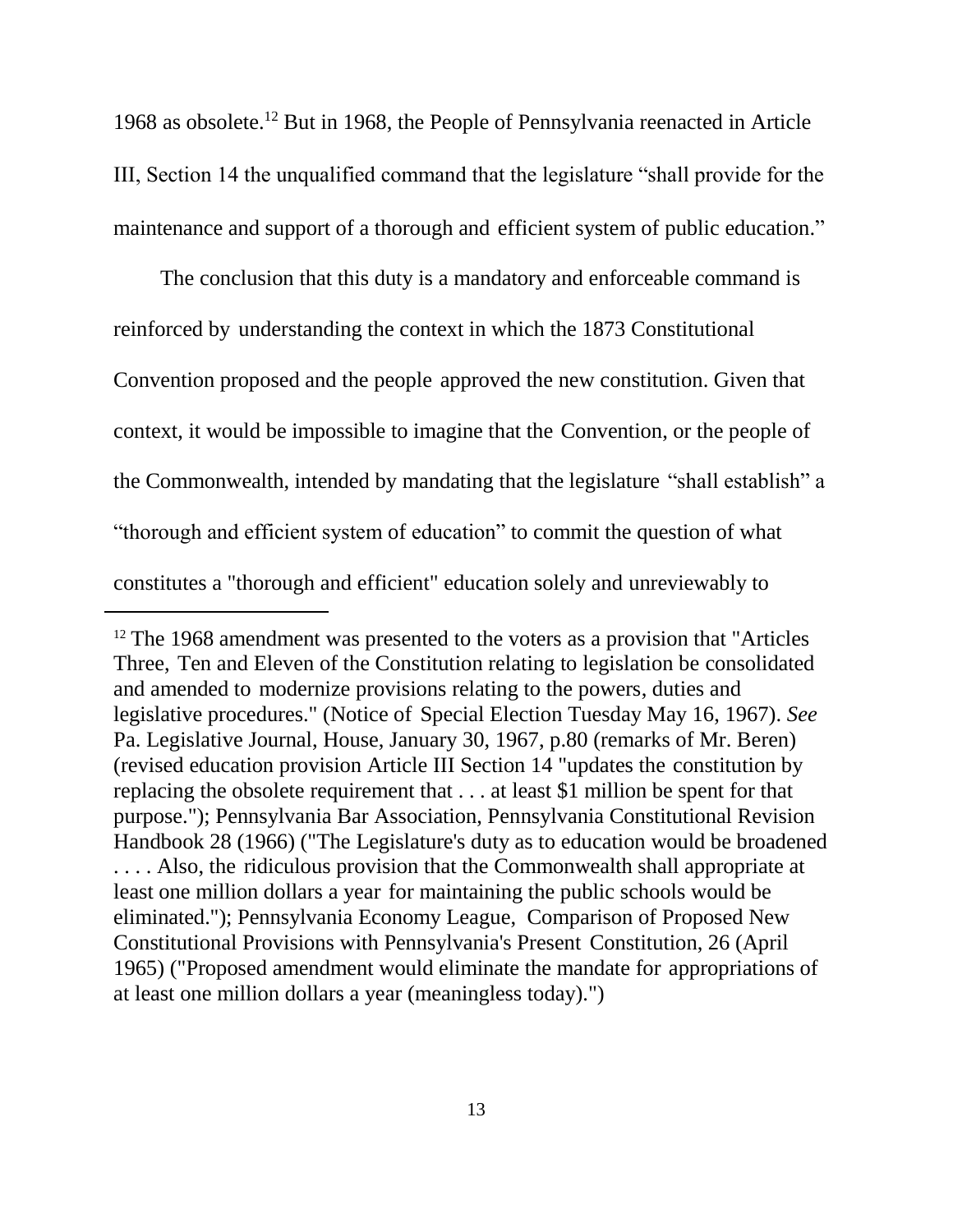1968 as obsolete.[12] But in 1968, the People of Pennsylvania reenacted in Article III, Section 14 the unqualified command that the legislature "shall provide for the maintenance and support of a thorough and efficient system of public education."

The conclusion that this duty is a mandatory and enforceable command is reinforced by understanding the context in which the 1873 Constitutional Convention proposed and the people approved the new constitution. Given that context, it would be impossible to imagine that the Convention, or the people of the Commonwealth, intended by mandating that the legislature "shall establish" a "thorough and efficient system of education" to commit the question of what constitutes a "thorough and efficient" education solely and unreviewably to

---

[12] The 1968 amendment was presented to the voters as a provision that "Articles Three, Ten and Eleven of the Constitution relating to legislation be consolidated and amended to modernize provisions relating to the powers, duties and legislative procedures." (Notice of Special Election Tuesday May 16, 1967). *See* Pa. Legislative Journal, House, January 30, 1967, p.80 (remarks of Mr. Beren) (revised education provision Article III Section 14 "updates the constitution by replacing the obsolete requirement that . . . at least $1 million be spent for that purpose."); Pennsylvania Bar Association, Pennsylvania Constitutional Revision Handbook 28 (1966) ("The Legislature's duty as to education would be broadened . . . . Also, the ridiculous provision that the Commonwealth shall appropriate at least one million dollars a year for maintaining the public schools would be eliminated."); Pennsylvania Economy League, Comparison of Proposed New Constitutional Provisions with Pennsylvania's Present Constitution, 26 (April 1965) ("Proposed amendment would eliminate the mandate for appropriations of at least one million dollars a year (meaningless today).")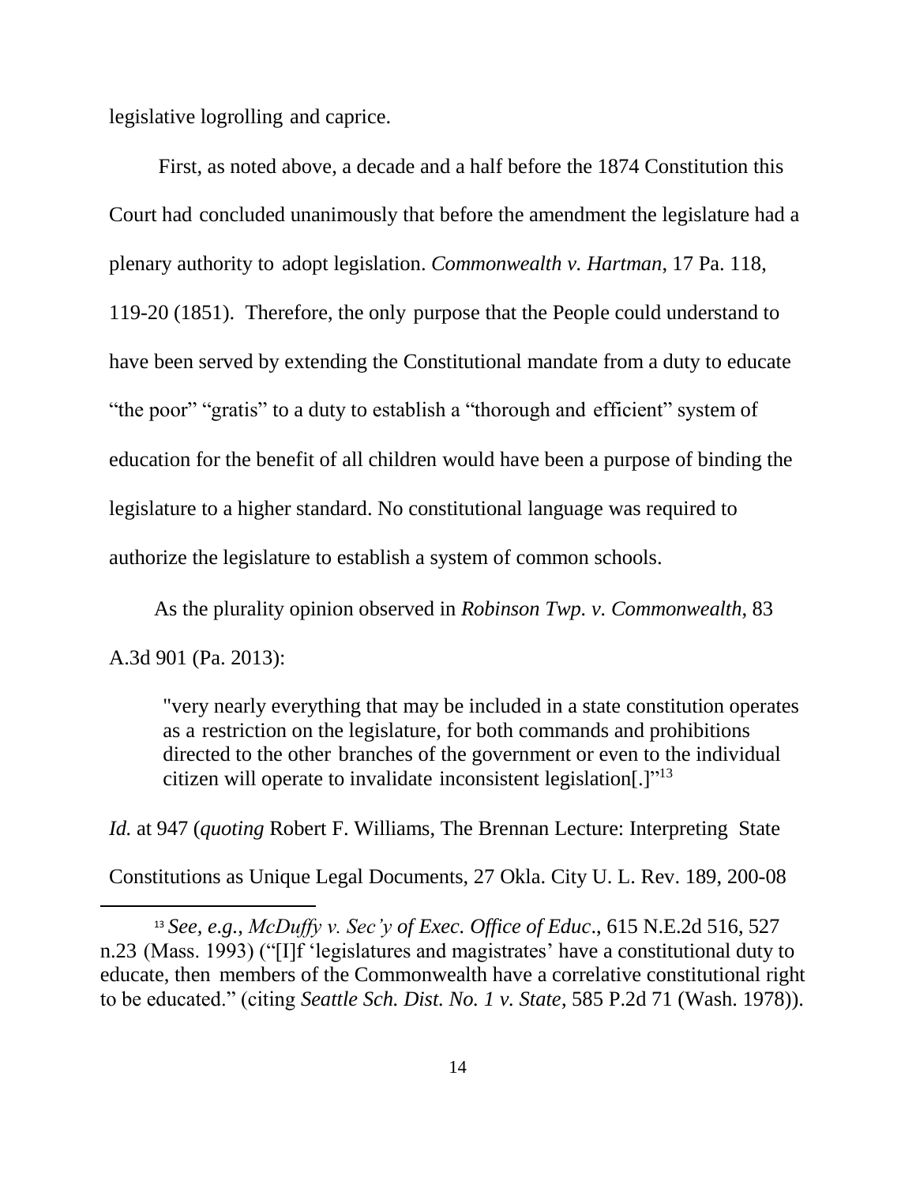legislative logrolling and caprice.

First, as noted above, a decade and a half before the 1874 Constitution this Court had concluded unanimously that before the amendment the legislature had a plenary authority to adopt legislation. *Commonwealth v. Hartman*, 17 Pa. 118, 119-20 (1851). Therefore, the only purpose that the People could understand to have been served by extending the Constitutional mandate from a duty to educate "the poor" "gratis" to a duty to establish a "thorough and efficient" system of education for the benefit of all children would have been a purpose of binding the legislature to a higher standard. No constitutional language was required to authorize the legislature to establish a system of common schools.

As the plurality opinion observed in *Robinson Twp. v. Commonwealth*, 83 A.3d 901 (Pa. 2013):

> "very nearly everything that may be included in a state constitution operates as a restriction on the legislature, for both commands and prohibitions directed to the other branches of the government or even to the individual citizen will operate to invalidate inconsistent legislation[.]"[13]

*Id.* at 947 (*quoting* Robert F. Williams, The Brennan Lecture: Interpreting State Constitutions as Unique Legal Documents, 27 Okla. City U. L. Rev. 189, 200-08

---

[13] *See, e.g.*, *McDuffy v. Sec'y of Exec. Office of Educ*., 615 N.E.2d 516, 527 n.23 (Mass. 1993) ("[I]f 'legislatures and magistrates' have a constitutional duty to educate, then members of the Commonwealth have a correlative constitutional right to be educated." (citing *Seattle Sch. Dist. No. 1 v. State*, 585 P.2d 71 (Wash. 1978)).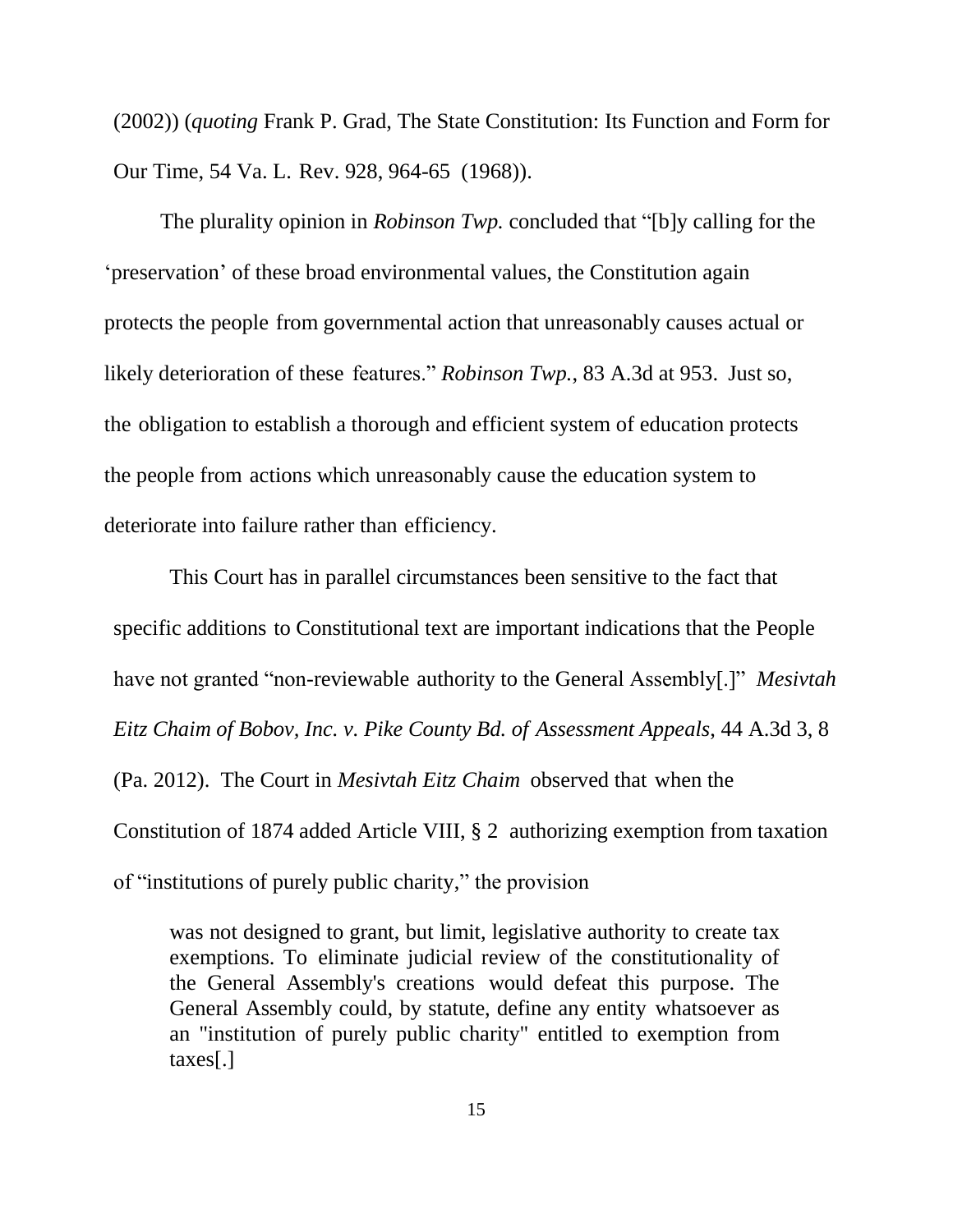(2002)) (*quoting* Frank P. Grad, The State Constitution: Its Function and Form for Our Time, 54 Va. L. Rev. 928, 964-65 (1968)).

The plurality opinion in *Robinson Twp.* concluded that "[b]y calling for the 'preservation' of these broad environmental values, the Constitution again protects the people from governmental action that unreasonably causes actual or likely deterioration of these features." *Robinson Twp.*, 83 A.3d at 953. Just so, the obligation to establish a thorough and efficient system of education protects the people from actions which unreasonably cause the education system to deteriorate into failure rather than efficiency.

This Court has in parallel circumstances been sensitive to the fact that specific additions to Constitutional text are important indications that the People have not granted "non-reviewable authority to the General Assembly[.]" *Mesivtah Eitz Chaim of Bobov, Inc. v. Pike County Bd. of Assessment Appeals*, 44 A.3d 3, 8 (Pa. 2012). The Court in *Mesivtah Eitz Chaim* observed that when the Constitution of 1874 added Article VIII, § 2 authorizing exemption from taxation of "institutions of purely public charity," the provision

> was not designed to grant, but limit, legislative authority to create tax exemptions. To eliminate judicial review of the constitutionality of the General Assembly's creations would defeat this purpose. The General Assembly could, by statute, define any entity whatsoever as an "institution of purely public charity" entitled to exemption from taxes[.]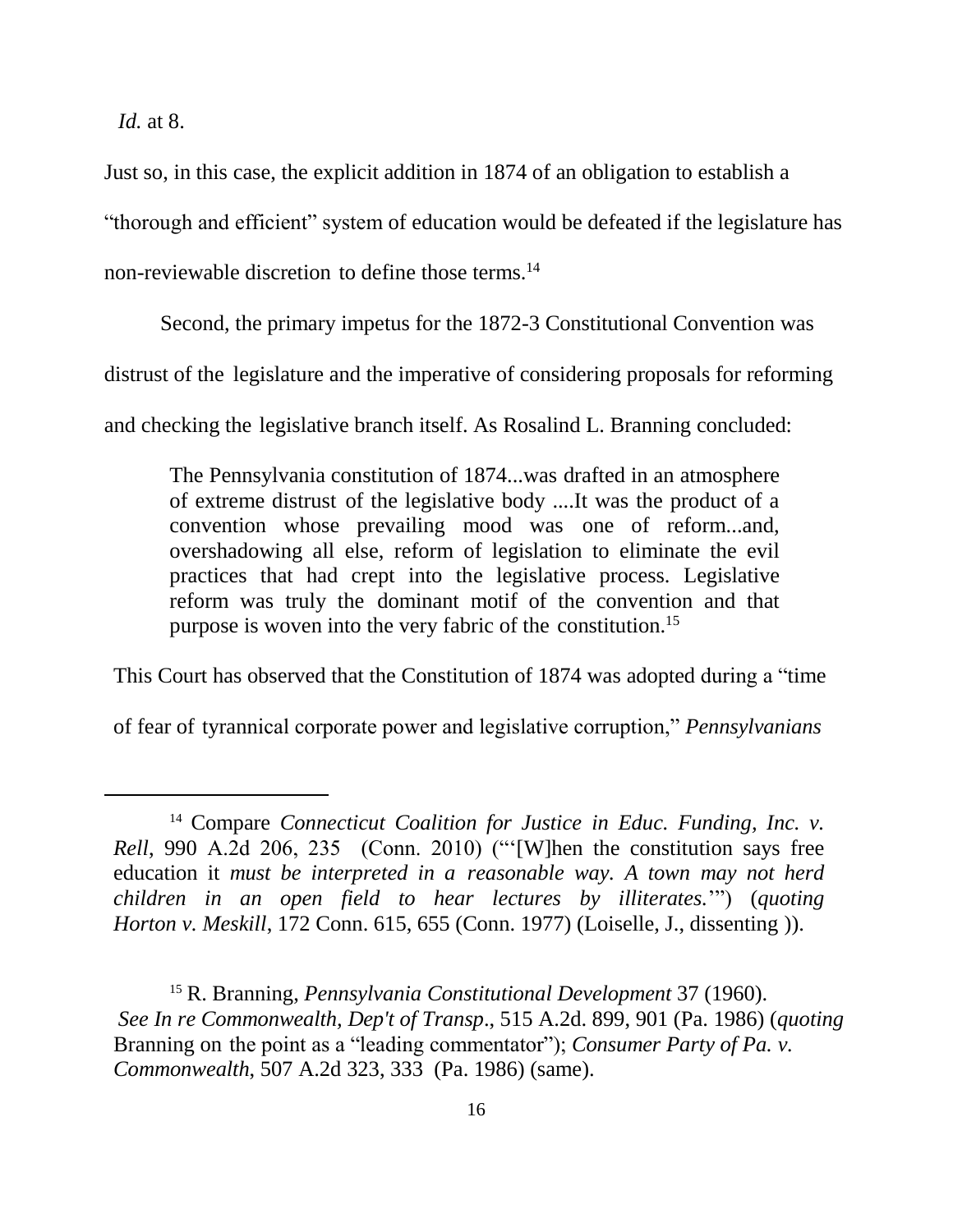*Id.* at 8.

Just so, in this case, the explicit addition in 1874 of an obligation to establish a "thorough and efficient" system of education would be defeated if the legislature has non-reviewable discretion to define those terms.[14]

Second, the primary impetus for the 1872-3 Constitutional Convention was distrust of the legislature and the imperative of considering proposals for reforming and checking the legislative branch itself. As Rosalind L. Branning concluded:

> The Pennsylvania constitution of 1874...was drafted in an atmosphere of extreme distrust of the legislative body ....It was the product of a convention whose prevailing mood was one of reform...and, overshadowing all else, reform of legislation to eliminate the evil practices that had crept into the legislative process. Legislative reform was truly the dominant motif of the convention and that purpose is woven into the very fabric of the constitution.[15]

This Court has observed that the Constitution of 1874 was adopted during a "time of fear of tyrannical corporate power and legislative corruption," *Pennsylvanians*

---

[14] Compare *Connecticut Coalition for Justice in Educ. Funding, Inc. v. Rell*, 990 A.2d 206, 235 (Conn. 2010) ("'[W]hen the constitution says free education it *must be interpreted in a reasonable way. A town may not herd children in an open field to hear lectures by illiterates.*'") (*quoting Horton v. Meskill*, 172 Conn. 615, 655 (Conn. 1977) (Loiselle, J., dissenting )).

[15] R. Branning, *Pennsylvania Constitutional Development* 37 (1960). *See In re Commonwealth, Dep't of Transp*., 515 A.2d. 899, 901 (Pa. 1986) (*quoting* Branning on the point as a "leading commentator"); *Consumer Party of Pa. v. Commonwealth*, 507 A.2d 323, 333 (Pa. 1986) (same).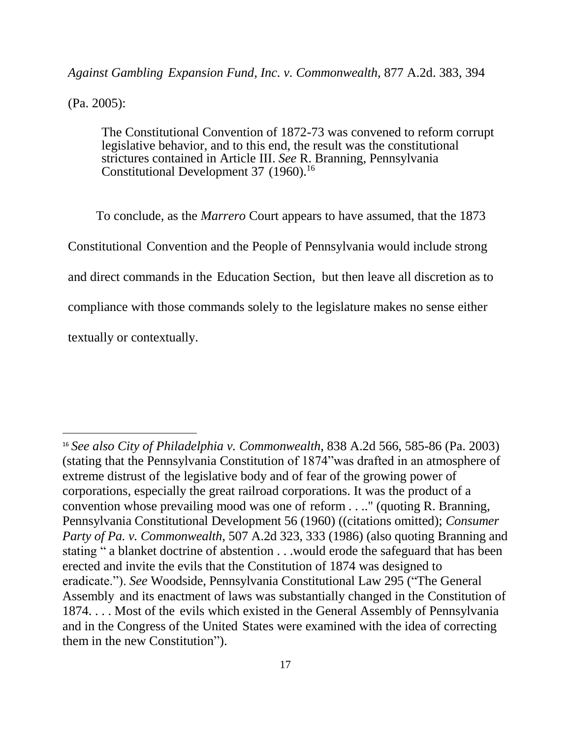*Against Gambling Expansion Fund, Inc. v. Commonwealth*, 877 A.2d. 383, 394 (Pa. 2005):

> The Constitutional Convention of 1872-73 was convened to reform corrupt legislative behavior, and to this end, the result was the constitutional strictures contained in Article III. *See* R. Branning, Pennsylvania Constitutional Development 37 (1960).[16]

To conclude, as the *Marrero* Court appears to have assumed, that the 1873 Constitutional Convention and the People of Pennsylvania would include strong and direct commands in the Education Section, but then leave all discretion as to compliance with those commands solely to the legislature makes no sense either textually or contextually.

---

[16] *See also City of Philadelphia v. Commonwealth*, 838 A.2d 566, 585-86 (Pa. 2003) (stating that the Pennsylvania Constitution of 1874"was drafted in an atmosphere of extreme distrust of the legislative body and of fear of the growing power of corporations, especially the great railroad corporations. It was the product of a convention whose prevailing mood was one of reform . . .." (quoting R. Branning, Pennsylvania Constitutional Development 56 (1960) ((citations omitted); *Consumer Party of Pa. v. Commonwealth,* 507 A.2d 323, 333 (1986) (also quoting Branning and stating " a blanket doctrine of abstention . . .would erode the safeguard that has been erected and invite the evils that the Constitution of 1874 was designed to eradicate."). *See* Woodside, Pennsylvania Constitutional Law 295 ("The General Assembly and its enactment of laws was substantially changed in the Constitution of 1874. . . . Most of the evils which existed in the General Assembly of Pennsylvania and in the Congress of the United States were examined with the idea of correcting them in the new Constitution").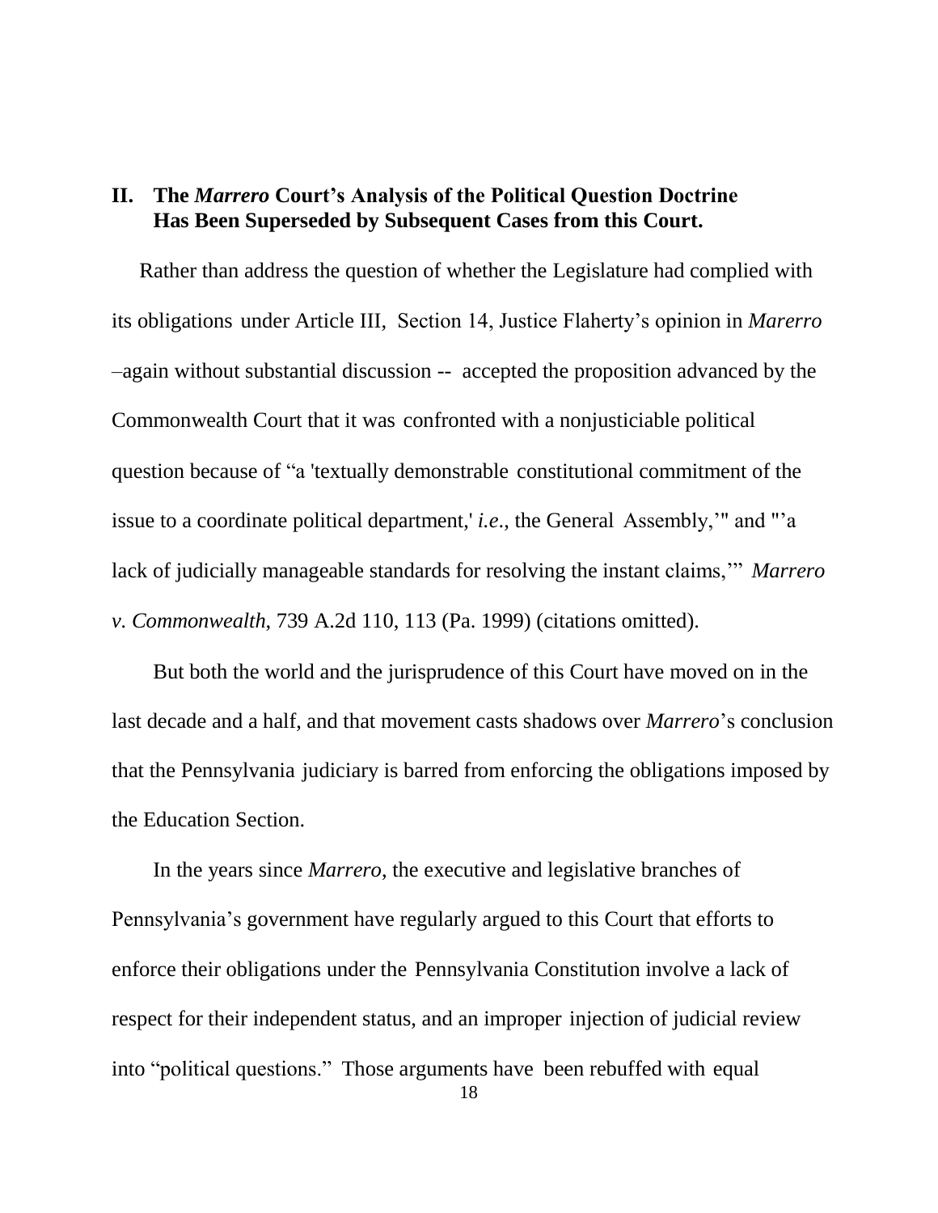## II. The *Marrero* Court's Analysis of the Political Question Doctrine Has Been Superseded by Subsequent Cases from this Court.

Rather than address the question of whether the Legislature had complied with its obligations under Article III, Section 14, Justice Flaherty's opinion in *Marerro* –again without substantial discussion -- accepted the proposition advanced by the Commonwealth Court that it was confronted with a nonjusticiable political question because of "a 'textually demonstrable constitutional commitment of the issue to a coordinate political department,' *i.e*., the General Assembly,'" and "'a lack of judicially manageable standards for resolving the instant claims,'" *Marrero v. Commonwealth*, 739 A.2d 110, 113 (Pa. 1999) (citations omitted).

But both the world and the jurisprudence of this Court have moved on in the last decade and a half, and that movement casts shadows over *Marrero*'s conclusion that the Pennsylvania judiciary is barred from enforcing the obligations imposed by the Education Section.

In the years since *Marrero*, the executive and legislative branches of Pennsylvania's government have regularly argued to this Court that efforts to enforce their obligations under the Pennsylvania Constitution involve a lack of respect for their independent status, and an improper injection of judicial review into "political questions." Those arguments have been rebuffed with equal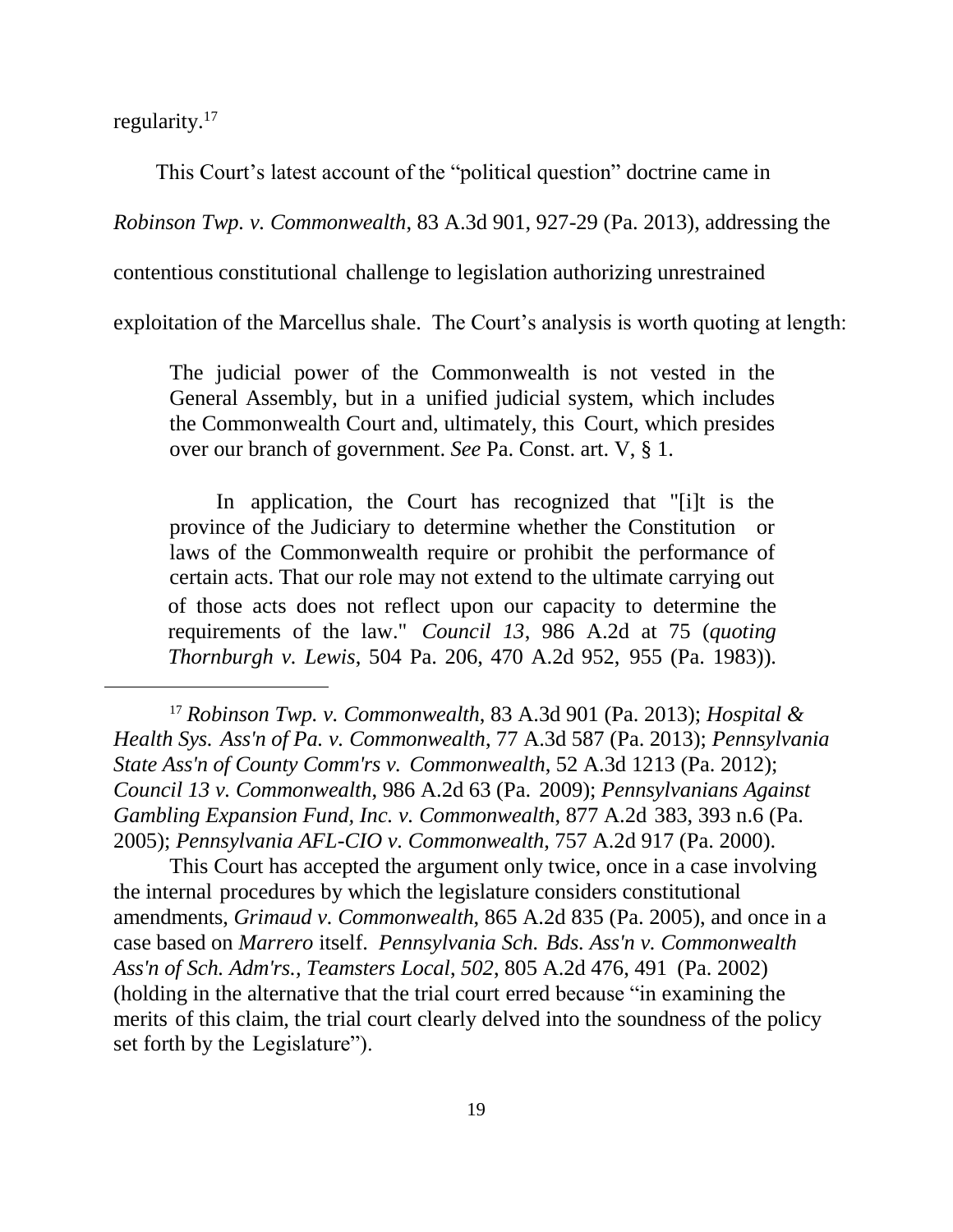regularity.[17]

This Court's latest account of the "political question" doctrine came in *Robinson Twp. v. Commonwealth*, 83 A.3d 901, 927-29 (Pa. 2013), addressing the contentious constitutional challenge to legislation authorizing unrestrained exploitation of the Marcellus shale. The Court's analysis is worth quoting at length:

> The judicial power of the Commonwealth is not vested in the General Assembly, but in a unified judicial system, which includes the Commonwealth Court and, ultimately, this Court, which presides over our branch of government. *See* Pa. Const. art. V, § 1.
>
> In application, the Court has recognized that "[i]t is the province of the Judiciary to determine whether the Constitution or laws of the Commonwealth require or prohibit the performance of certain acts. That our role may not extend to the ultimate carrying out of those acts does not reflect upon our capacity to determine the requirements of the law." *Council 13*, 986 A.2d at 75 (*quoting Thornburgh v. Lewis*, 504 Pa. 206, 470 A.2d 952, 955 (Pa. 1983)).

[17] *Robinson Twp. v. Commonwealth*, 83 A.3d 901 (Pa. 2013); *Hospital & Health Sys. Ass'n of Pa. v. Commonwealth*, 77 A.3d 587 (Pa. 2013); *Pennsylvania State Ass'n of County Comm'rs v. Commonwealth*, 52 A.3d 1213 (Pa. 2012); *Council 13 v. Commonwealth*, 986 A.2d 63 (Pa. 2009); *Pennsylvanians Against Gambling Expansion Fund, Inc. v. Commonwealth*, 877 A.2d 383, 393 n.6 (Pa. 2005); *Pennsylvania AFL-CIO v. Commonwealth*, 757 A.2d 917 (Pa. 2000).

This Court has accepted the argument only twice, once in a case involving the internal procedures by which the legislature considers constitutional amendments, *Grimaud v. Commonwealth*, 865 A.2d 835 (Pa. 2005), and once in a case based on *Marrero* itself. *Pennsylvania Sch. Bds. Ass'n v. Commonwealth Ass'n of Sch. Adm'rs., Teamsters Local*, *502*, 805 A.2d 476, 491 (Pa. 2002) (holding in the alternative that the trial court erred because "in examining the merits of this claim, the trial court clearly delved into the soundness of the policy set forth by the Legislature").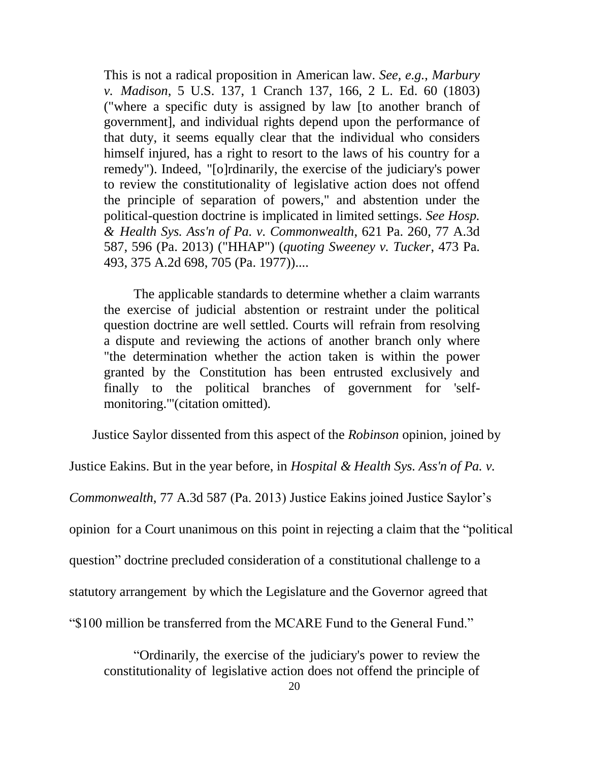> This is not a radical proposition in American law. *See, e.g.*, *Marbury v. Madison*, 5 U.S. 137, 1 Cranch 137, 166, 2 L. Ed. 60 (1803) ("where a specific duty is assigned by law [to another branch of government], and individual rights depend upon the performance of that duty, it seems equally clear that the individual who considers himself injured, has a right to resort to the laws of his country for a remedy"). Indeed, "[o]rdinarily, the exercise of the judiciary's power to review the constitutionality of legislative action does not offend the principle of separation of powers," and abstention under the political-question doctrine is implicated in limited settings. *See Hosp. & Health Sys. Ass'n of Pa. v. Commonwealth*, 621 Pa. 260, 77 A.3d 587, 596 (Pa. 2013) ("HHAP") (*quoting Sweeney v. Tucker*, 473 Pa. 493, 375 A.2d 698, 705 (Pa. 1977))....
>
> The applicable standards to determine whether a claim warrants the exercise of judicial abstention or restraint under the political question doctrine are well settled. Courts will refrain from resolving a dispute and reviewing the actions of another branch only where "the determination whether the action taken is within the power granted by the Constitution has been entrusted exclusively and finally to the political branches of government for 'self-monitoring.'"(citation omitted).

Justice Saylor dissented from this aspect of the *Robinson* opinion, joined by Justice Eakins. But in the year before, in *Hospital & Health Sys. Ass'n of Pa. v. Commonwealth*, 77 A.3d 587 (Pa. 2013) Justice Eakins joined Justice Saylor's opinion for a Court unanimous on this point in rejecting a claim that the "political question" doctrine precluded consideration of a constitutional challenge to a statutory arrangement by which the Legislature and the Governor agreed that "$100 million be transferred from the MCARE Fund to the General Fund."

> "Ordinarily, the exercise of the judiciary's power to review the constitutionality of legislative action does not offend the principle of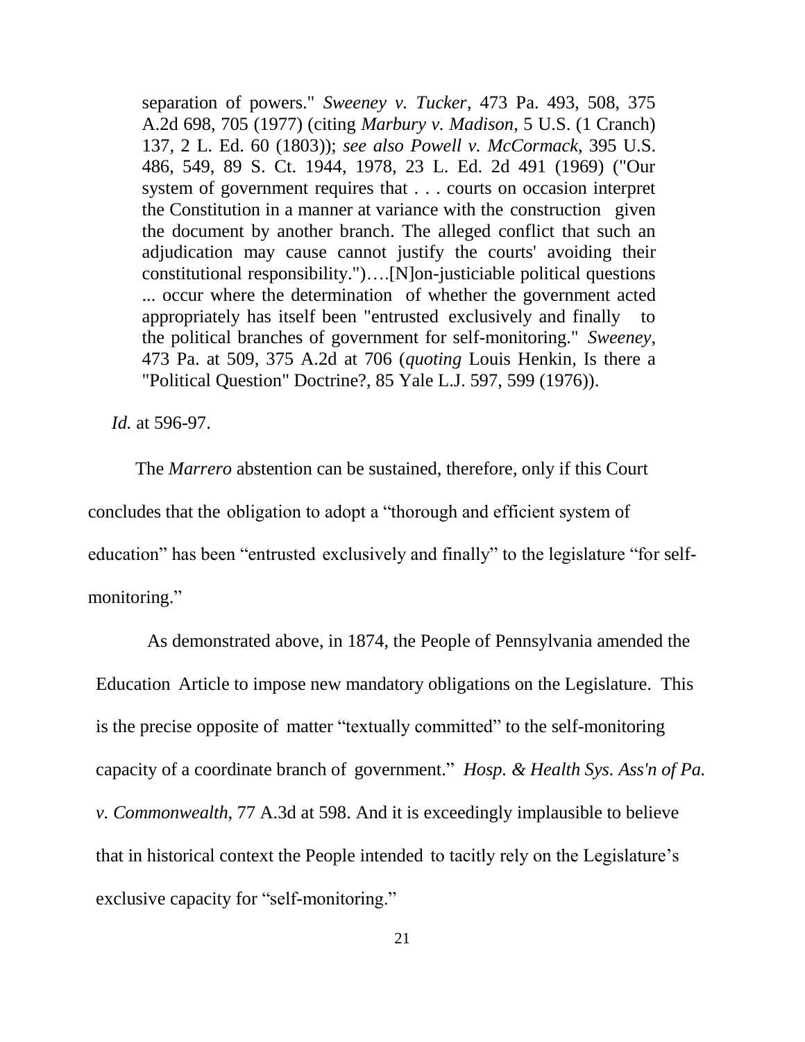> separation of powers." *Sweeney v. Tucker*, 473 Pa. 493, 508, 375 A.2d 698, 705 (1977) (citing *Marbury v. Madison*, 5 U.S. (1 Cranch) 137, 2 L. Ed. 60 (1803)); *see also Powell v. McCormack*, 395 U.S. 486, 549, 89 S. Ct. 1944, 1978, 23 L. Ed. 2d 491 (1969) ("Our system of government requires that . . . courts on occasion interpret the Constitution in a manner at variance with the construction given the document by another branch. The alleged conflict that such an adjudication may cause cannot justify the courts' avoiding their constitutional responsibility.")….[N]on-justiciable political questions ... occur where the determination of whether the government acted appropriately has itself been "entrusted exclusively and finally to the political branches of government for self-monitoring." *Sweeney*, 473 Pa. at 509, 375 A.2d at 706 (*quoting* Louis Henkin, Is there a "Political Question" Doctrine?, 85 Yale L.J. 597, 599 (1976)).

*Id.* at 596-97.

The *Marrero* abstention can be sustained, therefore, only if this Court concludes that the obligation to adopt a "thorough and efficient system of education" has been "entrusted exclusively and finally" to the legislature "for self-monitoring."

As demonstrated above, in 1874, the People of Pennsylvania amended the Education Article to impose new mandatory obligations on the Legislature. This is the precise opposite of matter "textually committed" to the self-monitoring capacity of a coordinate branch of government." *Hosp. & Health Sys. Ass'n of Pa. v. Commonwealth*, 77 A.3d at 598. And it is exceedingly implausible to believe that in historical context the People intended to tacitly rely on the Legislature's exclusive capacity for "self-monitoring."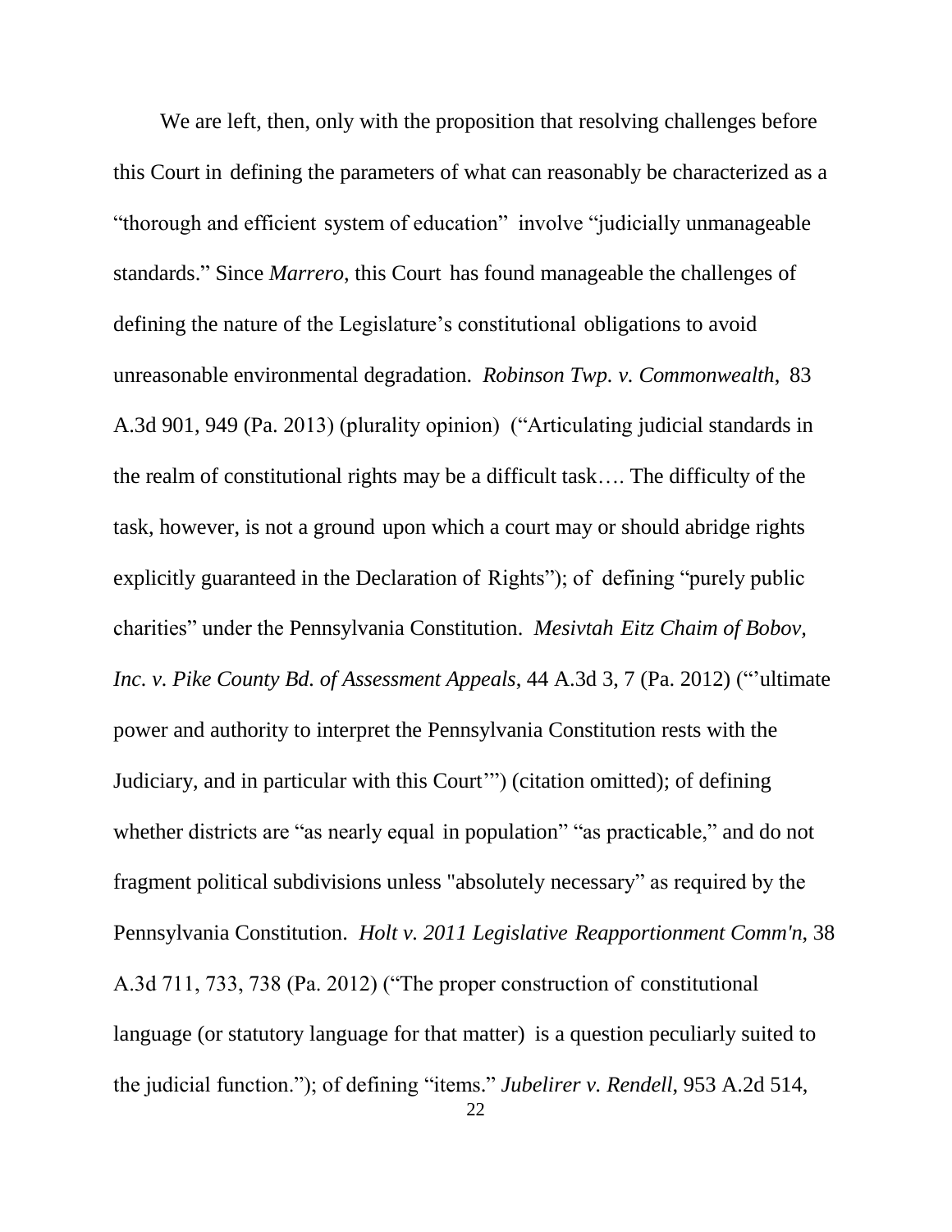We are left, then, only with the proposition that resolving challenges before this Court in defining the parameters of what can reasonably be characterized as a "thorough and efficient system of education" involve "judicially unmanageable standards." Since *Marrero*, this Court has found manageable the challenges of defining the nature of the Legislature's constitutional obligations to avoid unreasonable environmental degradation. *Robinson Twp. v. Commonwealth*, 83 A.3d 901, 949 (Pa. 2013) (plurality opinion) ("Articulating judicial standards in the realm of constitutional rights may be a difficult task…. The difficulty of the task, however, is not a ground upon which a court may or should abridge rights explicitly guaranteed in the Declaration of Rights"); of defining "purely public charities" under the Pennsylvania Constitution. *Mesivtah Eitz Chaim of Bobov, Inc. v. Pike County Bd. of Assessment Appeals*, 44 A.3d 3, 7 (Pa. 2012) ("'ultimate power and authority to interpret the Pennsylvania Constitution rests with the Judiciary, and in particular with this Court'") (citation omitted); of defining whether districts are "as nearly equal in population" "as practicable," and do not fragment political subdivisions unless "absolutely necessary" as required by the Pennsylvania Constitution. *Holt v. 2011 Legislative Reapportionment Comm'n*, 38 A.3d 711, 733, 738 (Pa. 2012) ("The proper construction of constitutional language (or statutory language for that matter) is a question peculiarly suited to the judicial function."); of defining "items." *Jubelirer v. Rendell*, 953 A.2d 514,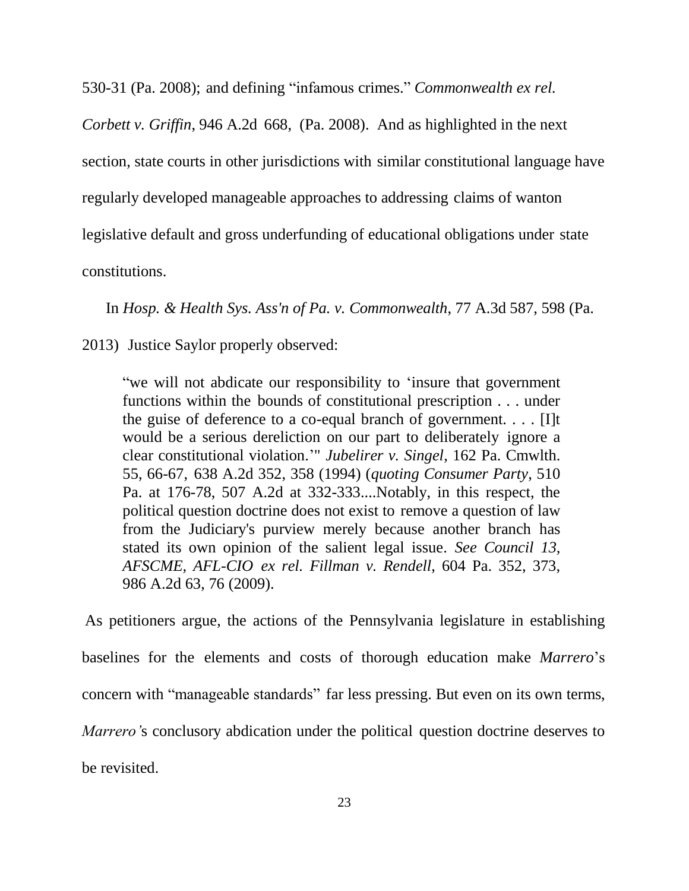530-31 (Pa. 2008); and defining "infamous crimes." *Commonwealth ex rel. Corbett v. Griffin*, 946 A.2d 668, (Pa. 2008). And as highlighted in the next section, state courts in other jurisdictions with similar constitutional language have regularly developed manageable approaches to addressing claims of wanton legislative default and gross underfunding of educational obligations under state constitutions.

In *Hosp. & Health Sys. Ass'n of Pa. v. Commonwealth*, 77 A.3d 587, 598 (Pa. 2013) Justice Saylor properly observed:

> "we will not abdicate our responsibility to 'insure that government functions within the bounds of constitutional prescription . . . under the guise of deference to a co-equal branch of government. . . . [I]t would be a serious dereliction on our part to deliberately ignore a clear constitutional violation.'" *Jubelirer v. Singel*, 162 Pa. Cmwlth. 55, 66-67, 638 A.2d 352, 358 (1994) (*quoting Consumer Party*, 510 Pa. at 176-78, 507 A.2d at 332-333....Notably, in this respect, the political question doctrine does not exist to remove a question of law from the Judiciary's purview merely because another branch has stated its own opinion of the salient legal issue. *See Council 13, AFSCME, AFL-CIO ex rel. Fillman v. Rendell*, 604 Pa. 352, 373, 986 A.2d 63, 76 (2009).

As petitioners argue, the actions of the Pennsylvania legislature in establishing baselines for the elements and costs of thorough education make *Marrero*'s concern with "manageable standards" far less pressing. But even on its own terms, *Marrero'*s conclusory abdication under the political question doctrine deserves to be revisited.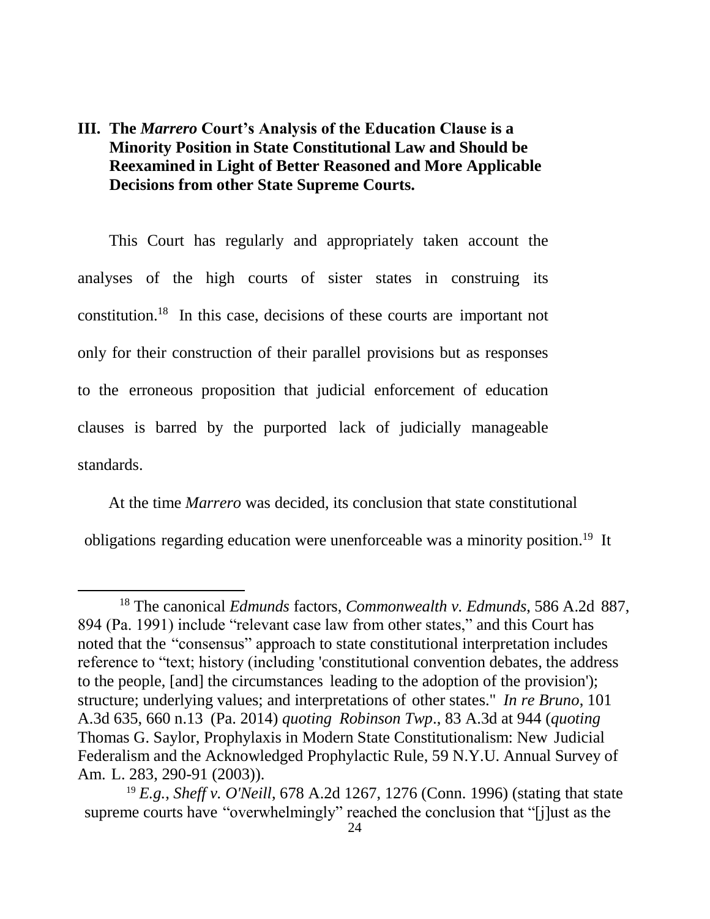## III. The *Marrero* Court's Analysis of the Education Clause is a Minority Position in State Constitutional Law and Should be Reexamined in Light of Better Reasoned and More Applicable Decisions from other State Supreme Courts.

This Court has regularly and appropriately taken account the analyses of the high courts of sister states in construing its constitution.[18] In this case, decisions of these courts are important not only for their construction of their parallel provisions but as responses to the erroneous proposition that judicial enforcement of education clauses is barred by the purported lack of judicially manageable standards.

At the time *Marrero* was decided, its conclusion that state constitutional obligations regarding education were unenforceable was a minority position.[19] It

---

[18] The canonical *Edmunds* factors, *Commonwealth v. Edmunds*, 586 A.2d 887, 894 (Pa. 1991) include "relevant case law from other states," and this Court has noted that the "consensus" approach to state constitutional interpretation includes reference to "text; history (including 'constitutional convention debates, the address to the people, [and] the circumstances leading to the adoption of the provision'); structure; underlying values; and interpretations of other states." *In re Bruno*, 101 A.3d 635, 660 n.13 (Pa. 2014) *quoting Robinson Twp*., 83 A.3d at 944 (*quoting* Thomas G. Saylor, Prophylaxis in Modern State Constitutionalism: New Judicial Federalism and the Acknowledged Prophylactic Rule, 59 N.Y.U. Annual Survey of Am. L. 283, 290-91 (2003)).

[19] *E.g., Sheff v. O'Neill*, 678 A.2d 1267, 1276 (Conn. 1996) (stating that state supreme courts have "overwhelmingly" reached the conclusion that "[j]ust as the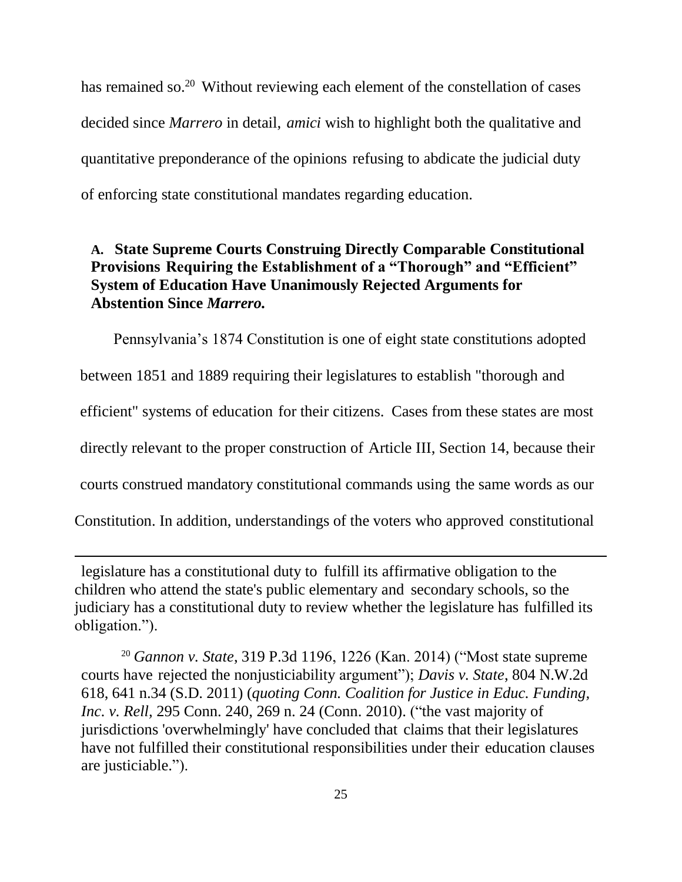has remained so.[20] Without reviewing each element of the constellation of cases decided since *Marrero* in detail, *amici* wish to highlight both the qualitative and quantitative preponderance of the opinions refusing to abdicate the judicial duty of enforcing state constitutional mandates regarding education.

### A. State Supreme Courts Construing Directly Comparable Constitutional Provisions Requiring the Establishment of a "Thorough" and "Efficient" System of Education Have Unanimously Rejected Arguments for Abstention Since *Marrero.*

Pennsylvania's 1874 Constitution is one of eight state constitutions adopted between 1851 and 1889 requiring their legislatures to establish "thorough and efficient" systems of education for their citizens. Cases from these states are most directly relevant to the proper construction of Article III, Section 14, because their courts construed mandatory constitutional commands using the same words as our Constitution. In addition, understandings of the voters who approved constitutional

---

legislature has a constitutional duty to fulfill its affirmative obligation to the children who attend the state's public elementary and secondary schools, so the judiciary has a constitutional duty to review whether the legislature has fulfilled its obligation.").

[20] *Gannon v. State*, 319 P.3d 1196, 1226 (Kan. 2014) ("Most state supreme courts have rejected the nonjusticiability argument"); *Davis v. State*, 804 N.W.2d 618, 641 n.34 (S.D. 2011) (*quoting Conn. Coalition for Justice in Educ. Funding, Inc. v. Rell*, 295 Conn. 240, 269 n. 24 (Conn. 2010). ("the vast majority of jurisdictions 'overwhelmingly' have concluded that claims that their legislatures have not fulfilled their constitutional responsibilities under their education clauses are justiciable.").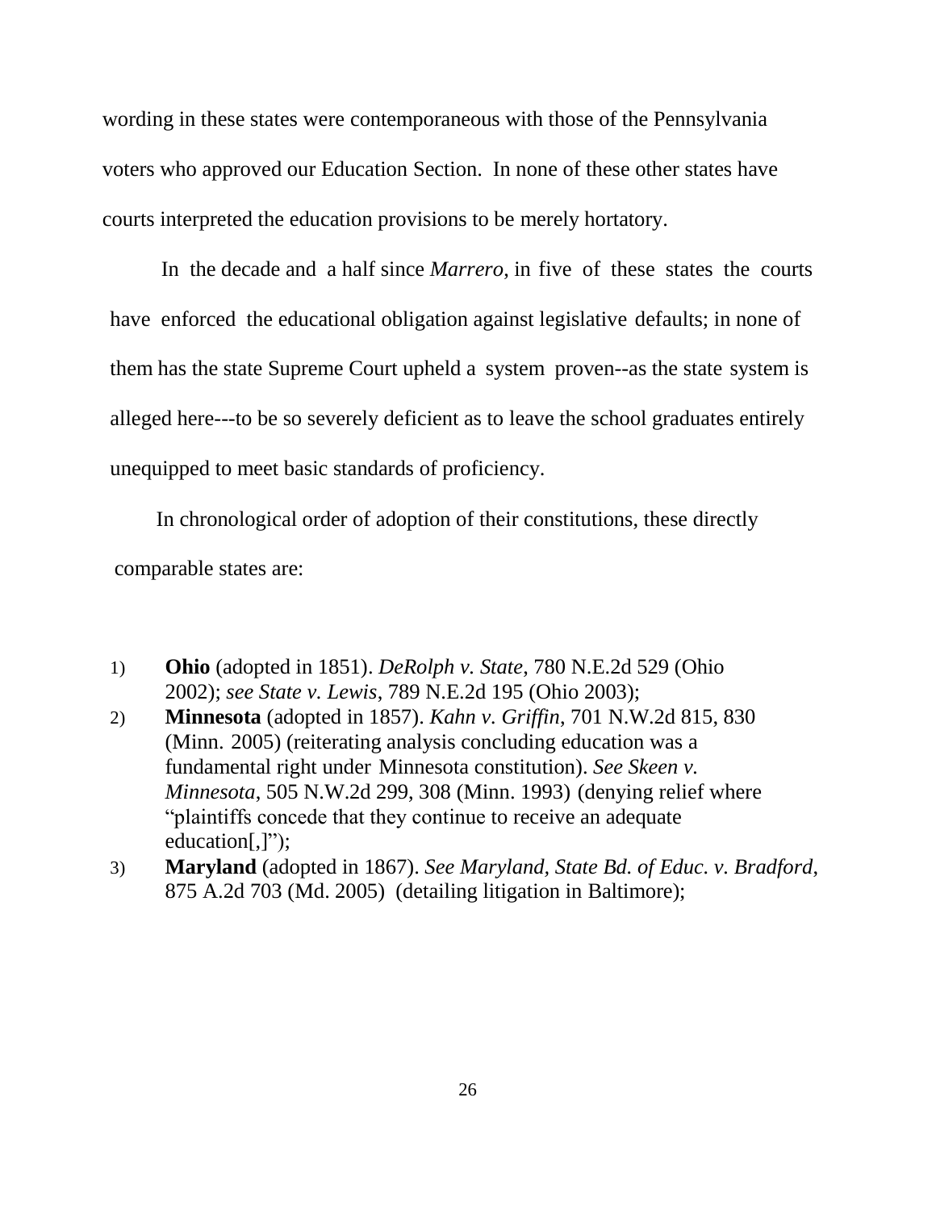wording in these states were contemporaneous with those of the Pennsylvania voters who approved our Education Section. In none of these other states have courts interpreted the education provisions to be merely hortatory.

In the decade and a half since *Marrero*, in five of these states the courts have enforced the educational obligation against legislative defaults; in none of them has the state Supreme Court upheld a system proven--as the state system is alleged here---to be so severely deficient as to leave the school graduates entirely unequipped to meet basic standards of proficiency.

In chronological order of adoption of their constitutions, these directly comparable states are:

1) **Ohio** (adopted in 1851). *DeRolph v. State*, 780 N.E.2d 529 (Ohio 2002); *see State v. Lewis*, 789 N.E.2d 195 (Ohio 2003);
2) **Minnesota** (adopted in 1857). *Kahn v. Griffin*, 701 N.W.2d 815, 830 (Minn. 2005) (reiterating analysis concluding education was a fundamental right under Minnesota constitution). *See Skeen v. Minnesota*, 505 N.W.2d 299, 308 (Minn. 1993) (denying relief where "plaintiffs concede that they continue to receive an adequate education[,]");
3) **Maryland** (adopted in 1867). *See Maryland, State Bd. of Educ. v. Bradford*, 875 A.2d 703 (Md. 2005) (detailing litigation in Baltimore);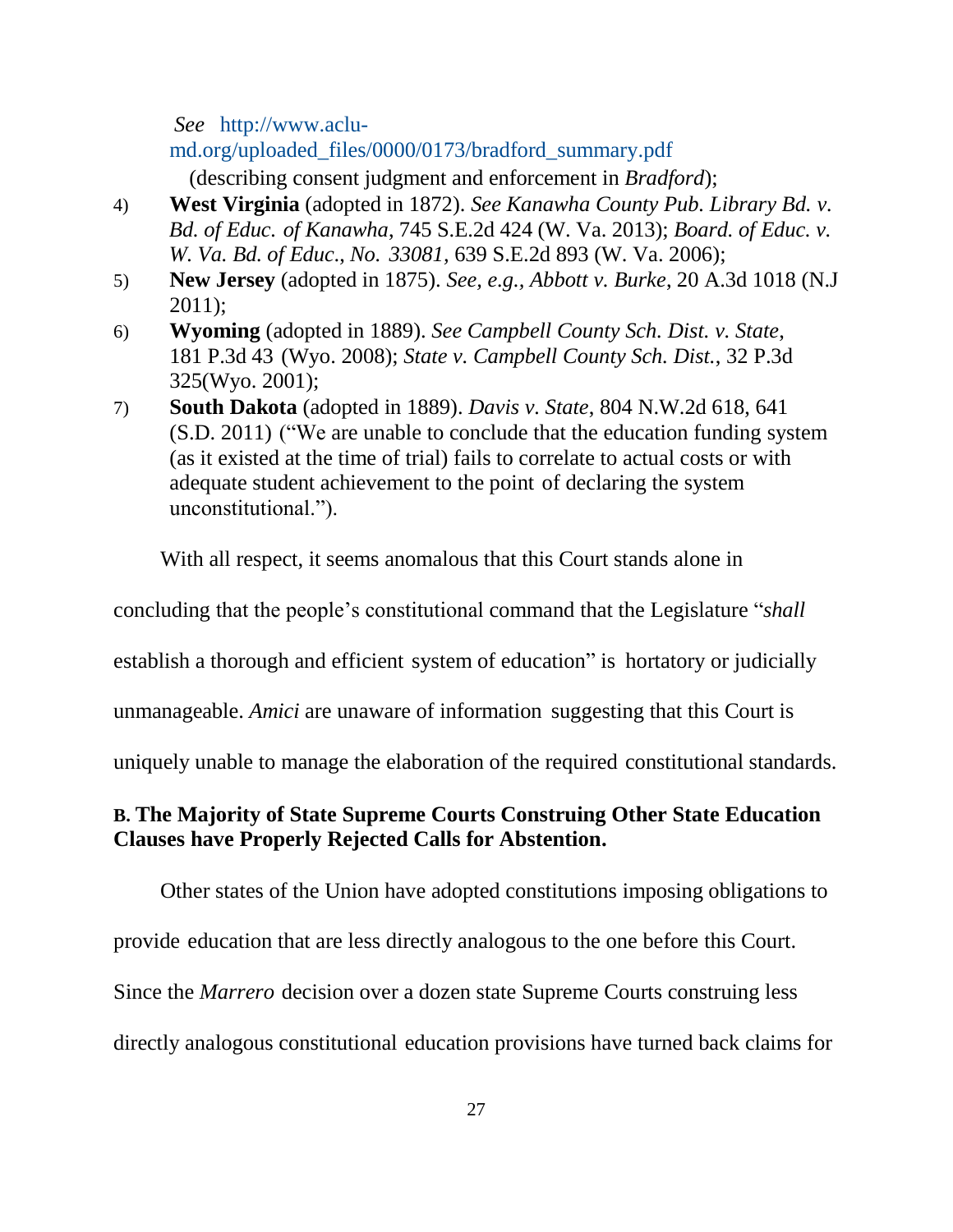*See* http://www.aclu-md.org/uploaded_files/0000/0173/bradford_summary.pdf (describing consent judgment and enforcement in *Bradford*);

4) **West Virginia** (adopted in 1872). *See Kanawha County Pub. Library Bd. v. Bd. of Educ. of Kanawha*, 745 S.E.2d 424 (W. Va. 2013); *Board. of Educ. v. W. Va. Bd. of Educ., No. 33081*, 639 S.E.2d 893 (W. Va. 2006);

5) **New Jersey** (adopted in 1875). *See, e.g., Abbott v. Burke*, 20 A.3d 1018 (N.J 2011);

6) **Wyoming** (adopted in 1889). *See Campbell County Sch. Dist. v. State*, 181 P.3d 43 (Wyo. 2008); *State v. Campbell County Sch. Dist.*, 32 P.3d 325(Wyo. 2001);

7) **South Dakota** (adopted in 1889). *Davis v. State*, 804 N.W.2d 618, 641 (S.D. 2011) ("We are unable to conclude that the education funding system (as it existed at the time of trial) fails to correlate to actual costs or with adequate student achievement to the point of declaring the system unconstitutional.").

With all respect, it seems anomalous that this Court stands alone in concluding that the people's constitutional command that the Legislature "*shall* establish a thorough and efficient system of education" is hortatory or judicially unmanageable. *Amici* are unaware of information suggesting that this Court is uniquely unable to manage the elaboration of the required constitutional standards.

### B. The Majority of State Supreme Courts Construing Other State Education Clauses have Properly Rejected Calls for Abstention.

Other states of the Union have adopted constitutions imposing obligations to provide education that are less directly analogous to the one before this Court. Since the *Marrero* decision over a dozen state Supreme Courts construing less directly analogous constitutional education provisions have turned back claims for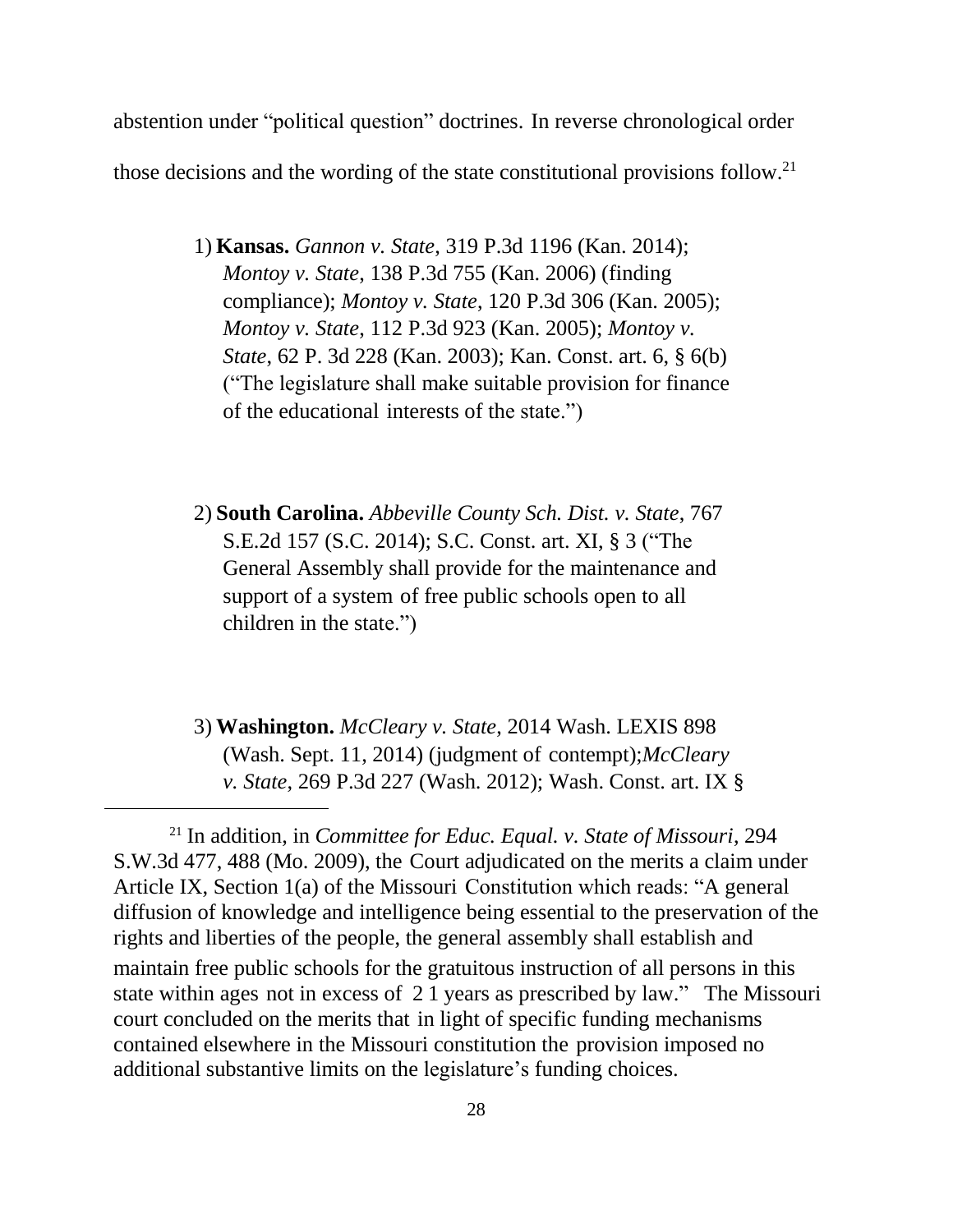abstention under "political question" doctrines. In reverse chronological order those decisions and the wording of the state constitutional provisions follow.[21]

1) **Kansas.** *Gannon v. State*, 319 P.3d 1196 (Kan. 2014); *Montoy v. State*, 138 P.3d 755 (Kan. 2006) (finding compliance); *Montoy v. State*, 120 P.3d 306 (Kan. 2005); *Montoy v. State*, 112 P.3d 923 (Kan. 2005); *Montoy v. State*, 62 P. 3d 228 (Kan. 2003); Kan. Const. art. 6, § 6(b) ("The legislature shall make suitable provision for finance of the educational interests of the state.")

2) **South Carolina.** *Abbeville County Sch. Dist. v. State*, 767 S.E.2d 157 (S.C. 2014); S.C. Const. art. XI, § 3 ("The General Assembly shall provide for the maintenance and support of a system of free public schools open to all children in the state.")

3) **Washington.** *McCleary v. State*, 2014 Wash. LEXIS 898 (Wash. Sept. 11, 2014) (judgment of contempt);*McCleary v. State*, 269 P.3d 227 (Wash. 2012); Wash. Const. art. IX §

---

[21] In addition, in *Committee for Educ. Equal. v. State of Missouri*, 294 S.W.3d 477, 488 (Mo. 2009), the Court adjudicated on the merits a claim under Article IX, Section 1(a) of the Missouri Constitution which reads: "A general diffusion of knowledge and intelligence being essential to the preservation of the rights and liberties of the people, the general assembly shall establish and maintain free public schools for the gratuitous instruction of all persons in this state within ages not in excess of 2 1 years as prescribed by law." The Missouri court concluded on the merits that in light of specific funding mechanisms contained elsewhere in the Missouri constitution the provision imposed no additional substantive limits on the legislature's funding choices.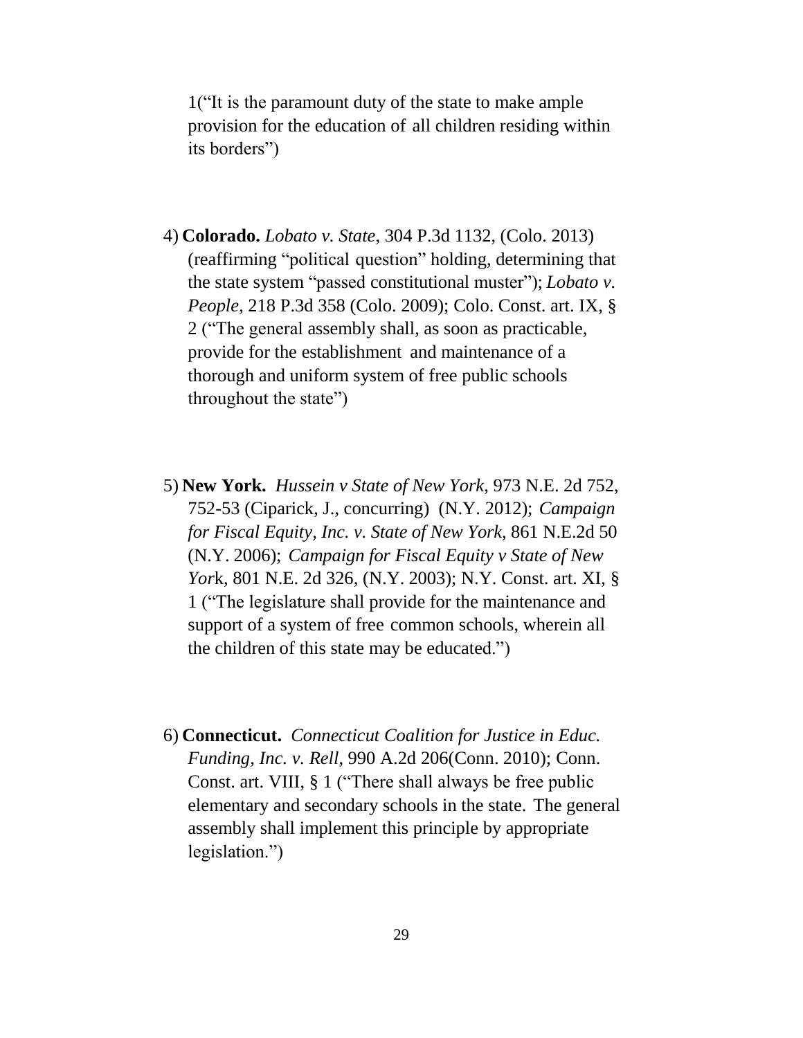1(“It is the paramount duty of the state to make ample provision for the education of all children residing within its borders”)

4) **Colorado.** *Lobato v. State*, 304 P.3d 1132, (Colo. 2013) (reaffirming “political question” holding, determining that the state system “passed constitutional muster”); *Lobato v. People*, 218 P.3d 358 (Colo. 2009); Colo. Const. art. IX, § 2 (“The general assembly shall, as soon as practicable, provide for the establishment and maintenance of a thorough and uniform system of free public schools throughout the state”)

5) **New York.** *Hussein v State of New York*, 973 N.E. 2d 752, 752-53 (Ciparick, J., concurring) (N.Y. 2012); *Campaign for Fiscal Equity, Inc. v. State of New York*, 861 N.E.2d 50 (N.Y. 2006); *Campaign for Fiscal Equity v State of New York*, 801 N.E. 2d 326, (N.Y. 2003); N.Y. Const. art. XI, § 1 (“The legislature shall provide for the maintenance and support of a system of free common schools, wherein all the children of this state may be educated.”)

6) **Connecticut.** *Connecticut Coalition for Justice in Educ. Funding, Inc. v. Rell*, 990 A.2d 206(Conn. 2010); Conn. Const. art. VIII, § 1 (“There shall always be free public elementary and secondary schools in the state. The general assembly shall implement this principle by appropriate legislation.”)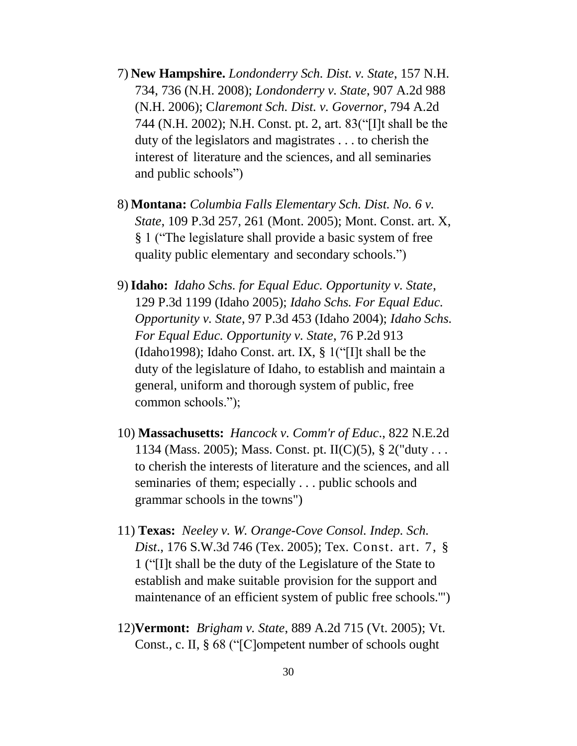7) **New Hampshire.** *Londonderry Sch. Dist. v. State*, 157 N.H. 734, 736 (N.H. 2008); *Londonderry v. State*, 907 A.2d 988 (N.H. 2006); C*laremont Sch. Dist. v. Governor*, 794 A.2d 744 (N.H. 2002); N.H. Const. pt. 2, art. 83("[I]t shall be the duty of the legislators and magistrates . . . to cherish the interest of literature and the sciences, and all seminaries and public schools")

8) **Montana:** *Columbia Falls Elementary Sch. Dist. No. 6 v. State*, 109 P.3d 257, 261 (Mont. 2005); Mont. Const. art. X, § 1 ("The legislature shall provide a basic system of free quality public elementary and secondary schools.")

9) **Idaho:** *Idaho Schs. for Equal Educ. Opportunity v. State*, 129 P.3d 1199 (Idaho 2005); *Idaho Schs. For Equal Educ. Opportunity v. State*, 97 P.3d 453 (Idaho 2004); *Idaho Schs. For Equal Educ. Opportunity v. State*, 76 P.2d 913 (Idaho1998); Idaho Const. art. IX, § 1("[I]t shall be the duty of the legislature of Idaho, to establish and maintain a general, uniform and thorough system of public, free common schools.");

10) **Massachusetts:** *Hancock v. Comm'r of Educ.*, 822 N.E.2d 1134 (Mass. 2005); Mass. Const. pt. II(C)(5), § 2("duty . . . to cherish the interests of literature and the sciences, and all seminaries of them; especially . . . public schools and grammar schools in the towns")

11) **Texas:** *Neeley v. W. Orange-Cove Consol. Indep. Sch. Dist.*, 176 S.W.3d 746 (Tex. 2005); Tex. Const. art. 7, § 1 ("[I]t shall be the duty of the Legislature of the State to establish and make suitable provision for the support and maintenance of an efficient system of public free schools.'")

12)**Vermont:** *Brigham v. State*, 889 A.2d 715 (Vt. 2005); Vt. Const., c. II, § 68 ("[C]ompetent number of schools ought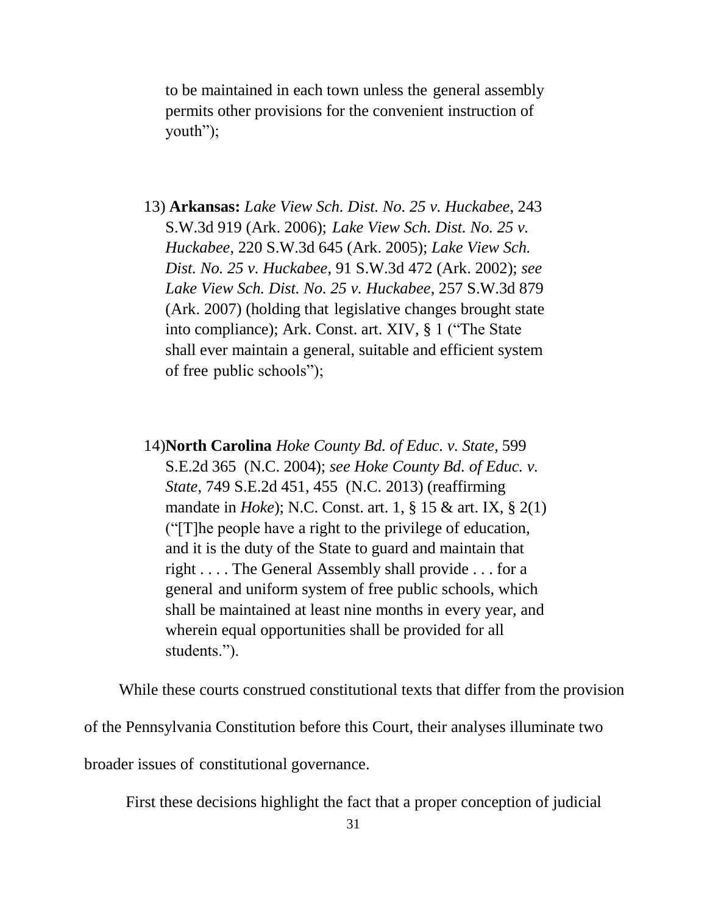to be maintained in each town unless the general assembly permits other provisions for the convenient instruction of youth");

13) **Arkansas:** *Lake View Sch. Dist. No. 25 v. Huckabee*, 243 S.W.3d 919 (Ark. 2006); *Lake View Sch. Dist. No. 25 v. Huckabee*, 220 S.W.3d 645 (Ark. 2005); *Lake View Sch. Dist. No. 25 v. Huckabee*, 91 S.W.3d 472 (Ark. 2002); *see Lake View Sch. Dist. No. 25 v. Huckabee*, 257 S.W.3d 879 (Ark. 2007) (holding that legislative changes brought state into compliance); Ark. Const. art. XIV, § 1 ("The State shall ever maintain a general, suitable and efficient system of free public schools");

14) **North Carolina** *Hoke County Bd. of Educ. v. State*, 599 S.E.2d 365 (N.C. 2004); *see Hoke County Bd. of Educ. v. State*, 749 S.E.2d 451, 455 (N.C. 2013) (reaffirming mandate in *Hoke*); N.C. Const. art. 1, § 15 & art. IX, § 2(1) ("[T]he people have a right to the privilege of education, and it is the duty of the State to guard and maintain that right . . . . The General Assembly shall provide . . . for a general and uniform system of free public schools, which shall be maintained at least nine months in every year, and wherein equal opportunities shall be provided for all students.").

While these courts construed constitutional texts that differ from the provision of the Pennsylvania Constitution before this Court, their analyses illuminate two broader issues of constitutional governance.

First these decisions highlight the fact that a proper conception of judicial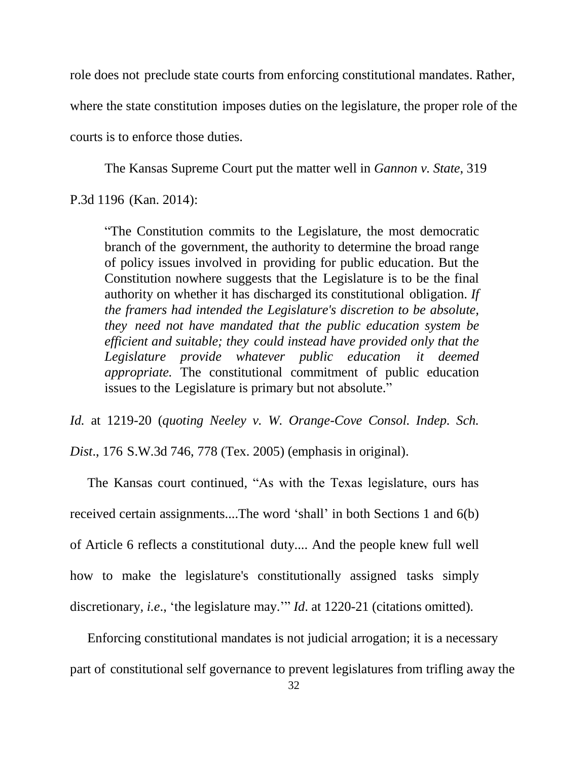role does not preclude state courts from enforcing constitutional mandates. Rather, where the state constitution imposes duties on the legislature, the proper role of the courts is to enforce those duties.

The Kansas Supreme Court put the matter well in *Gannon v. State*, 319 P.3d 1196 (Kan. 2014):

> "The Constitution commits to the Legislature, the most democratic branch of the government, the authority to determine the broad range of policy issues involved in providing for public education. But the Constitution nowhere suggests that the Legislature is to be the final authority on whether it has discharged its constitutional obligation. *If the framers had intended the Legislature's discretion to be absolute, they need not have mandated that the public education system be efficient and suitable; they could instead have provided only that the Legislature provide whatever public education it deemed appropriate.* The constitutional commitment of public education issues to the Legislature is primary but not absolute."

*Id.* at 1219-20 (*quoting Neeley v. W. Orange-Cove Consol. Indep. Sch. Dist*., 176 S.W.3d 746, 778 (Tex. 2005) (emphasis in original).

The Kansas court continued, "As with the Texas legislature, ours has received certain assignments....The word 'shall' in both Sections 1 and 6(b) of Article 6 reflects a constitutional duty.... And the people knew full well how to make the legislature's constitutionally assigned tasks simply discretionary, *i.e*., 'the legislature may.'" *Id*. at 1220-21 (citations omitted).

Enforcing constitutional mandates is not judicial arrogation; it is a necessary part of constitutional self governance to prevent legislatures from trifling away the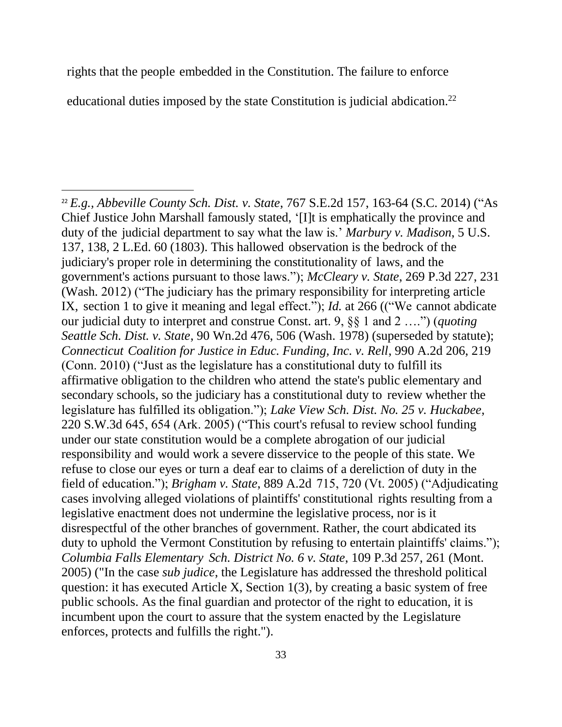rights that the people embedded in the Constitution. The failure to enforce educational duties imposed by the state Constitution is judicial abdication.[22]

---

[22] *E.g., Abbeville County Sch. Dist. v. State*, 767 S.E.2d 157, 163-64 (S.C. 2014) ("As Chief Justice John Marshall famously stated, '[I]t is emphatically the province and duty of the judicial department to say what the law is.' *Marbury v. Madison*, 5 U.S. 137, 138, 2 L.Ed. 60 (1803). This hallowed observation is the bedrock of the judiciary's proper role in determining the constitutionality of laws, and the government's actions pursuant to those laws."); *McCleary v. State*, 269 P.3d 227, 231 (Wash. 2012) ("The judiciary has the primary responsibility for interpreting article IX, section 1 to give it meaning and legal effect."); *Id.* at 266 (("We cannot abdicate our judicial duty to interpret and construe Const. art. 9, §§ 1 and 2 ….") (*quoting Seattle Sch. Dist. v. State*, 90 Wn.2d 476, 506 (Wash. 1978) (superseded by statute); *Connecticut Coalition for Justice in Educ. Funding, Inc. v. Rell*, 990 A.2d 206, 219 (Conn. 2010) ("Just as the legislature has a constitutional duty to fulfill its affirmative obligation to the children who attend the state's public elementary and secondary schools, so the judiciary has a constitutional duty to review whether the legislature has fulfilled its obligation."); *Lake View Sch. Dist. No. 25 v. Huckabee*, 220 S.W.3d 645, 654 (Ark. 2005) ("This court's refusal to review school funding under our state constitution would be a complete abrogation of our judicial responsibility and would work a severe disservice to the people of this state. We refuse to close our eyes or turn a deaf ear to claims of a dereliction of duty in the field of education."); *Brigham v. State*, 889 A.2d 715, 720 (Vt. 2005) ("Adjudicating cases involving alleged violations of plaintiffs' constitutional rights resulting from a legislative enactment does not undermine the legislative process, nor is it disrespectful of the other branches of government. Rather, the court abdicated its duty to uphold the Vermont Constitution by refusing to entertain plaintiffs' claims."); *Columbia Falls Elementary Sch. District No. 6 v. State*, 109 P.3d 257, 261 (Mont. 2005) ("In the case *sub judice*, the Legislature has addressed the threshold political question: it has executed Article X, Section 1(3), by creating a basic system of free public schools. As the final guardian and protector of the right to education, it is incumbent upon the court to assure that the system enacted by the Legislature enforces, protects and fulfills the right.").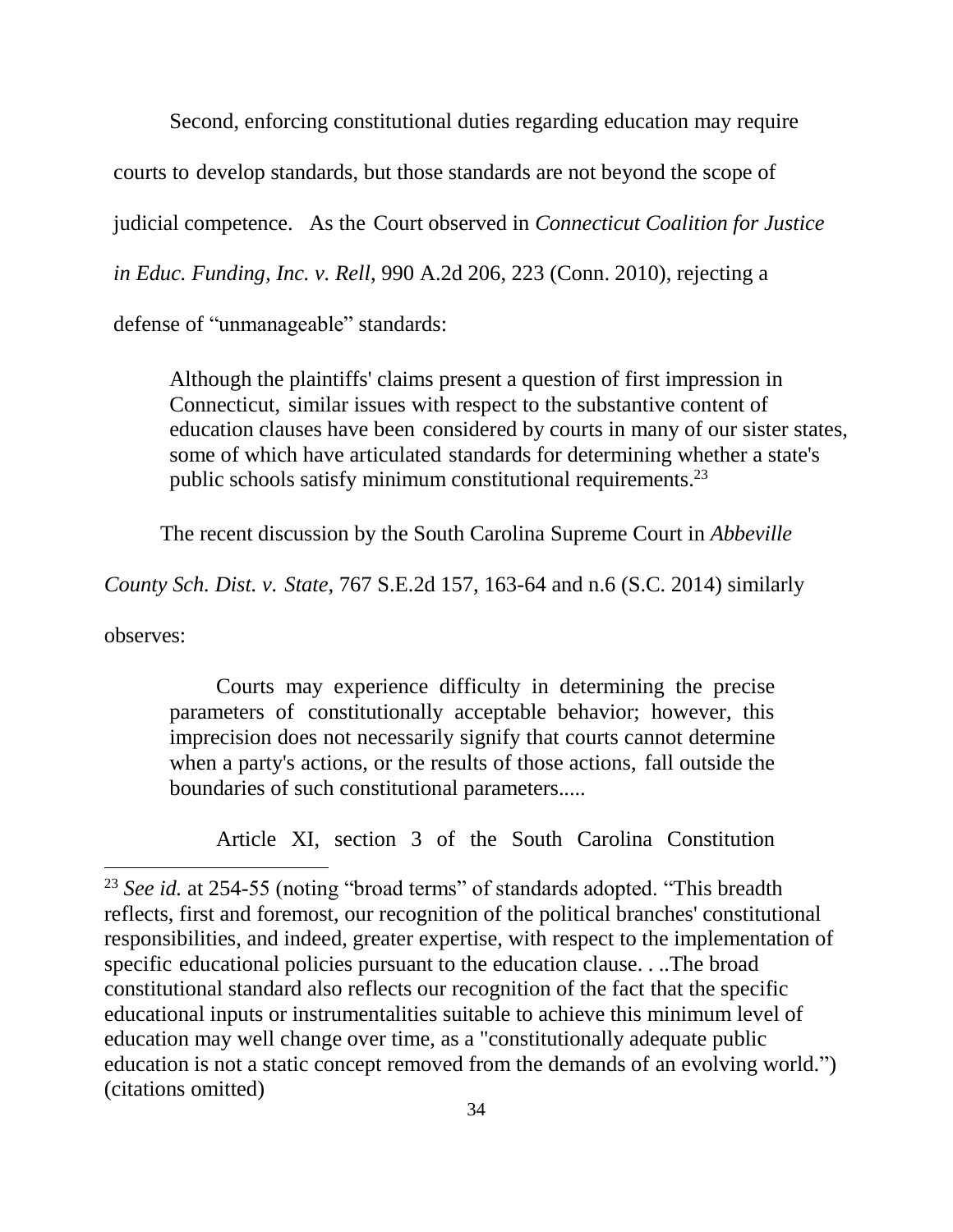Second, enforcing constitutional duties regarding education may require courts to develop standards, but those standards are not beyond the scope of judicial competence. As the Court observed in *Connecticut Coalition for Justice in Educ. Funding, Inc. v. Rell*, 990 A.2d 206, 223 (Conn. 2010), rejecting a defense of "unmanageable" standards:

> Although the plaintiffs' claims present a question of first impression in Connecticut, similar issues with respect to the substantive content of education clauses have been considered by courts in many of our sister states, some of which have articulated standards for determining whether a state's public schools satisfy minimum constitutional requirements.[23]

The recent discussion by the South Carolina Supreme Court in *Abbeville County Sch. Dist. v. State*, 767 S.E.2d 157, 163-64 and n.6 (S.C. 2014) similarly observes:

> Courts may experience difficulty in determining the precise parameters of constitutionally acceptable behavior; however, this imprecision does not necessarily signify that courts cannot determine when a party's actions, or the results of those actions, fall outside the boundaries of such constitutional parameters.....
>
> Article XI, section 3 of the South Carolina Constitution

---

[23] *See id.* at 254-55 (noting "broad terms" of standards adopted. "This breadth reflects, first and foremost, our recognition of the political branches' constitutional responsibilities, and indeed, greater expertise, with respect to the implementation of specific educational policies pursuant to the education clause. . ..The broad constitutional standard also reflects our recognition of the fact that the specific educational inputs or instrumentalities suitable to achieve this minimum level of education may well change over time, as a "constitutionally adequate public education is not a static concept removed from the demands of an evolving world.") (citations omitted)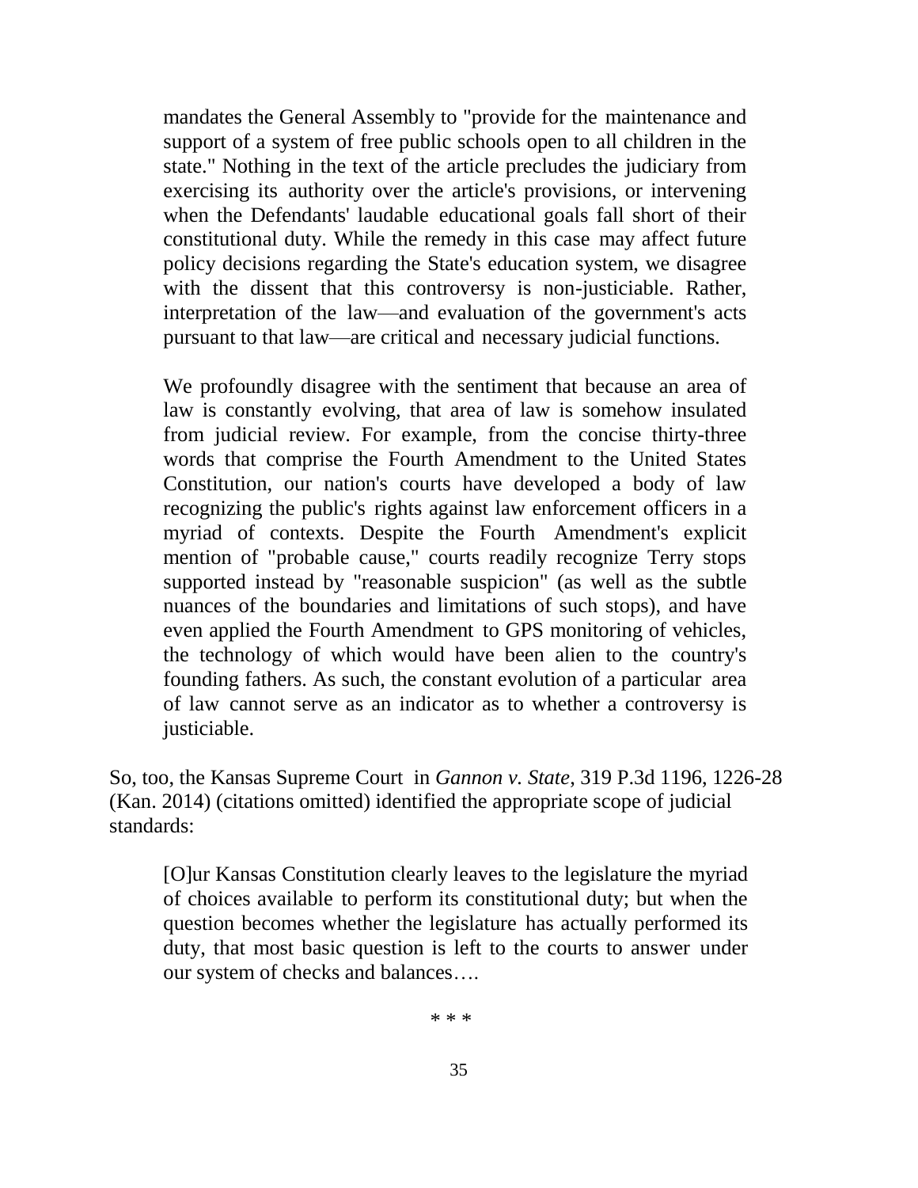> mandates the General Assembly to "provide for the maintenance and support of a system of free public schools open to all children in the state." Nothing in the text of the article precludes the judiciary from exercising its authority over the article's provisions, or intervening when the Defendants' laudable educational goals fall short of their constitutional duty. While the remedy in this case may affect future policy decisions regarding the State's education system, we disagree with the dissent that this controversy is non-justiciable. Rather, interpretation of the law—and evaluation of the government's acts pursuant to that law—are critical and necessary judicial functions.
>
> We profoundly disagree with the sentiment that because an area of law is constantly evolving, that area of law is somehow insulated from judicial review. For example, from the concise thirty-three words that comprise the Fourth Amendment to the United States Constitution, our nation's courts have developed a body of law recognizing the public's rights against law enforcement officers in a myriad of contexts. Despite the Fourth Amendment's explicit mention of "probable cause," courts readily recognize Terry stops supported instead by "reasonable suspicion" (as well as the subtle nuances of the boundaries and limitations of such stops), and have even applied the Fourth Amendment to GPS monitoring of vehicles, the technology of which would have been alien to the country's founding fathers. As such, the constant evolution of a particular area of law cannot serve as an indicator as to whether a controversy is justiciable.

So, too, the Kansas Supreme Court in *Gannon v. State*, 319 P.3d 1196, 1226-28 (Kan. 2014) (citations omitted) identified the appropriate scope of judicial standards:

> [O]ur Kansas Constitution clearly leaves to the legislature the myriad of choices available to perform its constitutional duty; but when the question becomes whether the legislature has actually performed its duty, that most basic question is left to the courts to answer under our system of checks and balances….

\* \* \*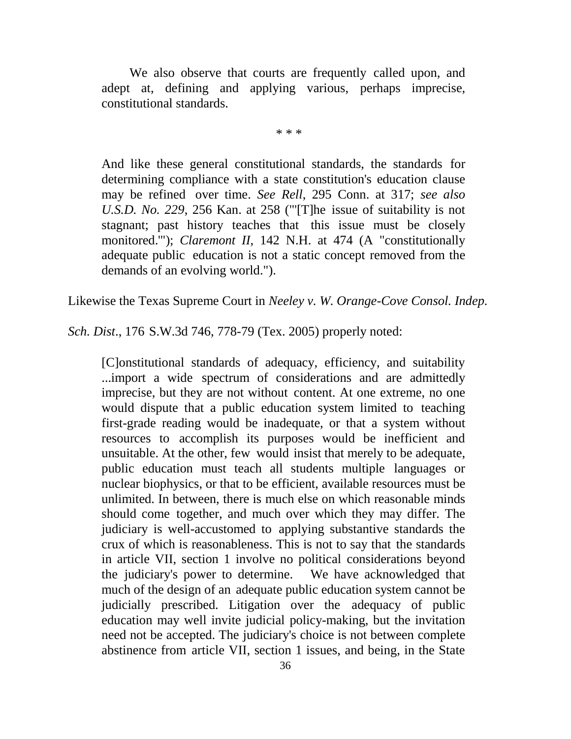> We also observe that courts are frequently called upon, and adept at, defining and applying various, perhaps imprecise, constitutional standards.
>
> \* \* \*
>
> And like these general constitutional standards, the standards for determining compliance with a state constitution's education clause may be refined over time. *See Rell*, 295 Conn. at 317; *see also U.S.D. No. 229*, 256 Kan. at 258 ("'[T]he issue of suitability is not stagnant; past history teaches that this issue must be closely monitored.'"); *Claremont II*, 142 N.H. at 474 (A "constitutionally adequate public education is not a static concept removed from the demands of an evolving world.").

Likewise the Texas Supreme Court in *Neeley v. W. Orange-Cove Consol. Indep. Sch. Dist*., 176 S.W.3d 746, 778-79 (Tex. 2005) properly noted:

> [C]onstitutional standards of adequacy, efficiency, and suitability ...import a wide spectrum of considerations and are admittedly imprecise, but they are not without content. At one extreme, no one would dispute that a public education system limited to teaching first-grade reading would be inadequate, or that a system without resources to accomplish its purposes would be inefficient and unsuitable. At the other, few would insist that merely to be adequate, public education must teach all students multiple languages or nuclear biophysics, or that to be efficient, available resources must be unlimited. In between, there is much else on which reasonable minds should come together, and much over which they may differ. The judiciary is well-accustomed to applying substantive standards the crux of which is reasonableness. This is not to say that the standards in article VII, section 1 involve no political considerations beyond the judiciary's power to determine. We have acknowledged that much of the design of an adequate public education system cannot be judicially prescribed. Litigation over the adequacy of public education may well invite judicial policy-making, but the invitation need not be accepted. The judiciary's choice is not between complete abstinence from article VII, section 1 issues, and being, in the State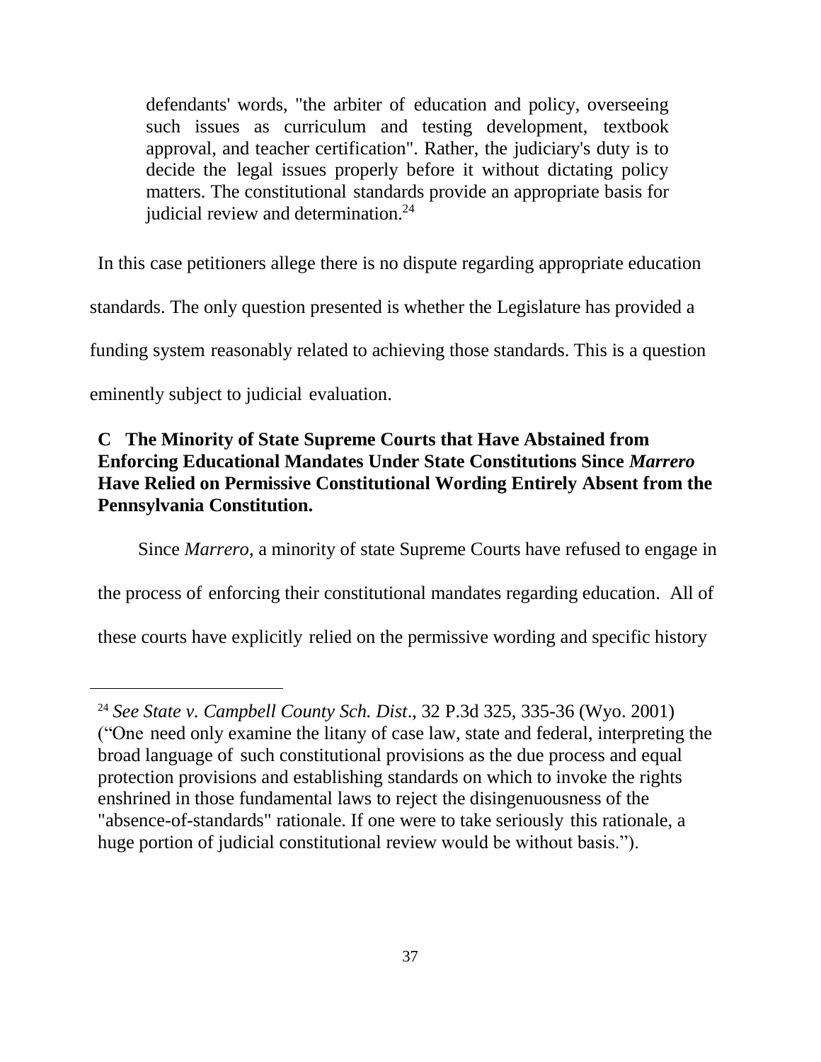> defendants' words, "the arbiter of education and policy, overseeing such issues as curriculum and testing development, textbook approval, and teacher certification". Rather, the judiciary's duty is to decide the legal issues properly before it without dictating policy matters. The constitutional standards provide an appropriate basis for judicial review and determination.[24]

In this case petitioners allege there is no dispute regarding appropriate education standards. The only question presented is whether the Legislature has provided a funding system reasonably related to achieving those standards. This is a question eminently subject to judicial evaluation.

### C The Minority of State Supreme Courts that Have Abstained from Enforcing Educational Mandates Under State Constitutions Since *Marrero* Have Relied on Permissive Constitutional Wording Entirely Absent from the Pennsylvania Constitution.

Since *Marrero,* a minority of state Supreme Courts have refused to engage in the process of enforcing their constitutional mandates regarding education. All of these courts have explicitly relied on the permissive wording and specific history

---

[24] *See State v. Campbell County Sch. Dist*., 32 P.3d 325, 335-36 (Wyo. 2001) ("One need only examine the litany of case law, state and federal, interpreting the broad language of such constitutional provisions as the due process and equal protection provisions and establishing standards on which to invoke the rights enshrined in those fundamental laws to reject the disingenuousness of the "absence-of-standards" rationale. If one were to take seriously this rationale, a huge portion of judicial constitutional review would be without basis.").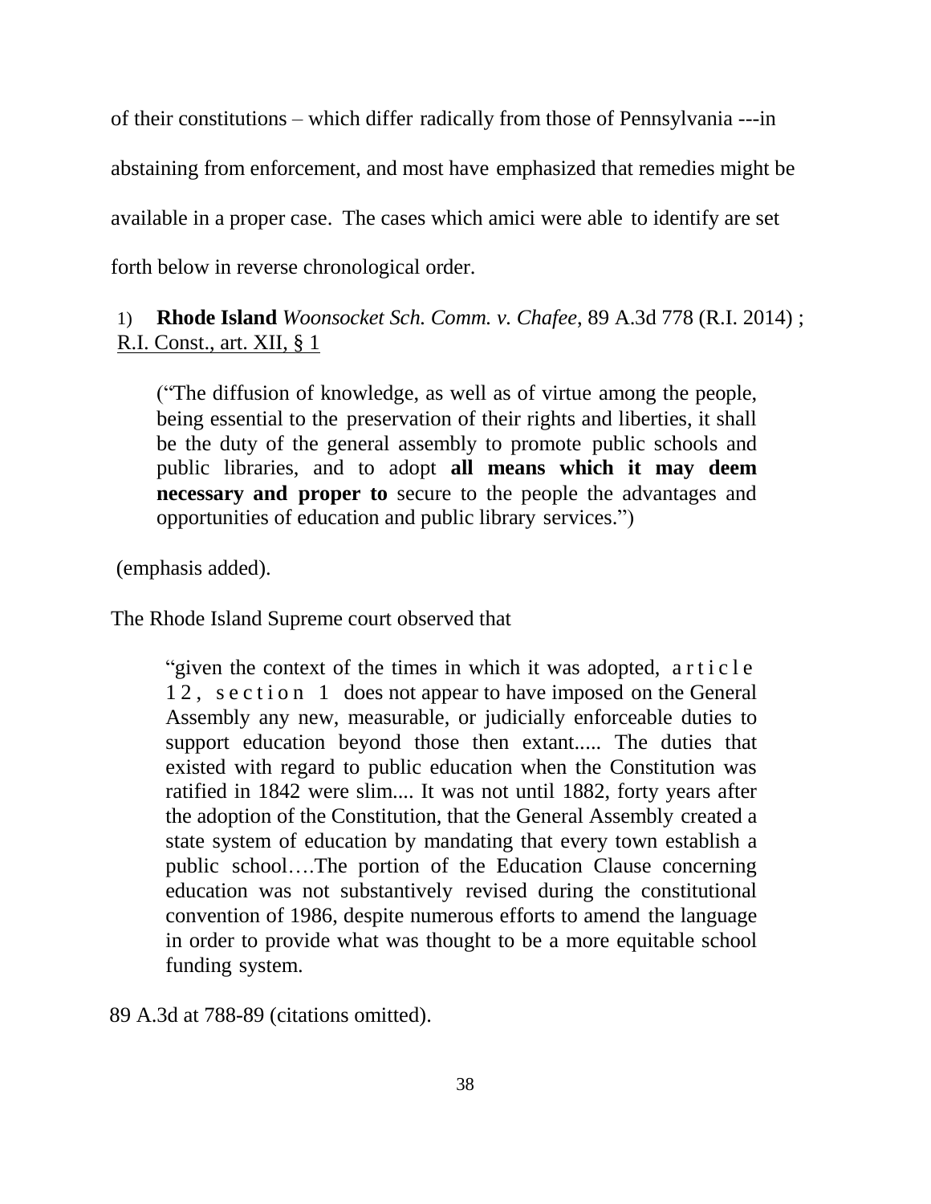of their constitutions – which differ radically from those of Pennsylvania ---in abstaining from enforcement, and most have emphasized that remedies might be available in a proper case. The cases which amici were able to identify are set forth below in reverse chronological order.

1) **Rhode Island** *Woonsocket Sch. Comm. v. Chafee*, 89 A.3d 778 (R.I. 2014) ; R.I. Const., art. XII, § 1

> ("The diffusion of knowledge, as well as of virtue among the people, being essential to the preservation of their rights and liberties, it shall be the duty of the general assembly to promote public schools and public libraries, and to adopt **all means which it may deem necessary and proper to** secure to the people the advantages and opportunities of education and public library services.")

(emphasis added).

The Rhode Island Supreme court observed that

> "given the context of the times in which it was adopted, article 12, section 1 does not appear to have imposed on the General Assembly any new, measurable, or judicially enforceable duties to support education beyond those then extant..... The duties that existed with regard to public education when the Constitution was ratified in 1842 were slim.... It was not until 1882, forty years after the adoption of the Constitution, that the General Assembly created a state system of education by mandating that every town establish a public school….The portion of the Education Clause concerning education was not substantively revised during the constitutional convention of 1986, despite numerous efforts to amend the language in order to provide what was thought to be a more equitable school funding system.

89 A.3d at 788-89 (citations omitted).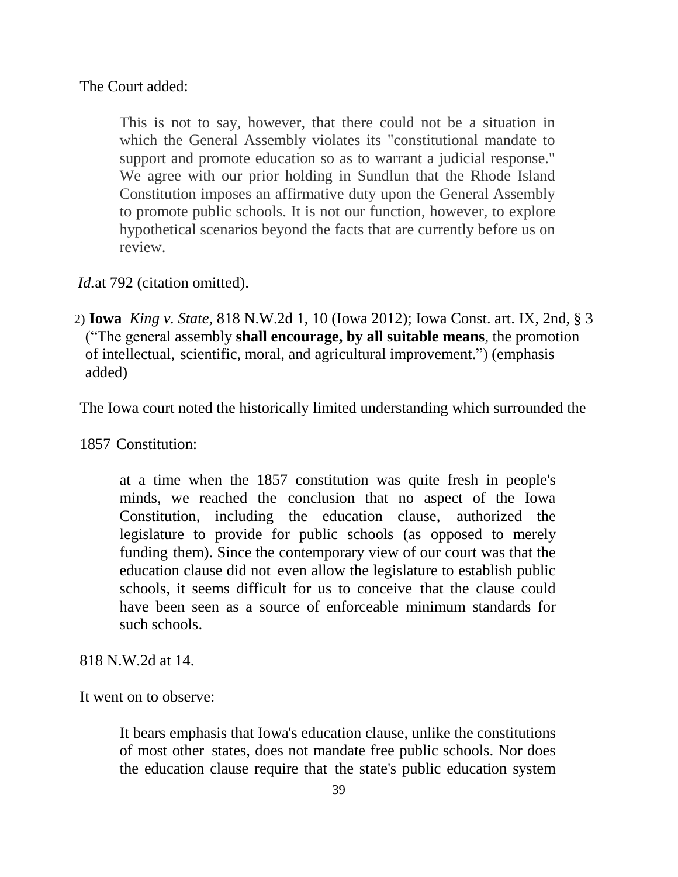The Court added:

> This is not to say, however, that there could not be a situation in which the General Assembly violates its "constitutional mandate to support and promote education so as to warrant a judicial response." We agree with our prior holding in Sundlun that the Rhode Island Constitution imposes an affirmative duty upon the General Assembly to promote public schools. It is not our function, however, to explore hypothetical scenarios beyond the facts that are currently before us on review.

*Id.* at 792 (citation omitted).

2) **Iowa** *King v. State*, 818 N.W.2d 1, 10 (Iowa 2012); Iowa Const. art. IX, 2nd, § 3 ("The general assembly **shall encourage, by all suitable means**, the promotion of intellectual, scientific, moral, and agricultural improvement.") (emphasis added)

The Iowa court noted the historically limited understanding which surrounded the 1857 Constitution:

> at a time when the 1857 constitution was quite fresh in people's minds, we reached the conclusion that no aspect of the Iowa Constitution, including the education clause, authorized the legislature to provide for public schools (as opposed to merely funding them). Since the contemporary view of our court was that the education clause did not even allow the legislature to establish public schools, it seems difficult for us to conceive that the clause could have been seen as a source of enforceable minimum standards for such schools.

818 N.W.2d at 14.

It went on to observe:

> It bears emphasis that Iowa's education clause, unlike the constitutions of most other states, does not mandate free public schools. Nor does the education clause require that the state's public education system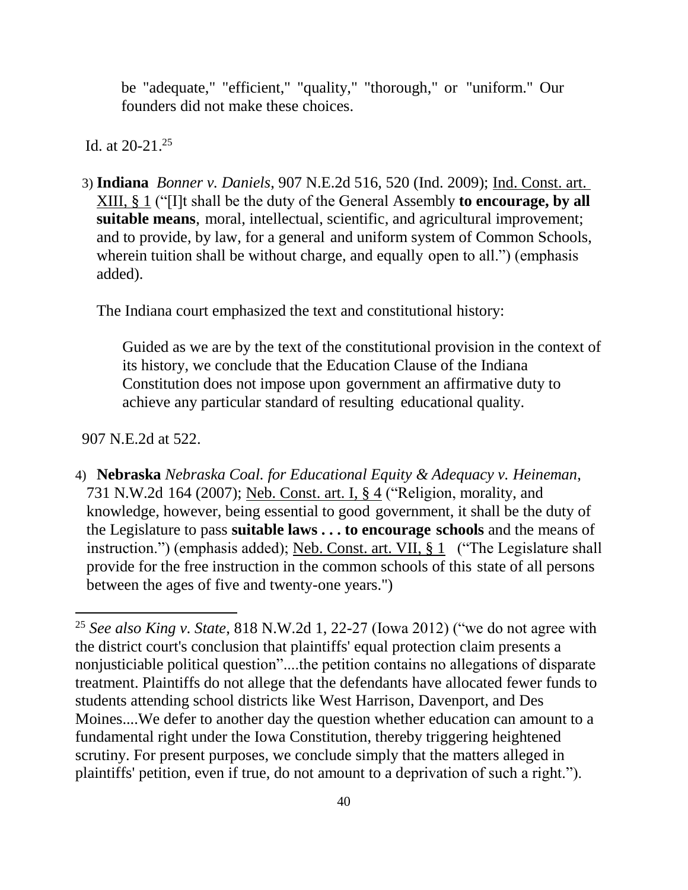> be "adequate," "efficient," "quality," "thorough," or "uniform." Our founders did not make these choices.

Id. at 20-21.[25]

3) **Indiana** *Bonner v. Daniels*, 907 N.E.2d 516, 520 (Ind. 2009); Ind. Const. art. XIII, § 1 ("[I]t shall be the duty of the General Assembly **to encourage, by all suitable means**, moral, intellectual, scientific, and agricultural improvement; and to provide, by law, for a general and uniform system of Common Schools, wherein tuition shall be without charge, and equally open to all.") (emphasis added).

   The Indiana court emphasized the text and constitutional history:

   > Guided as we are by the text of the constitutional provision in the context of its history, we conclude that the Education Clause of the Indiana Constitution does not impose upon government an affirmative duty to achieve any particular standard of resulting educational quality.

907 N.E.2d at 522.

4) **Nebraska** *Nebraska Coal. for Educational Equity & Adequacy v. Heineman*, 731 N.W.2d 164 (2007); Neb. Const. art. I, § 4 ("Religion, morality, and knowledge, however, being essential to good government, it shall be the duty of the Legislature to pass **suitable laws . . . to encourage schools** and the means of instruction.") (emphasis added); Neb. Const. art. VII, § 1 ("The Legislature shall provide for the free instruction in the common schools of this state of all persons between the ages of five and twenty-one years.")

---

[25] *See also King v. State*, 818 N.W.2d 1, 22-27 (Iowa 2012) ("we do not agree with the district court's conclusion that plaintiffs' equal protection claim presents a nonjusticiable political question"....the petition contains no allegations of disparate treatment. Plaintiffs do not allege that the defendants have allocated fewer funds to students attending school districts like West Harrison, Davenport, and Des Moines....We defer to another day the question whether education can amount to a fundamental right under the Iowa Constitution, thereby triggering heightened scrutiny. For present purposes, we conclude simply that the matters alleged in plaintiffs' petition, even if true, do not amount to a deprivation of such a right.").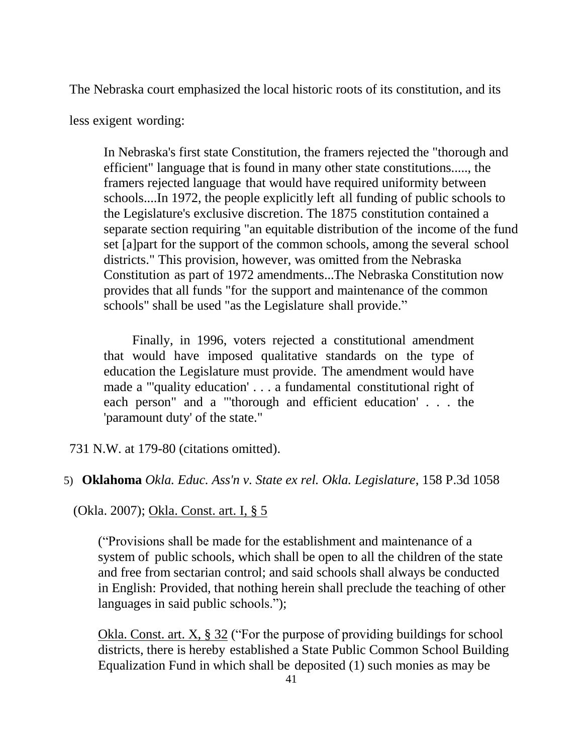The Nebraska court emphasized the local historic roots of its constitution, and its less exigent wording:

> In Nebraska's first state Constitution, the framers rejected the "thorough and efficient" language that is found in many other state constitutions....., the framers rejected language that would have required uniformity between schools....In 1972, the people explicitly left all funding of public schools to the Legislature's exclusive discretion. The 1875 constitution contained a separate section requiring "an equitable distribution of the income of the fund set [a]part for the support of the common schools, among the several school districts." This provision, however, was omitted from the Nebraska Constitution as part of 1972 amendments...The Nebraska Constitution now provides that all funds "for the support and maintenance of the common schools" shall be used "as the Legislature shall provide."
>
> Finally, in 1996, voters rejected a constitutional amendment that would have imposed qualitative standards on the type of education the Legislature must provide. The amendment would have made a "'quality education' . . . a fundamental constitutional right of each person" and a "'thorough and efficient education' . . . the 'paramount duty' of the state."

731 N.W. at 179-80 (citations omitted).

5) **Oklahoma** *Okla. Educ. Ass'n v. State ex rel. Okla. Legislature*, 158 P.3d 1058 (Okla. 2007); Okla. Const. art. I, § 5

> ("Provisions shall be made for the establishment and maintenance of a system of public schools, which shall be open to all the children of the state and free from sectarian control; and said schools shall always be conducted in English: Provided, that nothing herein shall preclude the teaching of other languages in said public schools.");
>
> Okla. Const. art. X, § 32 ("For the purpose of providing buildings for school districts, there is hereby established a State Public Common School Building Equalization Fund in which shall be deposited (1) such monies as may be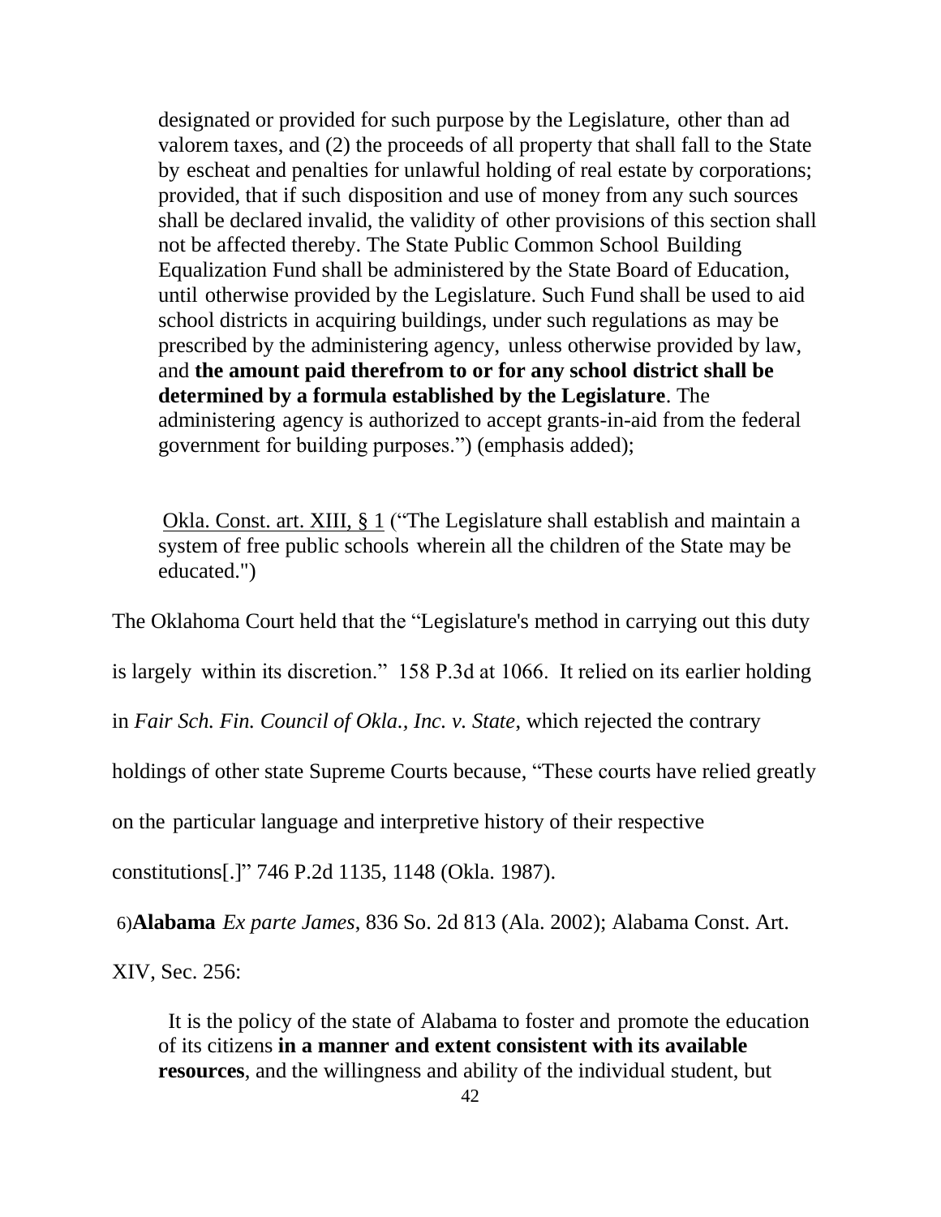> designated or provided for such purpose by the Legislature, other than ad valorem taxes, and (2) the proceeds of all property that shall fall to the State by escheat and penalties for unlawful holding of real estate by corporations; provided, that if such disposition and use of money from any such sources shall be declared invalid, the validity of other provisions of this section shall not be affected thereby. The State Public Common School Building Equalization Fund shall be administered by the State Board of Education, until otherwise provided by the Legislature. Such Fund shall be used to aid school districts in acquiring buildings, under such regulations as may be prescribed by the administering agency, unless otherwise provided by law, and **the amount paid therefrom to or for any school district shall be determined by a formula established by the Legislature**. The administering agency is authorized to accept grants-in-aid from the federal government for building purposes.") (emphasis added);

> <u>Okla. Const. art. XIII, § 1</u> ("The Legislature shall establish and maintain a system of free public schools wherein all the children of the State may be educated.")

The Oklahoma Court held that the "Legislature's method in carrying out this duty is largely within its discretion." 158 P.3d at 1066. It relied on its earlier holding in *Fair Sch. Fin. Council of Okla., Inc. v. State*, which rejected the contrary holdings of other state Supreme Courts because, "These courts have relied greatly on the particular language and interpretive history of their respective constitutions[.]" 746 P.2d 1135, 1148 (Okla. 1987).

6)**Alabama** *Ex parte James*, 836 So. 2d 813 (Ala. 2002); Alabama Const. Art. XIV, Sec. 256:

> It is the policy of the state of Alabama to foster and promote the education of its citizens **in a manner and extent consistent with its available resources**, and the willingness and ability of the individual student, but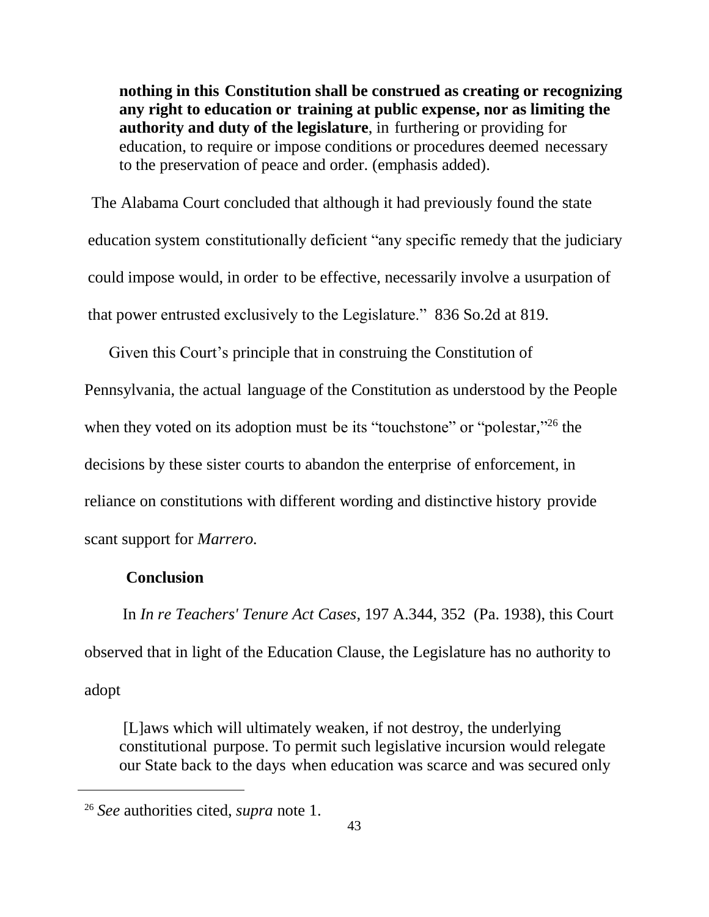> **nothing in this Constitution shall be construed as creating or recognizing any right to education or training at public expense, nor as limiting the authority and duty of the legislature**, in furthering or providing for education, to require or impose conditions or procedures deemed necessary to the preservation of peace and order. (emphasis added).

The Alabama Court concluded that although it had previously found the state education system constitutionally deficient "any specific remedy that the judiciary could impose would, in order to be effective, necessarily involve a usurpation of that power entrusted exclusively to the Legislature." 836 So.2d at 819.

Given this Court's principle that in construing the Constitution of Pennsylvania, the actual language of the Constitution as understood by the People when they voted on its adoption must be its "touchstone" or "polestar,"[26] the decisions by these sister courts to abandon the enterprise of enforcement, in reliance on constitutions with different wording and distinctive history provide scant support for *Marrero.*

**Conclusion**

In *In re Teachers' Tenure Act Cases*, 197 A.344, 352 (Pa. 1938), this Court observed that in light of the Education Clause, the Legislature has no authority to adopt

> [L]aws which will ultimately weaken, if not destroy, the underlying constitutional purpose. To permit such legislative incursion would relegate our State back to the days when education was scarce and was secured only

[26] *See* authorities cited, *supra* note 1.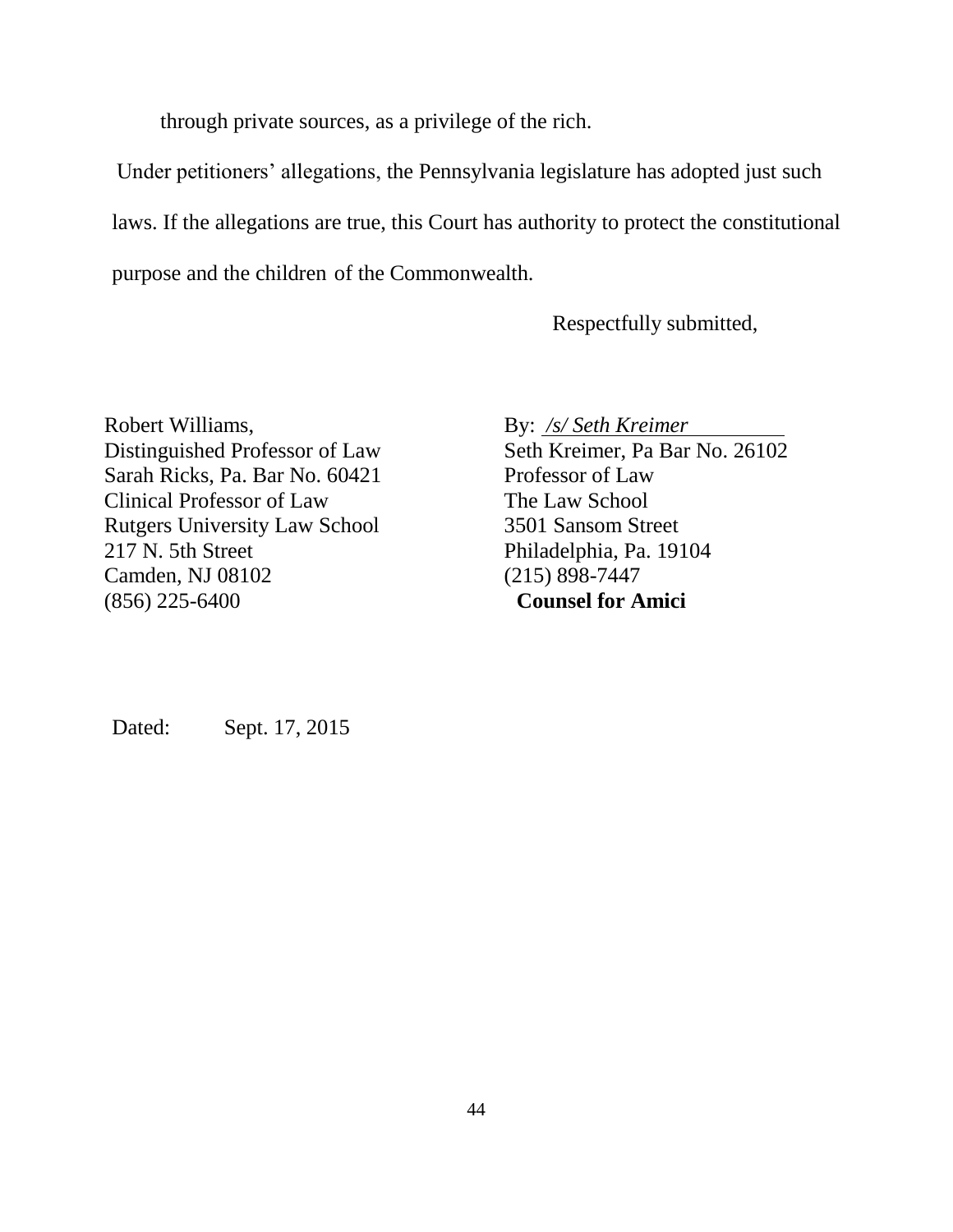through private sources, as a privilege of the rich.

Under petitioners' allegations, the Pennsylvania legislature has adopted just such laws. If the allegations are true, this Court has authority to protect the constitutional purpose and the children of the Commonwealth.

Respectfully submitted,

Robert Williams,
Distinguished Professor of Law
Sarah Ricks, Pa. Bar No. 60421
Clinical Professor of Law
Rutgers University Law School
217 N. 5th Street
Camden, NJ 08102
(856) 225-6400

By: */s/ Seth Kreimer*
Seth Kreimer, Pa Bar No. 26102
Professor of Law
The Law School
3501 Sansom Street
Philadelphia, Pa. 19104
(215) 898-7447
**Counsel for Amici**

Dated: Sept. 17, 2015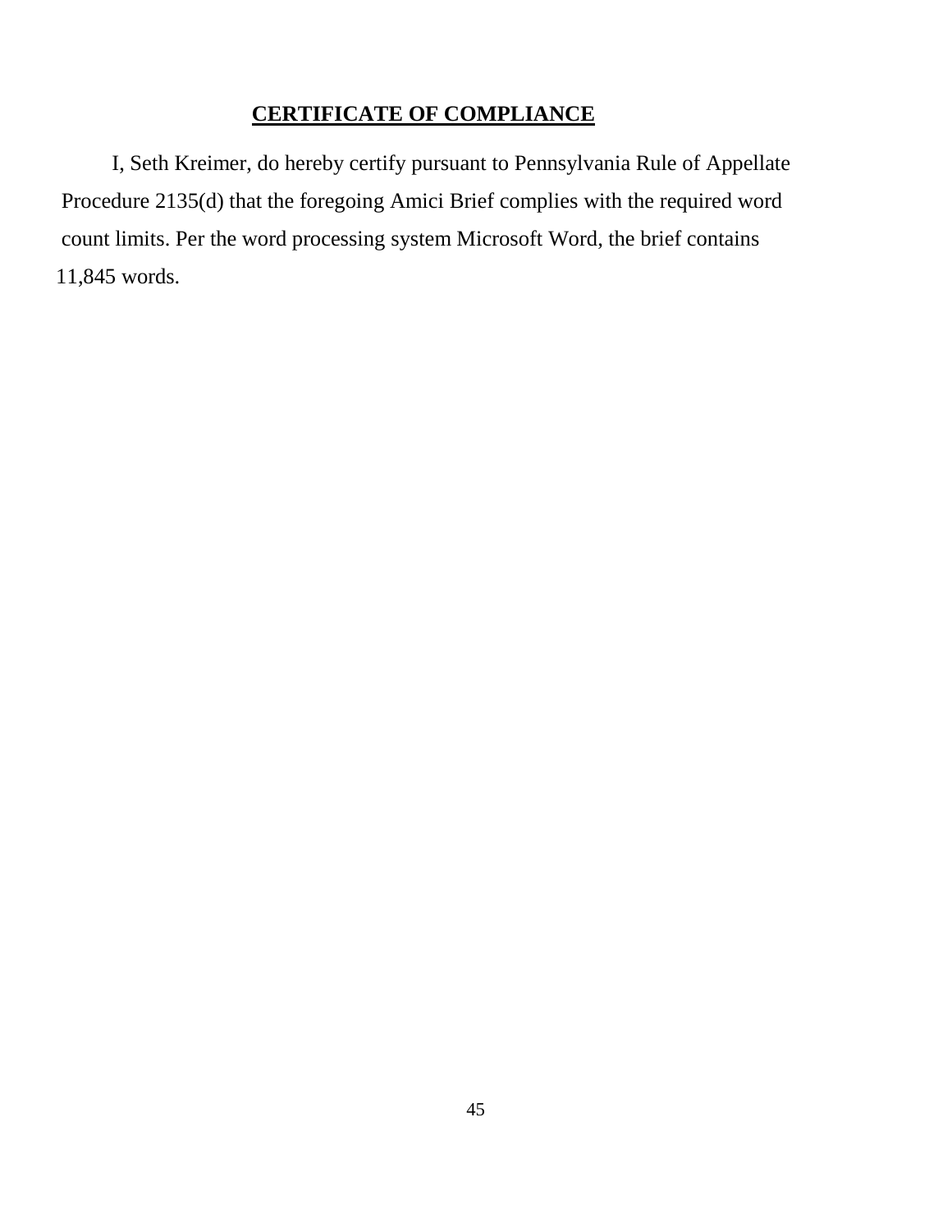## **CERTIFICATE OF COMPLIANCE**

I, Seth Kreimer, do hereby certify pursuant to Pennsylvania Rule of Appellate Procedure 2135(d) that the foregoing Amici Brief complies with the required word count limits. Per the word processing system Microsoft Word, the brief contains 11,845 words.